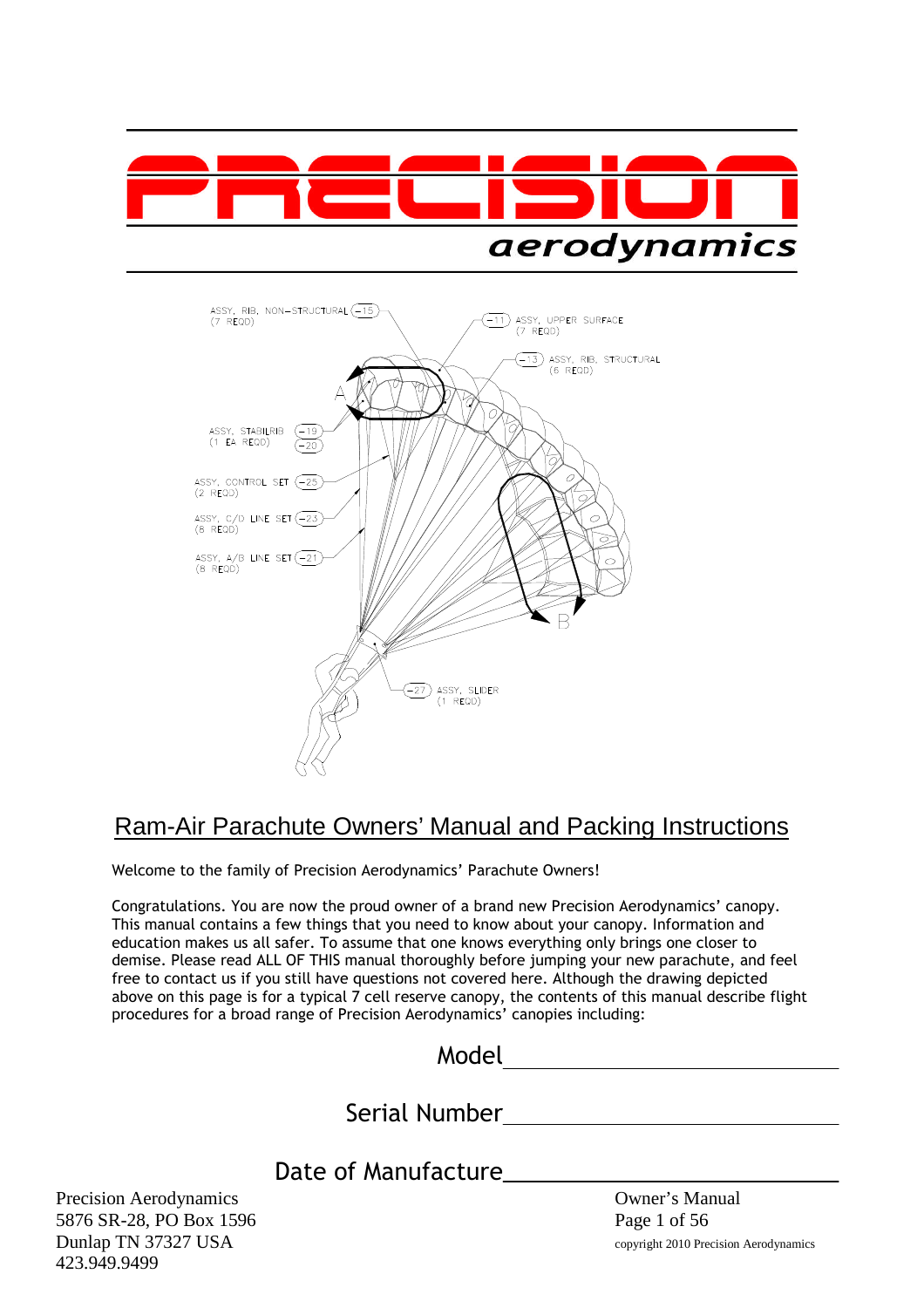# PRECISION aerodynamics

## Ram-Air Parachute Owners' Manual and Packing Instructions

Welcome to the family of Precision Aerodynamics' Parachute Owners!

Congratulations. You are now the proud owner of a brand new Precision Aerodynamics' canopy. This manual contains a few things that you need to know about your canopy. Information and education makes us all safer. To assume that one knows everything only brings one closer to demise. Please read ALL OF THIS manual thoroughly before jumping your new parachute, and feel free to contact us if you still have questions not covered here. Although the drawing depicted above on this page is for a typical 7 cell reserve canopy, the contents of this manual describe flight procedures for a broad range of Precision Aerodynamics' canopies including:

Model\_\_\_\_\_\_\_\_\_\_\_\_\_\_\_\_\_\_\_\_\_\_\_\_\_\_

Serial Number\_\_\_\_\_\_\_\_\_\_\_\_\_\_\_\_\_\_\_\_\_\_\_\_\_\_

Date of Manufacture\_\_\_\_\_\_\_\_\_\_\_\_\_\_\_\_\_\_\_\_\_\_\_\_\_\_

Precision Aerodynamics
5876 SR-28, PO Box 1596
Dunlap TN 37327 USA
423.949.9499

Owner's Manual
copyright 2010 Precision Aerodynamics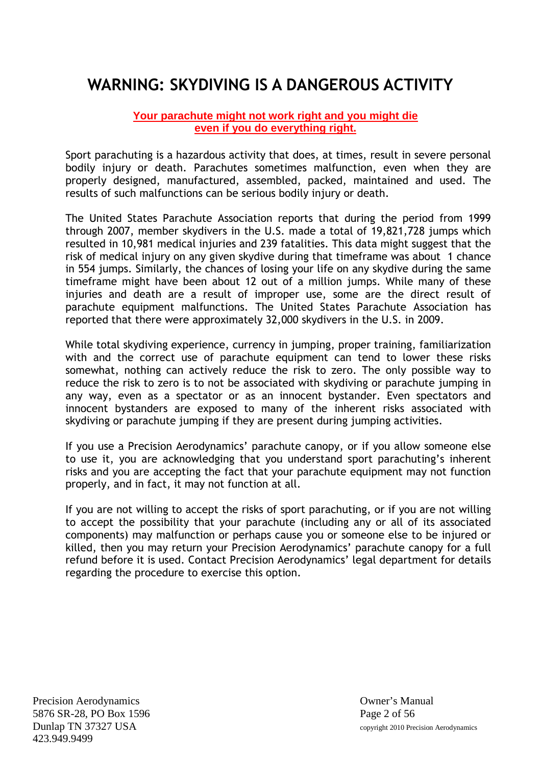# WARNING: SKYDIVING IS A DANGEROUS ACTIVITY

**Your parachute might not work right and you might die even if you do everything right.**

Sport parachuting is a hazardous activity that does, at times, result in severe personal bodily injury or death. Parachutes sometimes malfunction, even when they are properly designed, manufactured, assembled, packed, maintained and used. The results of such malfunctions can be serious bodily injury or death.

The United States Parachute Association reports that during the period from 1999 through 2007, member skydivers in the U.S. made a total of 19,821,728 jumps which resulted in 10,981 medical injuries and 239 fatalities. This data might suggest that the risk of medical injury on any given skydive during that timeframe was about 1 chance in 554 jumps. Similarly, the chances of losing your life on any skydive during the same timeframe might have been about 12 out of a million jumps. While many of these injuries and death are a result of improper use, some are the direct result of parachute equipment malfunctions. The United States Parachute Association has reported that there were approximately 32,000 skydivers in the U.S. in 2009.

While total skydiving experience, currency in jumping, proper training, familiarization with and the correct use of parachute equipment can tend to lower these risks somewhat, nothing can actively reduce the risk to zero. The only possible way to reduce the risk to zero is to not be associated with skydiving or parachute jumping in any way, even as a spectator or as an innocent bystander. Even spectators and innocent bystanders are exposed to many of the inherent risks associated with skydiving or parachute jumping if they are present during jumping activities.

If you use a Precision Aerodynamics' parachute canopy, or if you allow someone else to use it, you are acknowledging that you understand sport parachuting's inherent risks and you are accepting the fact that your parachute equipment may not function properly, and in fact, it may not function at all.

If you are not willing to accept the risks of sport parachuting, or if you are not willing to accept the possibility that your parachute (including any or all of its associated components) may malfunction or perhaps cause you or someone else to be injured or killed, then you may return your Precision Aerodynamics' parachute canopy for a full refund before it is used. Contact Precision Aerodynamics' legal department for details regarding the procedure to exercise this option.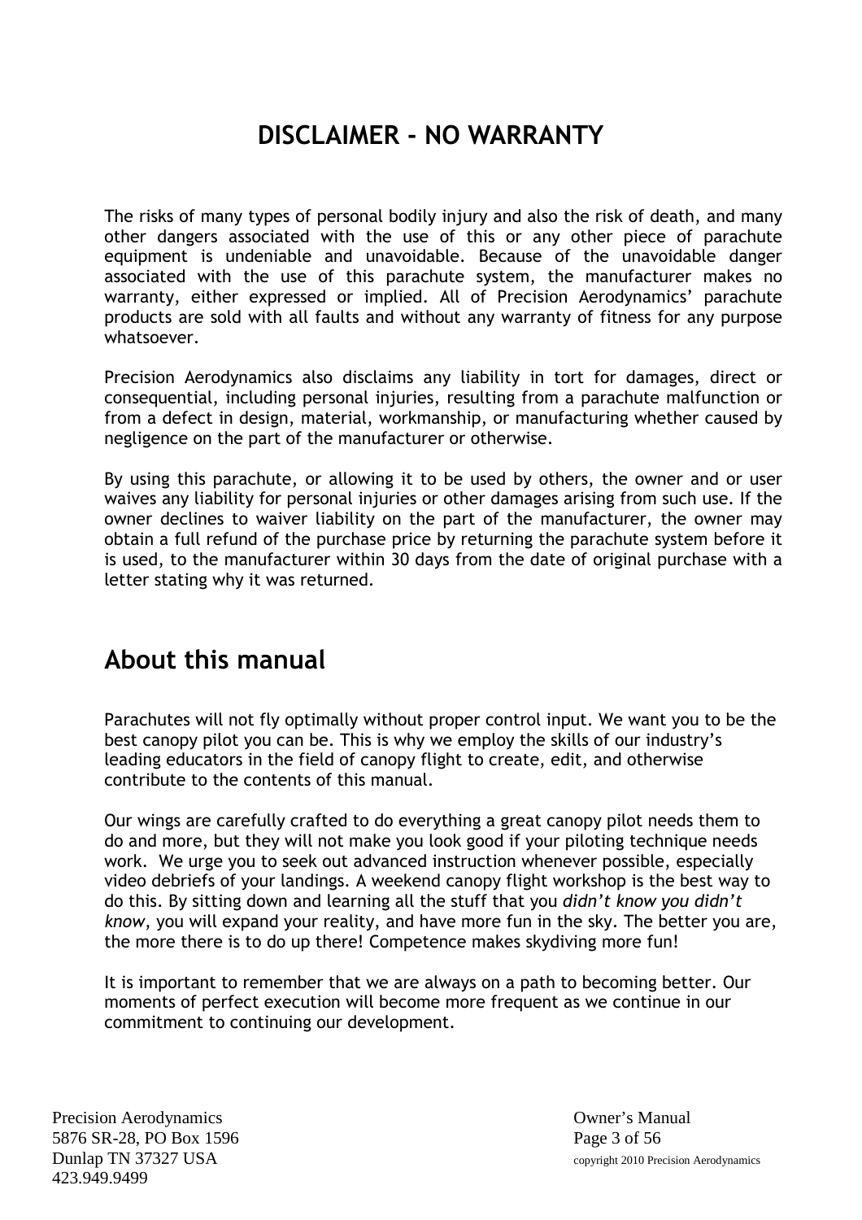# DISCLAIMER - NO WARRANTY

The risks of many types of personal bodily injury and also the risk of death, and many other dangers associated with the use of this or any other piece of parachute equipment is undeniable and unavoidable. Because of the unavoidable danger associated with the use of this parachute system, the manufacturer makes no warranty, either expressed or implied. All of Precision Aerodynamics' parachute products are sold with all faults and without any warranty of fitness for any purpose whatsoever.

Precision Aerodynamics also disclaims any liability in tort for damages, direct or consequential, including personal injuries, resulting from a parachute malfunction or from a defect in design, material, workmanship, or manufacturing whether caused by negligence on the part of the manufacturer or otherwise.

By using this parachute, or allowing it to be used by others, the owner and or user waives any liability for personal injuries or other damages arising from such use. If the owner declines to waiver liability on the part of the manufacturer, the owner may obtain a full refund of the purchase price by returning the parachute system before it is used, to the manufacturer within 30 days from the date of original purchase with a letter stating why it was returned.

## About this manual

Parachutes will not fly optimally without proper control input. We want you to be the best canopy pilot you can be. This is why we employ the skills of our industry's leading educators in the field of canopy flight to create, edit, and otherwise contribute to the contents of this manual.

Our wings are carefully crafted to do everything a great canopy pilot needs them to do and more, but they will not make you look good if your piloting technique needs work. We urge you to seek out advanced instruction whenever possible, especially video debriefs of your landings. A weekend canopy flight workshop is the best way to do this. By sitting down and learning all the stuff that you *didn't know you didn't know*, you will expand your reality, and have more fun in the sky. The better you are, the more there is to do up there! Competence makes skydiving more fun!

It is important to remember that we are always on a path to becoming better. Our moments of perfect execution will become more frequent as we continue in our commitment to continuing our development.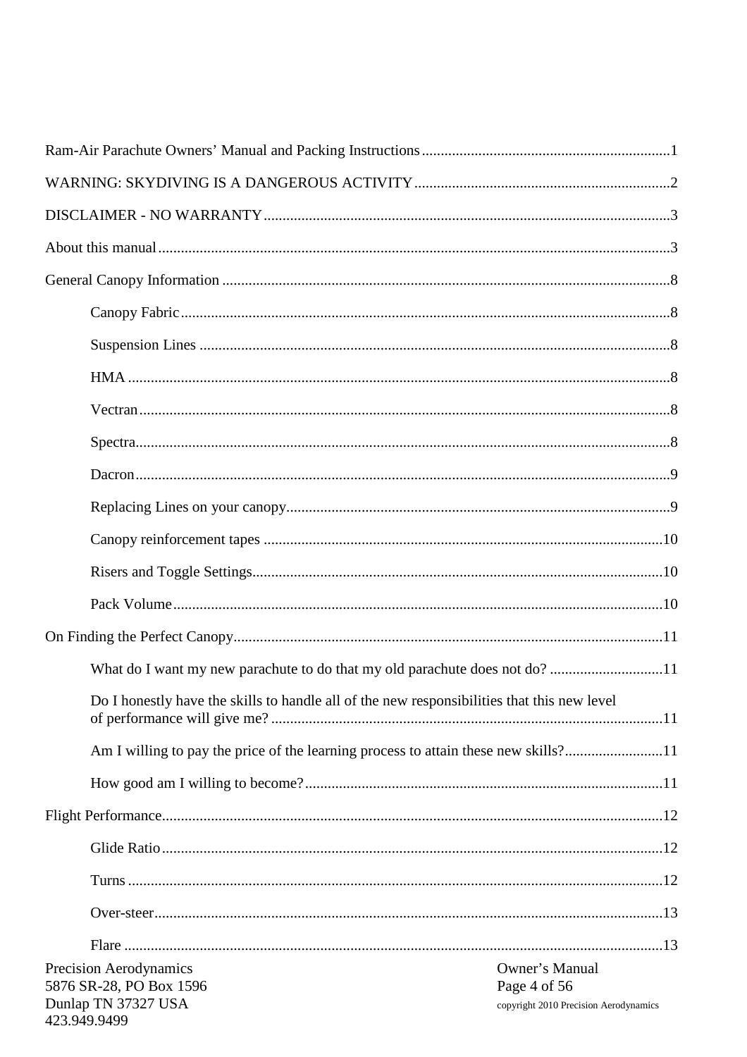Ram-Air Parachute Owners' Manual and Packing Instructions ........ 1

WARNING: SKYDIVING IS A DANGEROUS ACTIVITY ........ 2

DISCLAIMER - NO WARRANTY ........ 3

About this manual ........ 3

General Canopy Information ........ 8

- Canopy Fabric ........ 8
- Suspension Lines ........ 8
- HMA ........ 8
- Vectran ........ 8
- Spectra ........ 8
- Dacron ........ 9
- Replacing Lines on your canopy ........ 9
- Canopy reinforcement tapes ........ 10
- Risers and Toggle Settings ........ 10
- Pack Volume ........ 10

On Finding the Perfect Canopy ........ 11

- What do I want my new parachute to do that my old parachute does not do? ........ 11
- Do I honestly have the skills to handle all of the new responsibilities that this new level of performance will give me? ........ 11
- Am I willing to pay the price of the learning process to attain these new skills? ........ 11
- How good am I willing to become? ........ 11

Flight Performance ........ 12

- Glide Ratio ........ 12
- Turns ........ 12
- Over-steer ........ 13
- Flare ........ 13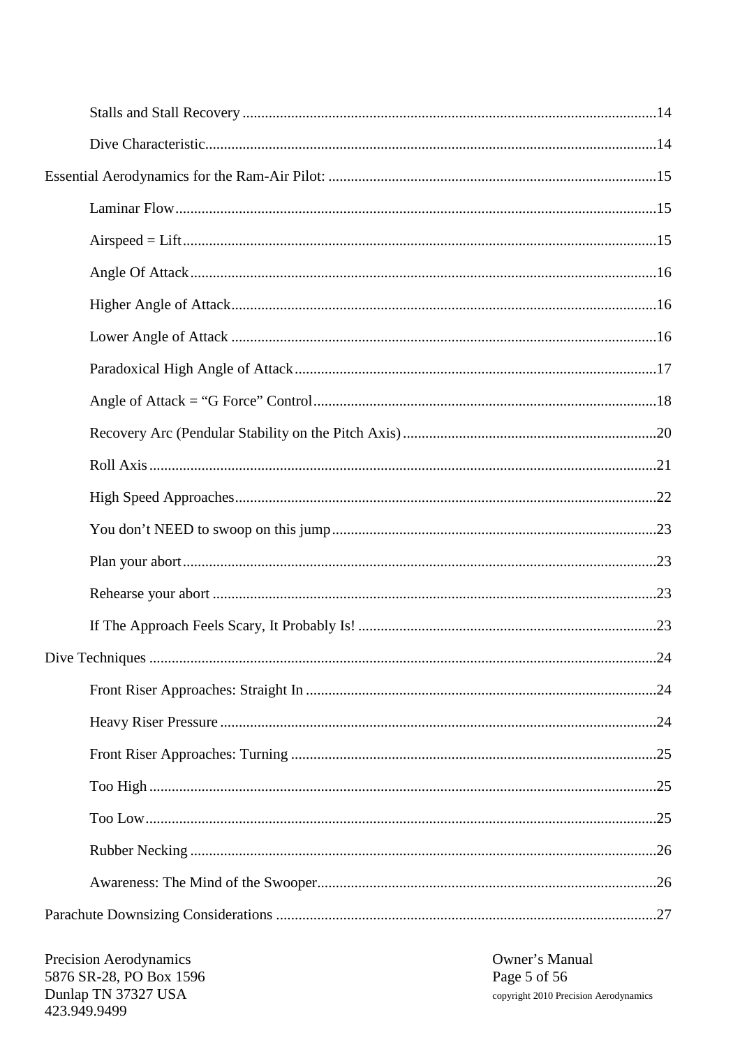Stalls and Stall Recovery ....................................................................................................14

Dive Characteristic...............................................................................................................14

Essential Aerodynamics for the Ram-Air Pilot: .........................................................................15

Laminar Flow.......................................................................................................................15

Airspeed = Lift.....................................................................................................................15

Angle Of Attack...................................................................................................................16

Higher Angle of Attack.......................................................................................................16

Lower Angle of Attack .......................................................................................................16

Paradoxical High Angle of Attack......................................................................................17

Angle of Attack = “G Force” Control.................................................................................18

Recovery Arc (Pendular Stability on the Pitch Axis).........................................................20

Roll Axis..............................................................................................................................21

High Speed Approaches.......................................................................................................22

You don’t NEED to swoop on this jump............................................................................23

Plan your abort.....................................................................................................................23

Rehearse your abort ............................................................................................................23

If The Approach Feels Scary, It Probably Is! .....................................................................23

Dive Techniques .........................................................................................................................24

Front Riser Approaches: Straight In ...................................................................................24

Heavy Riser Pressure ..........................................................................................................24

Front Riser Approaches: Turning .......................................................................................25

Too High .............................................................................................................................25

Too Low...............................................................................................................................25

Rubber Necking ..................................................................................................................26

Awareness: The Mind of the Swooper.................................................................................26

Parachute Downsizing Considerations .......................................................................................27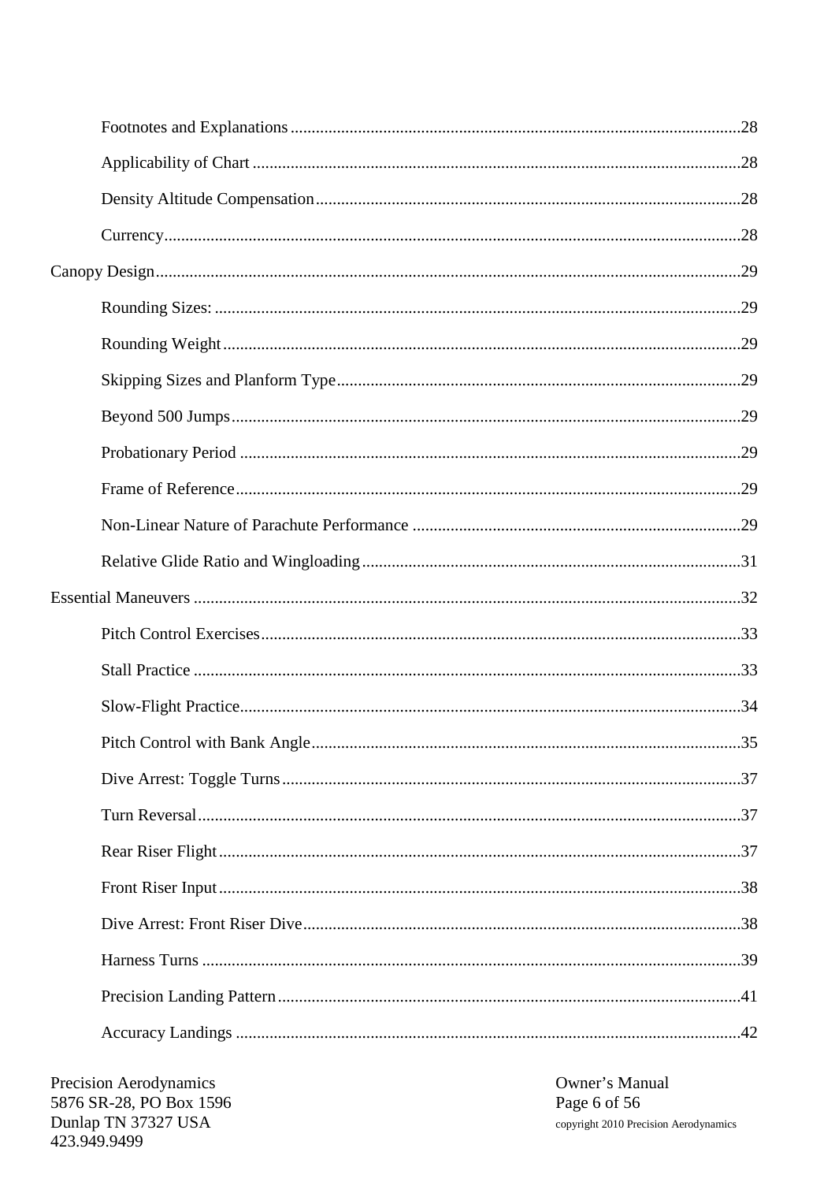Footnotes and Explanations ........................................................................................................28

Applicability of Chart ................................................................................................................28

Density Altitude Compensation..................................................................................................28

Currency.....................................................................................................................................28

Canopy Design..................................................................................................................................29

Rounding Sizes: ..........................................................................................................................29

Rounding Weight........................................................................................................................29

Skipping Sizes and Planform Type..............................................................................................29

Beyond 500 Jumps......................................................................................................................29

Probationary Period ...................................................................................................................29

Frame of Reference.....................................................................................................................29

Non-Linear Nature of Parachute Performance ...........................................................................29

Relative Glide Ratio and Wingloading.......................................................................................31

Essential Maneuvers .........................................................................................................................32

Pitch Control Exercises...............................................................................................................33

Stall Practice ..............................................................................................................................33

Slow-Flight Practice....................................................................................................................34

Pitch Control with Bank Angle...................................................................................................35

Dive Arrest: Toggle Turns..........................................................................................................37

Turn Reversal..............................................................................................................................37

Rear Riser Flight.........................................................................................................................37

Front Riser Input.........................................................................................................................38

Dive Arrest: Front Riser Dive.....................................................................................................38

Harness Turns .............................................................................................................................39

Precision Landing Pattern...........................................................................................................41

Accuracy Landings .....................................................................................................................42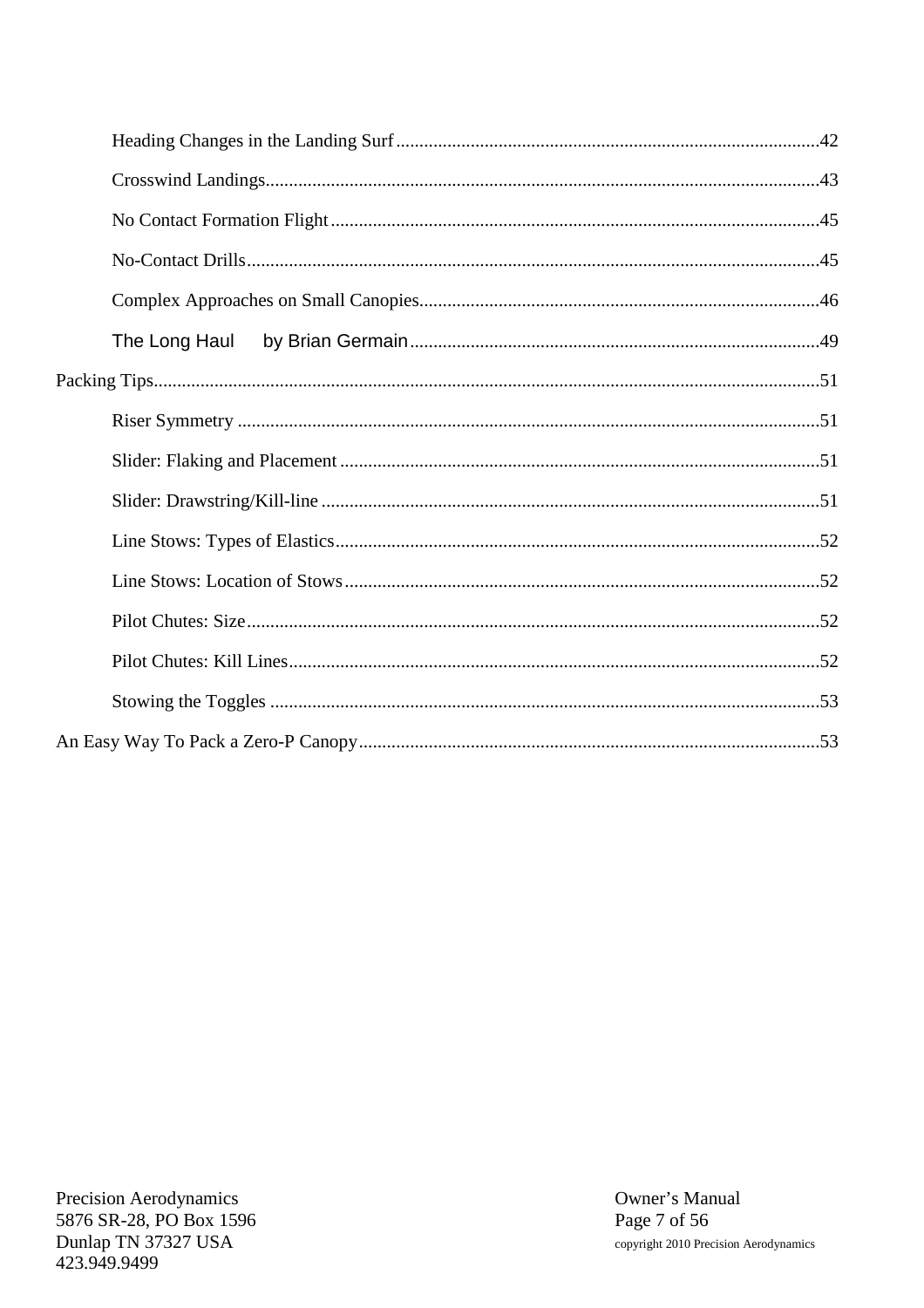- Heading Changes in the Landing Surf ........................................................ 42
- Crosswind Landings ................................................................................ 43
- No Contact Formation Flight ................................................................... 45
- No-Contact Drills ..................................................................................... 45
- Complex Approaches on Small Canopies ................................................ 46
- The Long Haul by Brian Germain ............................................................ 49

Packing Tips ................................................................................................... 51

- Riser Symmetry ....................................................................................... 51
- Slider: Flaking and Placement ................................................................. 51
- Slider: Drawstring/Kill-line ..................................................................... 51
- Line Stows: Types of Elastics .................................................................. 52
- Line Stows: Location of Stows ................................................................ 52
- Pilot Chutes: Size ..................................................................................... 52
- Pilot Chutes: Kill Lines ............................................................................ 52
- Stowing the Toggles ................................................................................. 53

An Easy Way To Pack a Zero-P Canopy ........................................................ 53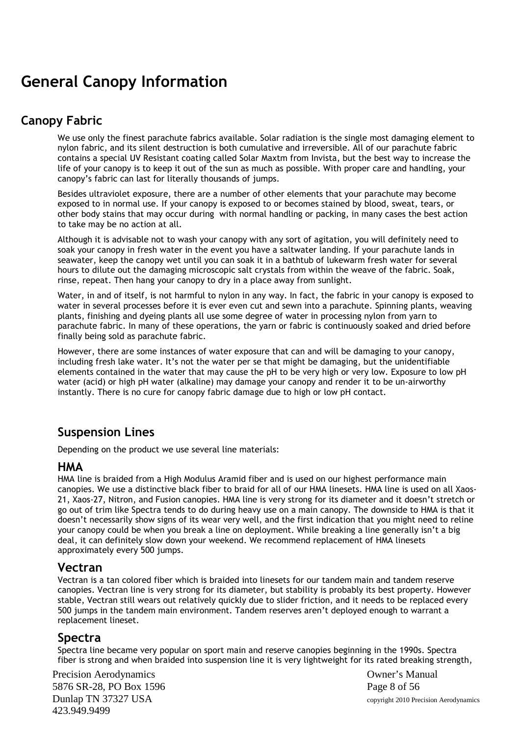# General Canopy Information

## Canopy Fabric

We use only the finest parachute fabrics available. Solar radiation is the single most damaging element to nylon fabric, and its silent destruction is both cumulative and irreversible. All of our parachute fabric contains a special UV Resistant coating called Solar Maxtm from Invista, but the best way to increase the life of your canopy is to keep it out of the sun as much as possible. With proper care and handling, your canopy's fabric can last for literally thousands of jumps.

Besides ultraviolet exposure, there are a number of other elements that your parachute may become exposed to in normal use. If your canopy is exposed to or becomes stained by blood, sweat, tears, or other body stains that may occur during with normal handling or packing, in many cases the best action to take may be no action at all.

Although it is advisable not to wash your canopy with any sort of agitation, you will definitely need to soak your canopy in fresh water in the event you have a saltwater landing. If your parachute lands in seawater, keep the canopy wet until you can soak it in a bathtub of lukewarm fresh water for several hours to dilute out the damaging microscopic salt crystals from within the weave of the fabric. Soak, rinse, repeat. Then hang your canopy to dry in a place away from sunlight.

Water, in and of itself, is not harmful to nylon in any way. In fact, the fabric in your canopy is exposed to water in several processes before it is ever even cut and sewn into a parachute. Spinning plants, weaving plants, finishing and dyeing plants all use some degree of water in processing nylon from yarn to parachute fabric. In many of these operations, the yarn or fabric is continuously soaked and dried before finally being sold as parachute fabric.

However, there are some instances of water exposure that can and will be damaging to your canopy, including fresh lake water. It's not the water per se that might be damaging, but the unidentifiable elements contained in the water that may cause the pH to be very high or very low. Exposure to low pH water (acid) or high pH water (alkaline) may damage your canopy and render it to be un-airworthy instantly. There is no cure for canopy fabric damage due to high or low pH contact.

## Suspension Lines

Depending on the product we use several line materials:

### HMA

HMA line is braided from a High Modulus Aramid fiber and is used on our highest performance main canopies. We use a distinctive black fiber to braid for all of our HMA linesets. HMA line is used on all Xaos-21, Xaos-27, Nitron, and Fusion canopies. HMA line is very strong for its diameter and it doesn't stretch or go out of trim like Spectra tends to do during heavy use on a main canopy. The downside to HMA is that it doesn't necessarily show signs of its wear very well, and the first indication that you might need to reline your canopy could be when you break a line on deployment. While breaking a line generally isn't a big deal, it can definitely slow down your weekend. We recommend replacement of HMA linesets approximately every 500 jumps.

### Vectran

Vectran is a tan colored fiber which is braided into linesets for our tandem main and tandem reserve canopies. Vectran line is very strong for its diameter, but stability is probably its best property. However stable, Vectran still wears out relatively quickly due to slider friction, and it needs to be replaced every 500 jumps in the tandem main environment. Tandem reserves aren't deployed enough to warrant a replacement lineset.

### Spectra

Spectra line became very popular on sport main and reserve canopies beginning in the 1990s. Spectra fiber is strong and when braided into suspension line it is very lightweight for its rated breaking strength,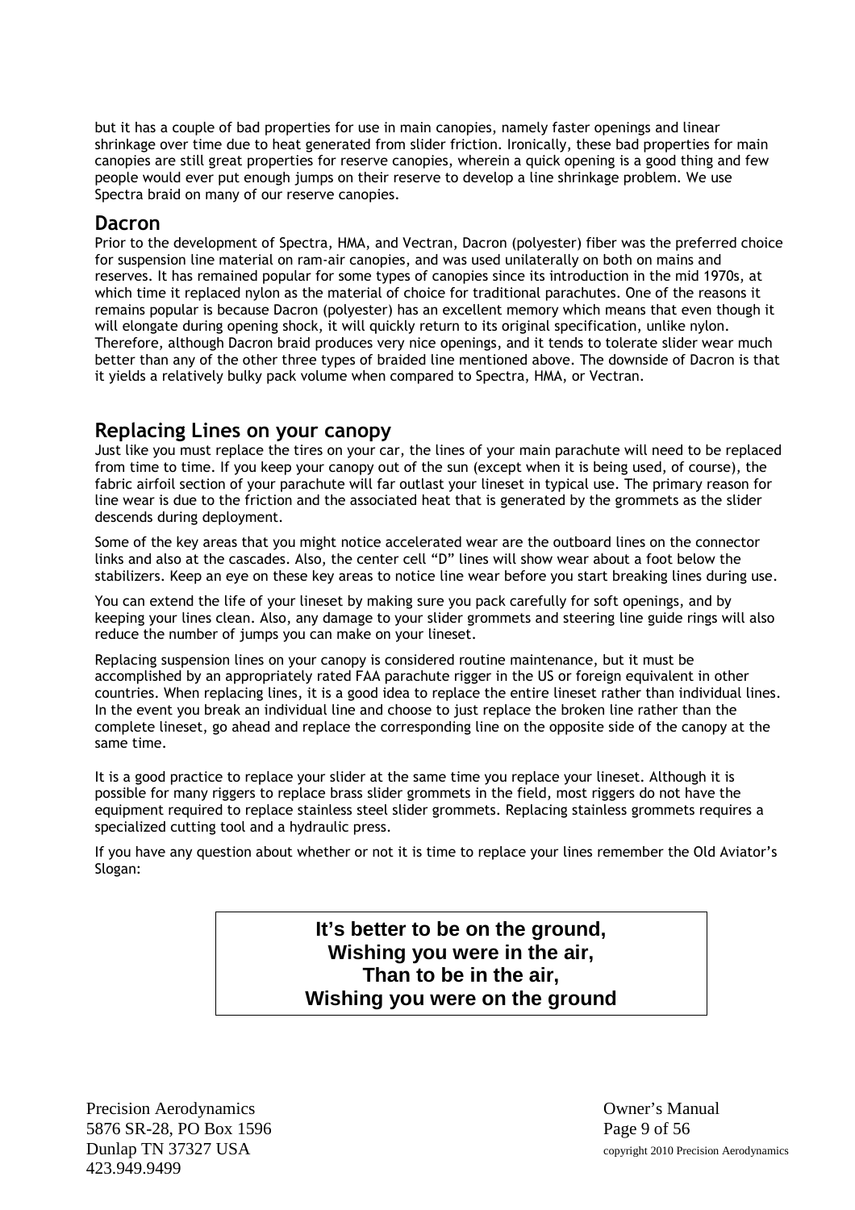but it has a couple of bad properties for use in main canopies, namely faster openings and linear shrinkage over time due to heat generated from slider friction. Ironically, these bad properties for main canopies are still great properties for reserve canopies, wherein a quick opening is a good thing and few people would ever put enough jumps on their reserve to develop a line shrinkage problem. We use Spectra braid on many of our reserve canopies.

### Dacron

Prior to the development of Spectra, HMA, and Vectran, Dacron (polyester) fiber was the preferred choice for suspension line material on ram-air canopies, and was used unilaterally on both on mains and reserves. It has remained popular for some types of canopies since its introduction in the mid 1970s, at which time it replaced nylon as the material of choice for traditional parachutes. One of the reasons it remains popular is because Dacron (polyester) has an excellent memory which means that even though it will elongate during opening shock, it will quickly return to its original specification, unlike nylon. Therefore, although Dacron braid produces very nice openings, and it tends to tolerate slider wear much better than any of the other three types of braided line mentioned above. The downside of Dacron is that it yields a relatively bulky pack volume when compared to Spectra, HMA, or Vectran.

## Replacing Lines on your canopy

Just like you must replace the tires on your car, the lines of your main parachute will need to be replaced from time to time. If you keep your canopy out of the sun (except when it is being used, of course), the fabric airfoil section of your parachute will far outlast your lineset in typical use. The primary reason for line wear is due to the friction and the associated heat that is generated by the grommets as the slider descends during deployment.

Some of the key areas that you might notice accelerated wear are the outboard lines on the connector links and also at the cascades. Also, the center cell "D" lines will show wear about a foot below the stabilizers. Keep an eye on these key areas to notice line wear before you start breaking lines during use.

You can extend the life of your lineset by making sure you pack carefully for soft openings, and by keeping your lines clean. Also, any damage to your slider grommets and steering line guide rings will also reduce the number of jumps you can make on your lineset.

Replacing suspension lines on your canopy is considered routine maintenance, but it must be accomplished by an appropriately rated FAA parachute rigger in the US or foreign equivalent in other countries. When replacing lines, it is a good idea to replace the entire lineset rather than individual lines. In the event you break an individual line and choose to just replace the broken line rather than the complete lineset, go ahead and replace the corresponding line on the opposite side of the canopy at the same time.

It is a good practice to replace your slider at the same time you replace your lineset. Although it is possible for many riggers to replace brass slider grommets in the field, most riggers do not have the equipment required to replace stainless steel slider grommets. Replacing stainless grommets requires a specialized cutting tool and a hydraulic press.

If you have any question about whether or not it is time to replace your lines remember the Old Aviator's Slogan:

**It's better to be on the ground,**
**Wishing you were in the air,**
**Than to be in the air,**
**Wishing you were on the ground**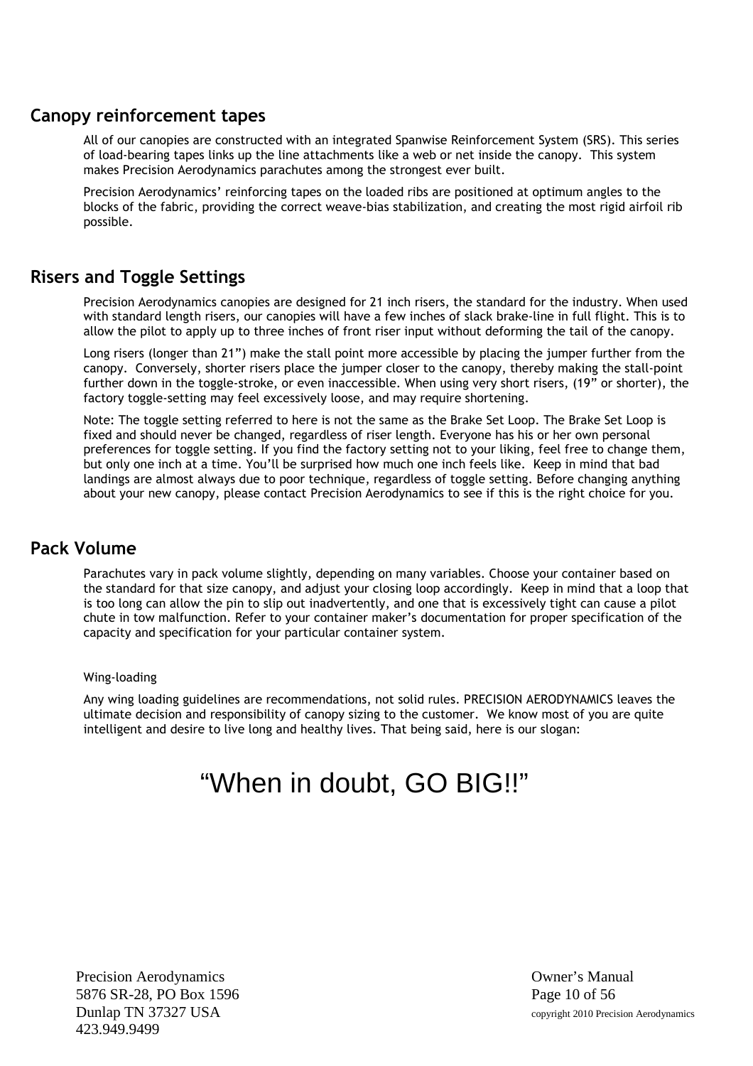## Canopy reinforcement tapes

All of our canopies are constructed with an integrated Spanwise Reinforcement System (SRS). This series of load-bearing tapes links up the line attachments like a web or net inside the canopy. This system makes Precision Aerodynamics parachutes among the strongest ever built.

Precision Aerodynamics' reinforcing tapes on the loaded ribs are positioned at optimum angles to the blocks of the fabric, providing the correct weave-bias stabilization, and creating the most rigid airfoil rib possible.

## Risers and Toggle Settings

Precision Aerodynamics canopies are designed for 21 inch risers, the standard for the industry. When used with standard length risers, our canopies will have a few inches of slack brake-line in full flight. This is to allow the pilot to apply up to three inches of front riser input without deforming the tail of the canopy.

Long risers (longer than 21") make the stall point more accessible by placing the jumper further from the canopy. Conversely, shorter risers place the jumper closer to the canopy, thereby making the stall-point further down in the toggle-stroke, or even inaccessible. When using very short risers, (19" or shorter), the factory toggle-setting may feel excessively loose, and may require shortening.

Note: The toggle setting referred to here is not the same as the Brake Set Loop. The Brake Set Loop is fixed and should never be changed, regardless of riser length. Everyone has his or her own personal preferences for toggle setting. If you find the factory setting not to your liking, feel free to change them, but only one inch at a time. You'll be surprised how much one inch feels like. Keep in mind that bad landings are almost always due to poor technique, regardless of toggle setting. Before changing anything about your new canopy, please contact Precision Aerodynamics to see if this is the right choice for you.

## Pack Volume

Parachutes vary in pack volume slightly, depending on many variables. Choose your container based on the standard for that size canopy, and adjust your closing loop accordingly. Keep in mind that a loop that is too long can allow the pin to slip out inadvertently, and one that is excessively tight can cause a pilot chute in tow malfunction. Refer to your container maker's documentation for proper specification of the capacity and specification for your particular container system.

Wing-loading

Any wing loading guidelines are recommendations, not solid rules. PRECISION AERODYNAMICS leaves the ultimate decision and responsibility of canopy sizing to the customer. We know most of you are quite intelligent and desire to live long and healthy lives. That being said, here is our slogan:

"When in doubt, GO BIG!!"

Precision Aerodynamics
5876 SR-28, PO Box 1596
Dunlap TN 37327 USA
423.949.9499

Owner's Manual
copyright 2010 Precision Aerodynamics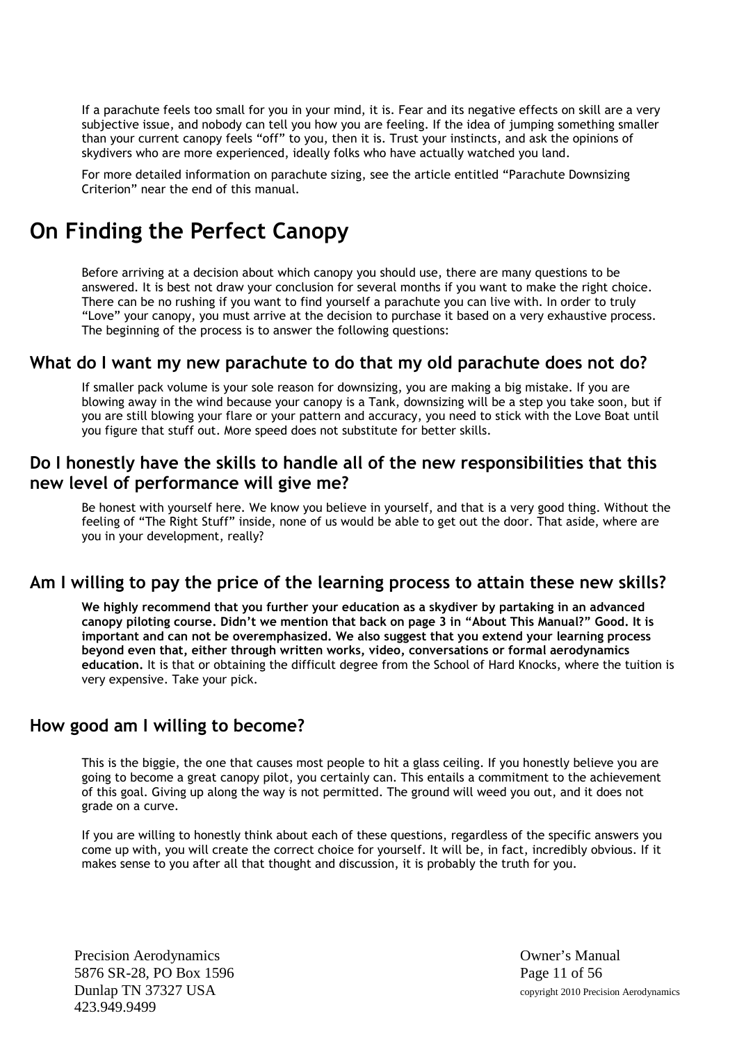If a parachute feels too small for you in your mind, it is. Fear and its negative effects on skill are a very subjective issue, and nobody can tell you how you are feeling. If the idea of jumping something smaller than your current canopy feels "off" to you, then it is. Trust your instincts, and ask the opinions of skydivers who are more experienced, ideally folks who have actually watched you land.

For more detailed information on parachute sizing, see the article entitled "Parachute Downsizing Criterion" near the end of this manual.

# On Finding the Perfect Canopy

Before arriving at a decision about which canopy you should use, there are many questions to be answered. It is best not draw your conclusion for several months if you want to make the right choice. There can be no rushing if you want to find yourself a parachute you can live with. In order to truly "Love" your canopy, you must arrive at the decision to purchase it based on a very exhaustive process. The beginning of the process is to answer the following questions:

## What do I want my new parachute to do that my old parachute does not do?

If smaller pack volume is your sole reason for downsizing, you are making a big mistake. If you are blowing away in the wind because your canopy is a Tank, downsizing will be a step you take soon, but if you are still blowing your flare or your pattern and accuracy, you need to stick with the Love Boat until you figure that stuff out. More speed does not substitute for better skills.

## Do I honestly have the skills to handle all of the new responsibilities that this new level of performance will give me?

Be honest with yourself here. We know you believe in yourself, and that is a very good thing. Without the feeling of "The Right Stuff" inside, none of us would be able to get out the door. That aside, where are you in your development, really?

## Am I willing to pay the price of the learning process to attain these new skills?

**We highly recommend that you further your education as a skydiver by partaking in an advanced canopy piloting course. Didn't we mention that back on page 3 in "About This Manual?" Good. It is important and can not be overemphasized. We also suggest that you extend your learning process beyond even that, either through written works, video, conversations or formal aerodynamics education.** It is that or obtaining the difficult degree from the School of Hard Knocks, where the tuition is very expensive. Take your pick.

## How good am I willing to become?

This is the biggie, the one that causes most people to hit a glass ceiling. If you honestly believe you are going to become a great canopy pilot, you certainly can. This entails a commitment to the achievement of this goal. Giving up along the way is not permitted. The ground will weed you out, and it does not grade on a curve.

If you are willing to honestly think about each of these questions, regardless of the specific answers you come up with, you will create the correct choice for yourself. It will be, in fact, incredibly obvious. If it makes sense to you after all that thought and discussion, it is probably the truth for you.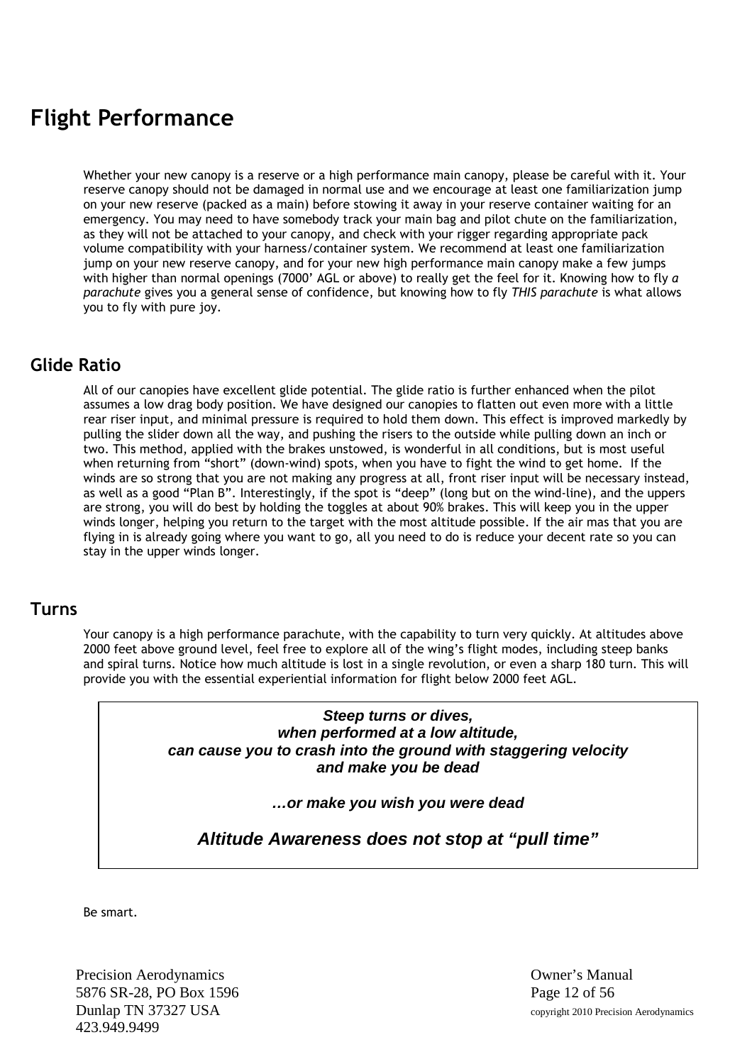# Flight Performance

Whether your new canopy is a reserve or a high performance main canopy, please be careful with it. Your reserve canopy should not be damaged in normal use and we encourage at least one familiarization jump on your new reserve (packed as a main) before stowing it away in your reserve container waiting for an emergency. You may need to have somebody track your main bag and pilot chute on the familiarization, as they will not be attached to your canopy, and check with your rigger regarding appropriate pack volume compatibility with your harness/container system. We recommend at least one familiarization jump on your new reserve canopy, and for your new high performance main canopy make a few jumps with higher than normal openings (7000' AGL or above) to really get the feel for it. Knowing how to fly *a parachute* gives you a general sense of confidence, but knowing how to fly *THIS parachute* is what allows you to fly with pure joy.

## Glide Ratio

All of our canopies have excellent glide potential. The glide ratio is further enhanced when the pilot assumes a low drag body position. We have designed our canopies to flatten out even more with a little rear riser input, and minimal pressure is required to hold them down. This effect is improved markedly by pulling the slider down all the way, and pushing the risers to the outside while pulling down an inch or two. This method, applied with the brakes unstowed, is wonderful in all conditions, but is most useful when returning from "short" (down-wind) spots, when you have to fight the wind to get home. If the winds are so strong that you are not making any progress at all, front riser input will be necessary instead, as well as a good "Plan B". Interestingly, if the spot is "deep" (long but on the wind-line), and the uppers are strong, you will do best by holding the toggles at about 90% brakes. This will keep you in the upper winds longer, helping you return to the target with the most altitude possible. If the air mas that you are flying in is already going where you want to go, all you need to do is reduce your decent rate so you can stay in the upper winds longer.

## Turns

Your canopy is a high performance parachute, with the capability to turn very quickly. At altitudes above 2000 feet above ground level, feel free to explore all of the wing's flight modes, including steep banks and spiral turns. Notice how much altitude is lost in a single revolution, or even a sharp 180 turn. This will provide you with the essential experiential information for flight below 2000 feet AGL.

> ***Steep turns or dives,***
> ***when performed at a low altitude,***
> ***can cause you to crash into the ground with staggering velocity***
> ***and make you be dead***
>
> ***…or make you wish you were dead***
>
> ***Altitude Awareness does not stop at "pull time"***

Be smart.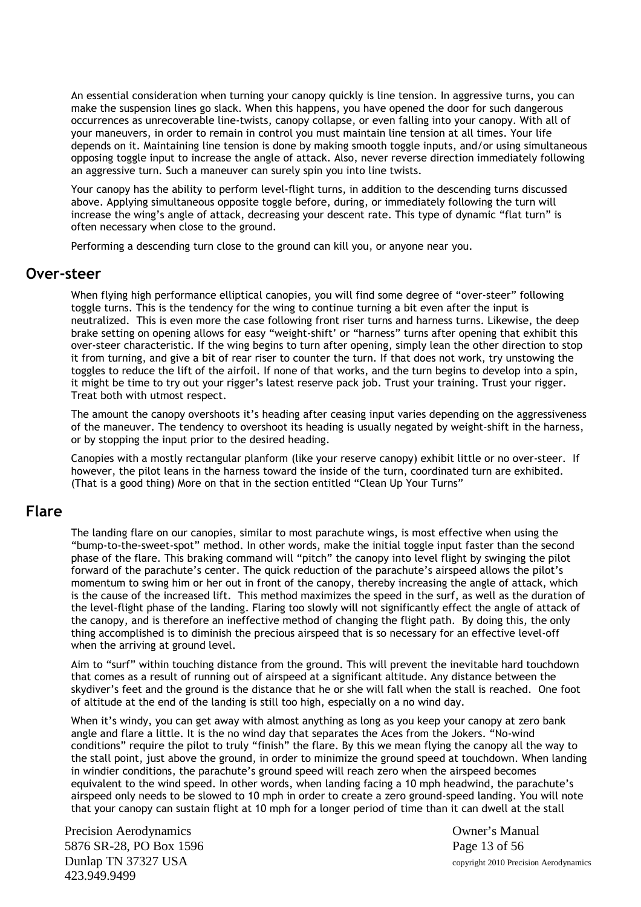An essential consideration when turning your canopy quickly is line tension. In aggressive turns, you can make the suspension lines go slack. When this happens, you have opened the door for such dangerous occurrences as unrecoverable line-twists, canopy collapse, or even falling into your canopy. With all of your maneuvers, in order to remain in control you must maintain line tension at all times. Your life depends on it. Maintaining line tension is done by making smooth toggle inputs, and/or using simultaneous opposing toggle input to increase the angle of attack. Also, never reverse direction immediately following an aggressive turn. Such a maneuver can surely spin you into line twists.

Your canopy has the ability to perform level-flight turns, in addition to the descending turns discussed above. Applying simultaneous opposite toggle before, during, or immediately following the turn will increase the wing's angle of attack, decreasing your descent rate. This type of dynamic "flat turn" is often necessary when close to the ground.

Performing a descending turn close to the ground can kill you, or anyone near you.

## Over-steer

When flying high performance elliptical canopies, you will find some degree of "over-steer" following toggle turns. This is the tendency for the wing to continue turning a bit even after the input is neutralized. This is even more the case following front riser turns and harness turns. Likewise, the deep brake setting on opening allows for easy "weight-shift' or "harness" turns after opening that exhibit this over-steer characteristic. If the wing begins to turn after opening, simply lean the other direction to stop it from turning, and give a bit of rear riser to counter the turn. If that does not work, try unstowing the toggles to reduce the lift of the airfoil. If none of that works, and the turn begins to develop into a spin, it might be time to try out your rigger's latest reserve pack job. Trust your training. Trust your rigger. Treat both with utmost respect.

The amount the canopy overshoots it's heading after ceasing input varies depending on the aggressiveness of the maneuver. The tendency to overshoot its heading is usually negated by weight-shift in the harness, or by stopping the input prior to the desired heading.

Canopies with a mostly rectangular planform (like your reserve canopy) exhibit little or no over-steer. If however, the pilot leans in the harness toward the inside of the turn, coordinated turn are exhibited. (That is a good thing) More on that in the section entitled "Clean Up Your Turns"

## Flare

The landing flare on our canopies, similar to most parachute wings, is most effective when using the "bump-to-the-sweet-spot" method. In other words, make the initial toggle input faster than the second phase of the flare. This braking command will "pitch" the canopy into level flight by swinging the pilot forward of the parachute's center. The quick reduction of the parachute's airspeed allows the pilot's momentum to swing him or her out in front of the canopy, thereby increasing the angle of attack, which is the cause of the increased lift. This method maximizes the speed in the surf, as well as the duration of the level-flight phase of the landing. Flaring too slowly will not significantly effect the angle of attack of the canopy, and is therefore an ineffective method of changing the flight path. By doing this, the only thing accomplished is to diminish the precious airspeed that is so necessary for an effective level-off when the arriving at ground level.

Aim to "surf" within touching distance from the ground. This will prevent the inevitable hard touchdown that comes as a result of running out of airspeed at a significant altitude. Any distance between the skydiver's feet and the ground is the distance that he or she will fall when the stall is reached. One foot of altitude at the end of the landing is still too high, especially on a no wind day.

When it's windy, you can get away with almost anything as long as you keep your canopy at zero bank angle and flare a little. It is the no wind day that separates the Aces from the Jokers. "No-wind conditions" require the pilot to truly "finish" the flare. By this we mean flying the canopy all the way to the stall point, just above the ground, in order to minimize the ground speed at touchdown. When landing in windier conditions, the parachute's ground speed will reach zero when the airspeed becomes equivalent to the wind speed. In other words, when landing facing a 10 mph headwind, the parachute's airspeed only needs to be slowed to 10 mph in order to create a zero ground-speed landing. You will note that your canopy can sustain flight at 10 mph for a longer period of time than it can dwell at the stall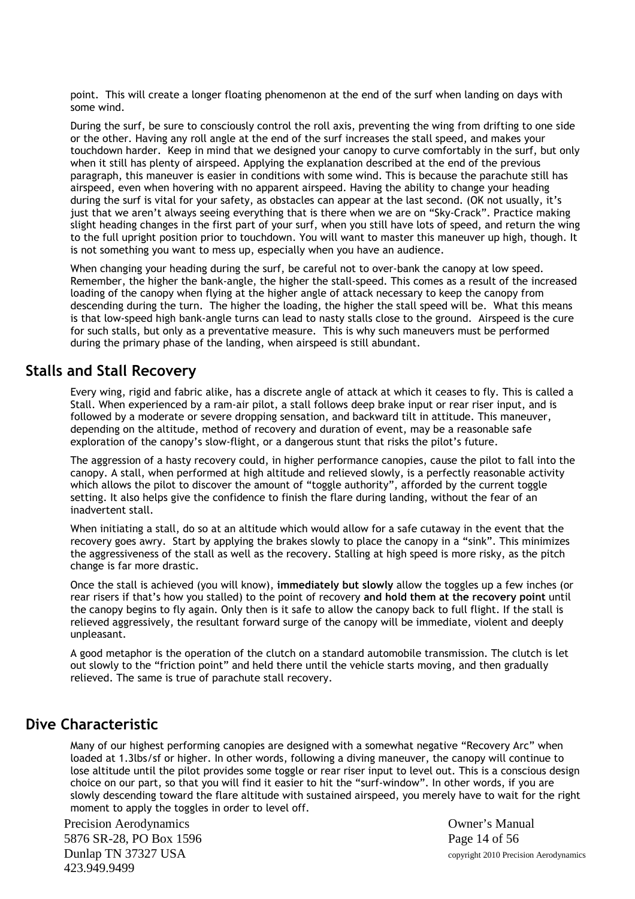point. This will create a longer floating phenomenon at the end of the surf when landing on days with some wind.

During the surf, be sure to consciously control the roll axis, preventing the wing from drifting to one side or the other. Having any roll angle at the end of the surf increases the stall speed, and makes your touchdown harder. Keep in mind that we designed your canopy to curve comfortably in the surf, but only when it still has plenty of airspeed. Applying the explanation described at the end of the previous paragraph, this maneuver is easier in conditions with some wind. This is because the parachute still has airspeed, even when hovering with no apparent airspeed. Having the ability to change your heading during the surf is vital for your safety, as obstacles can appear at the last second. (OK not usually, it's just that we aren't always seeing everything that is there when we are on "Sky-Crack". Practice making slight heading changes in the first part of your surf, when you still have lots of speed, and return the wing to the full upright position prior to touchdown. You will want to master this maneuver up high, though. It is not something you want to mess up, especially when you have an audience.

When changing your heading during the surf, be careful not to over-bank the canopy at low speed. Remember, the higher the bank-angle, the higher the stall-speed. This comes as a result of the increased loading of the canopy when flying at the higher angle of attack necessary to keep the canopy from descending during the turn. The higher the loading, the higher the stall speed will be. What this means is that low-speed high bank-angle turns can lead to nasty stalls close to the ground. Airspeed is the cure for such stalls, but only as a preventative measure. This is why such maneuvers must be performed during the primary phase of the landing, when airspeed is still abundant.

## Stalls and Stall Recovery

Every wing, rigid and fabric alike, has a discrete angle of attack at which it ceases to fly. This is called a Stall. When experienced by a ram-air pilot, a stall follows deep brake input or rear riser input, and is followed by a moderate or severe dropping sensation, and backward tilt in attitude. This maneuver, depending on the altitude, method of recovery and duration of event, may be a reasonable safe exploration of the canopy's slow-flight, or a dangerous stunt that risks the pilot's future.

The aggression of a hasty recovery could, in higher performance canopies, cause the pilot to fall into the canopy. A stall, when performed at high altitude and relieved slowly, is a perfectly reasonable activity which allows the pilot to discover the amount of "toggle authority", afforded by the current toggle setting. It also helps give the confidence to finish the flare during landing, without the fear of an inadvertent stall.

When initiating a stall, do so at an altitude which would allow for a safe cutaway in the event that the recovery goes awry. Start by applying the brakes slowly to place the canopy in a "sink". This minimizes the aggressiveness of the stall as well as the recovery. Stalling at high speed is more risky, as the pitch change is far more drastic.

Once the stall is achieved (you will know), **immediately but slowly** allow the toggles up a few inches (or rear risers if that's how you stalled) to the point of recovery **and hold them at the recovery point** until the canopy begins to fly again. Only then is it safe to allow the canopy back to full flight. If the stall is relieved aggressively, the resultant forward surge of the canopy will be immediate, violent and deeply unpleasant.

A good metaphor is the operation of the clutch on a standard automobile transmission. The clutch is let out slowly to the "friction point" and held there until the vehicle starts moving, and then gradually relieved. The same is true of parachute stall recovery.

## Dive Characteristic

Many of our highest performing canopies are designed with a somewhat negative "Recovery Arc" when loaded at 1.3lbs/sf or higher. In other words, following a diving maneuver, the canopy will continue to lose altitude until the pilot provides some toggle or rear riser input to level out. This is a conscious design choice on our part, so that you will find it easier to hit the "surf-window". In other words, if you are slowly descending toward the flare altitude with sustained airspeed, you merely have to wait for the right moment to apply the toggles in order to level off.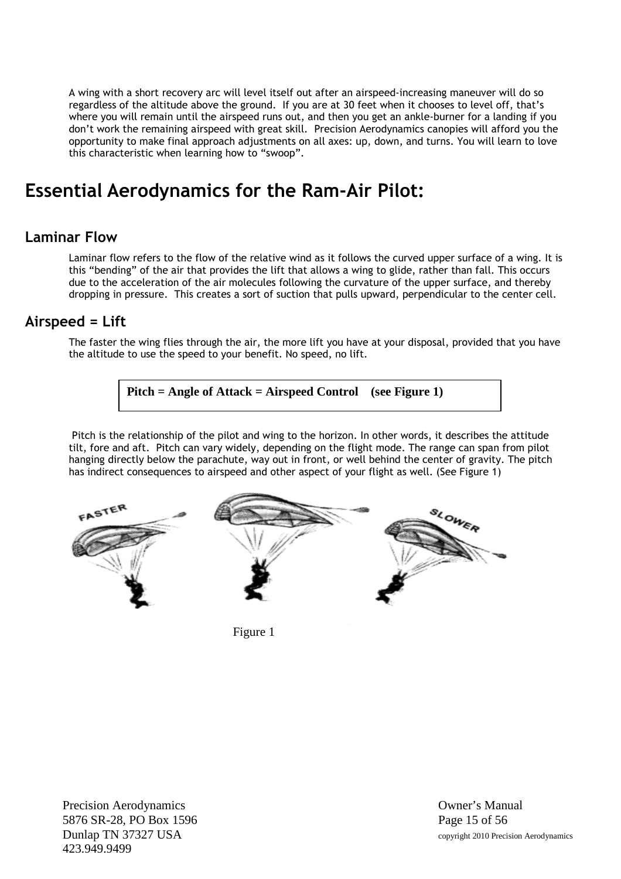A wing with a short recovery arc will level itself out after an airspeed-increasing maneuver will do so regardless of the altitude above the ground. If you are at 30 feet when it chooses to level off, that's where you will remain until the airspeed runs out, and then you get an ankle-burner for a landing if you don't work the remaining airspeed with great skill. Precision Aerodynamics canopies will afford you the opportunity to make final approach adjustments on all axes: up, down, and turns. You will learn to love this characteristic when learning how to "swoop".

# Essential Aerodynamics for the Ram-Air Pilot:

## Laminar Flow

Laminar flow refers to the flow of the relative wind as it follows the curved upper surface of a wing. It is this "bending" of the air that provides the lift that allows a wing to glide, rather than fall. This occurs due to the acceleration of the air molecules following the curvature of the upper surface, and thereby dropping in pressure. This creates a sort of suction that pulls upward, perpendicular to the center cell.

## Airspeed = Lift

The faster the wing flies through the air, the more lift you have at your disposal, provided that you have the altitude to use the speed to your benefit. No speed, no lift.

**Pitch = Angle of Attack = Airspeed Control (see Figure 1)**

Pitch is the relationship of the pilot and wing to the horizon. In other words, it describes the attitude tilt, fore and aft. Pitch can vary widely, depending on the flight mode. The range can span from pilot hanging directly below the parachute, way out in front, or well behind the center of gravity. The pitch has indirect consequences to airspeed and other aspect of your flight as well. (See Figure 1)

Figure 1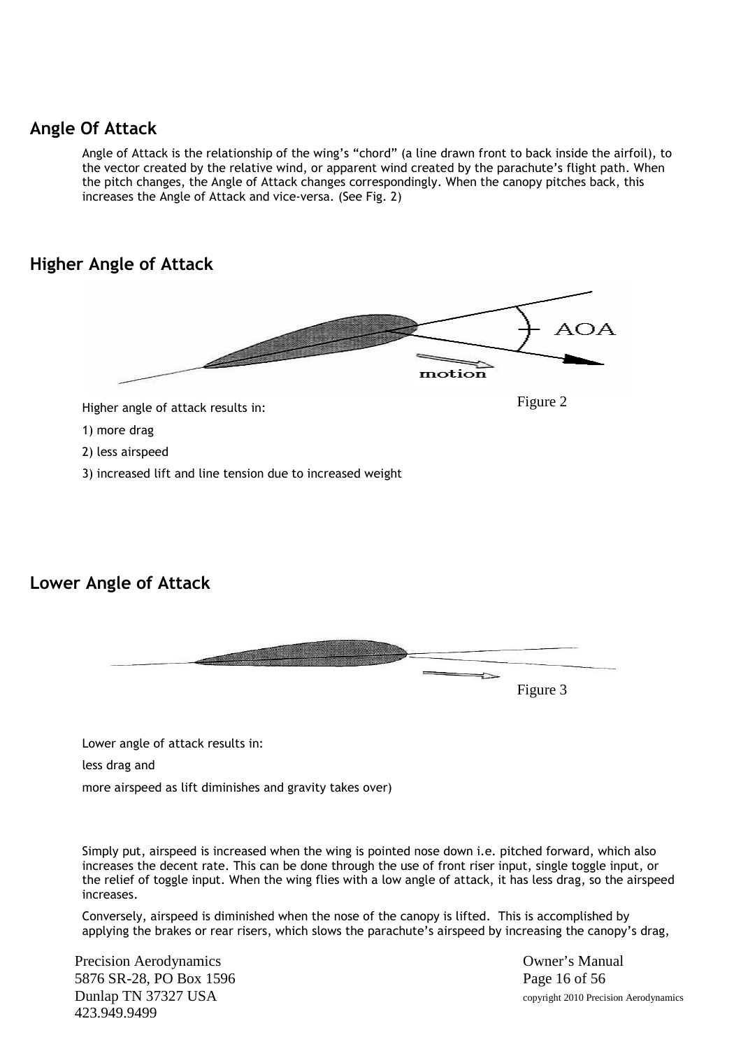## Angle Of Attack

Angle of Attack is the relationship of the wing's "chord" (a line drawn front to back inside the airfoil), to the vector created by the relative wind, or apparent wind created by the parachute's flight path. When the pitch changes, the Angle of Attack changes correspondingly. When the canopy pitches back, this increases the Angle of Attack and vice-versa. (See Fig. 2)

## Higher Angle of Attack

Figure 2

Higher angle of attack results in:

1) more drag

2) less airspeed

3) increased lift and line tension due to increased weight

## Lower Angle of Attack

Figure 3

Lower angle of attack results in:

less drag and

more airspeed as lift diminishes and gravity takes over)

Simply put, airspeed is increased when the wing is pointed nose down i.e. pitched forward, which also increases the decent rate. This can be done through the use of front riser input, single toggle input, or the relief of toggle input. When the wing flies with a low angle of attack, it has less drag, so the airspeed increases.

Conversely, airspeed is diminished when the nose of the canopy is lifted. This is accomplished by applying the brakes or rear risers, which slows the parachute's airspeed by increasing the canopy's drag,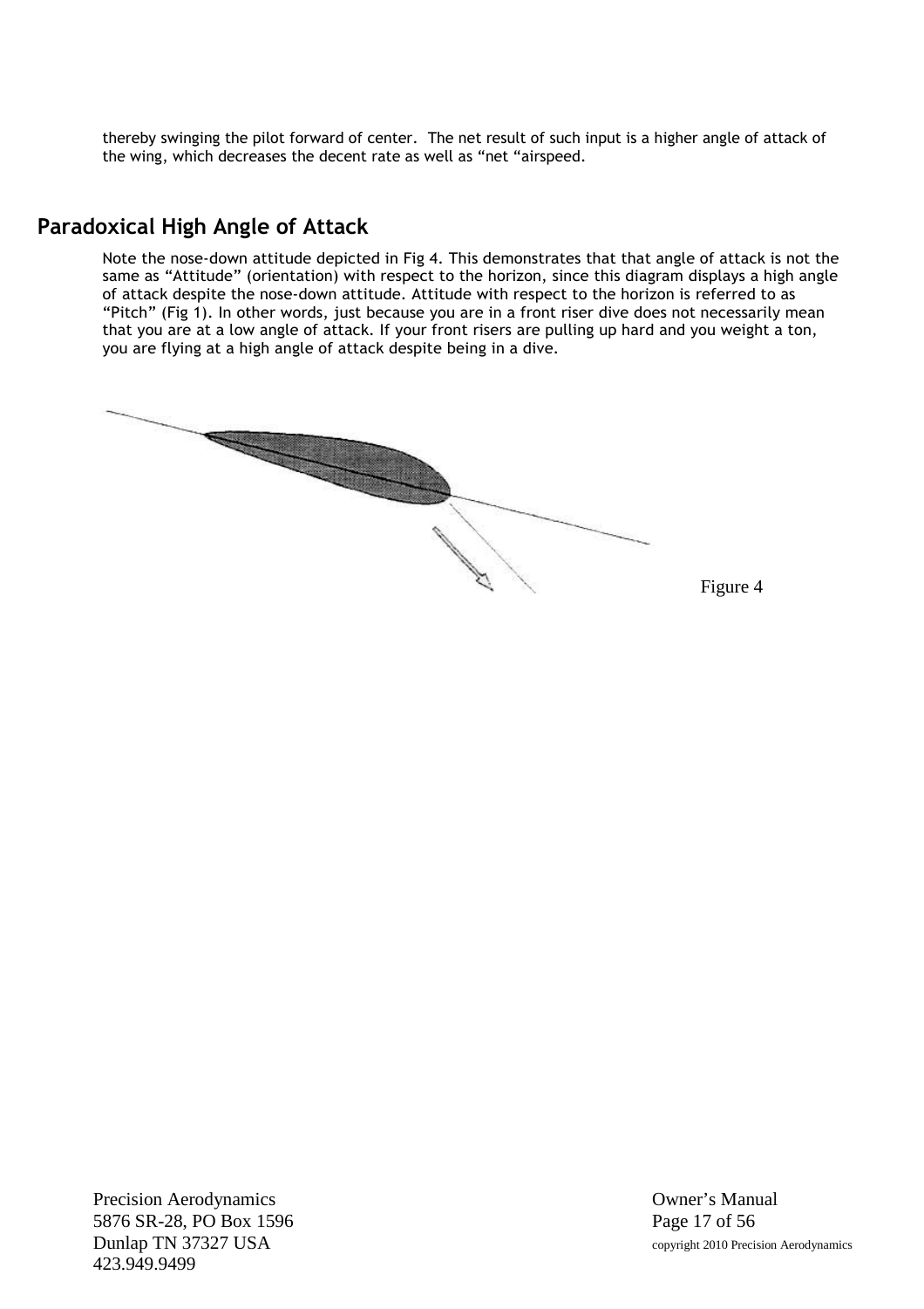thereby swinging the pilot forward of center.  The net result of such input is a higher angle of attack of the wing, which decreases the decent rate as well as "net "airspeed.

## Paradoxical High Angle of Attack

Note the nose-down attitude depicted in Fig 4. This demonstrates that that angle of attack is not the same as "Attitude" (orientation) with respect to the horizon, since this diagram displays a high angle of attack despite the nose-down attitude. Attitude with respect to the horizon is referred to as "Pitch" (Fig 1). In other words, just because you are in a front riser dive does not necessarily mean that you are at a low angle of attack. If your front risers are pulling up hard and you weight a ton, you are flying at a high angle of attack despite being in a dive.

Figure 4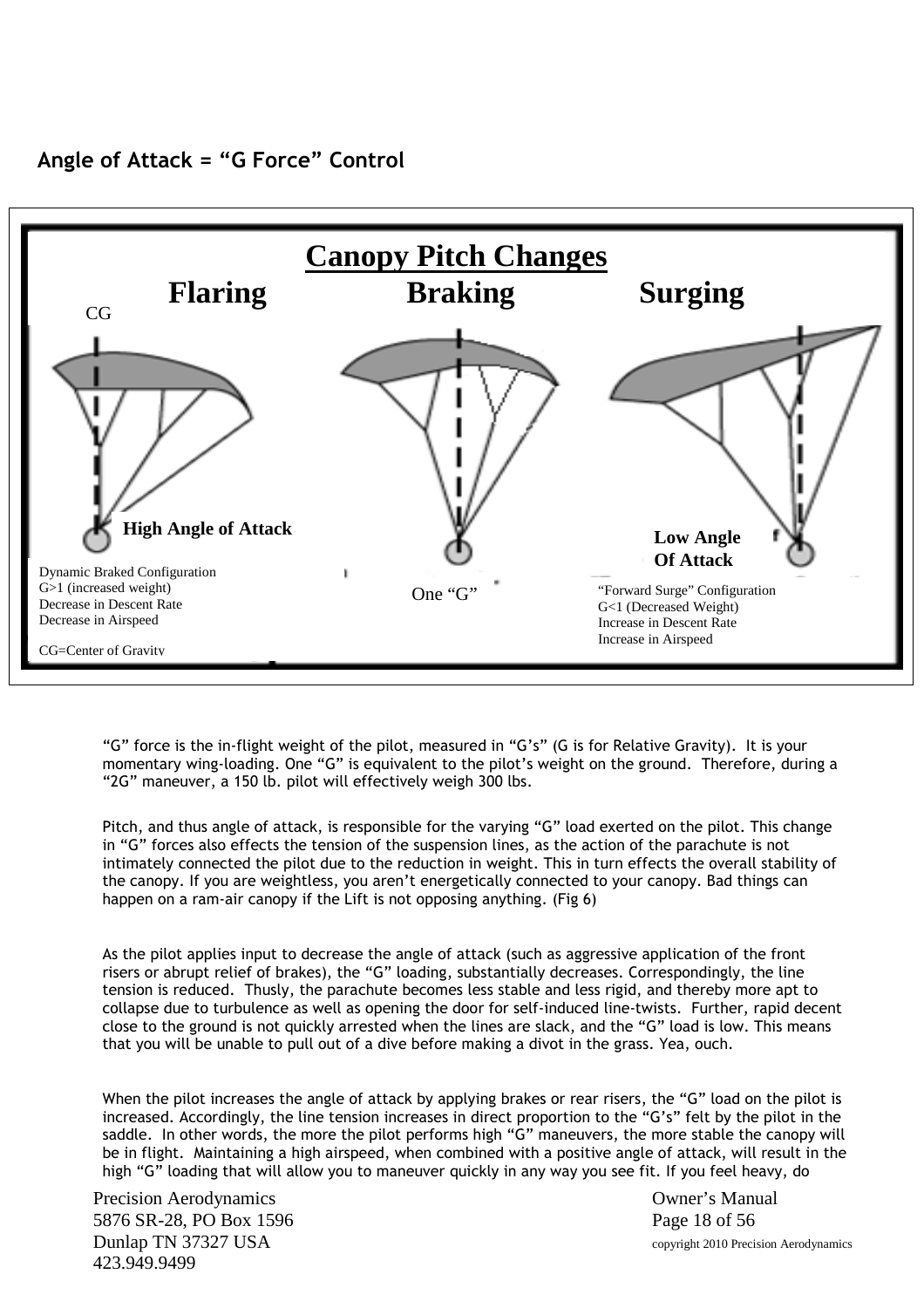## Angle of Attack = "G Force" Control

**Canopy Pitch Changes**

**Flaring** | **Braking** | **Surging**

CG

**High Angle of Attack**

Dynamic Braked Configuration
G>1 (increased weight)
Decrease in Descent Rate
Decrease in Airspeed

CG=Center of Gravity

One "G"

**Low Angle Of Attack**

"Forward Surge" Configuration
G<1 (Decreased Weight)
Increase in Descent Rate
Increase in Airspeed

"G" force is the in-flight weight of the pilot, measured in "G's" (G is for Relative Gravity). It is your momentary wing-loading. One "G" is equivalent to the pilot's weight on the ground. Therefore, during a "2G" maneuver, a 150 lb. pilot will effectively weigh 300 lbs.

Pitch, and thus angle of attack, is responsible for the varying "G" load exerted on the pilot. This change in "G" forces also effects the tension of the suspension lines, as the action of the parachute is not intimately connected the pilot due to the reduction in weight. This in turn effects the overall stability of the canopy. If you are weightless, you aren't energetically connected to your canopy. Bad things can happen on a ram-air canopy if the Lift is not opposing anything. (Fig 6)

As the pilot applies input to decrease the angle of attack (such as aggressive application of the front risers or abrupt relief of brakes), the "G" loading, substantially decreases. Correspondingly, the line tension is reduced. Thusly, the parachute becomes less stable and less rigid, and thereby more apt to collapse due to turbulence as well as opening the door for self-induced line-twists. Further, rapid decent close to the ground is not quickly arrested when the lines are slack, and the "G" load is low. This means that you will be unable to pull out of a dive before making a divot in the grass. Yea, ouch.

When the pilot increases the angle of attack by applying brakes or rear risers, the "G" load on the pilot is increased. Accordingly, the line tension increases in direct proportion to the "G's" felt by the pilot in the saddle. In other words, the more the pilot performs high "G" maneuvers, the more stable the canopy will be in flight. Maintaining a high airspeed, when combined with a positive angle of attack, will result in the high "G" loading that will allow you to maneuver quickly in any way you see fit. If you feel heavy, do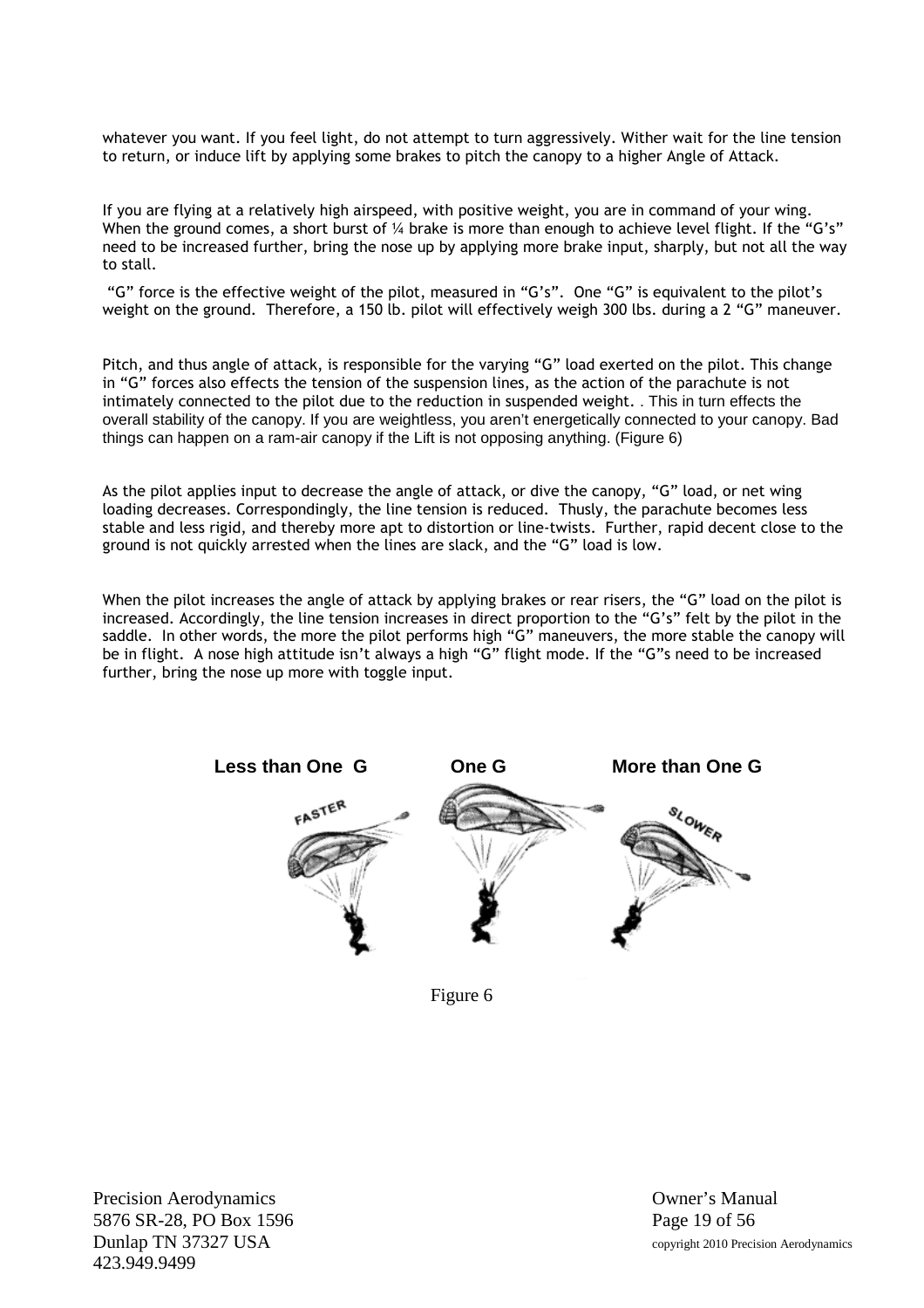whatever you want. If you feel light, do not attempt to turn aggressively. Wither wait for the line tension to return, or induce lift by applying some brakes to pitch the canopy to a higher Angle of Attack.

If you are flying at a relatively high airspeed, with positive weight, you are in command of your wing. When the ground comes, a short burst of ¼ brake is more than enough to achieve level flight. If the "G's" need to be increased further, bring the nose up by applying more brake input, sharply, but not all the way to stall.

"G" force is the effective weight of the pilot, measured in "G's". One "G" is equivalent to the pilot's weight on the ground. Therefore, a 150 lb. pilot will effectively weigh 300 lbs. during a 2 "G" maneuver.

Pitch, and thus angle of attack, is responsible for the varying "G" load exerted on the pilot. This change in "G" forces also effects the tension of the suspension lines, as the action of the parachute is not intimately connected to the pilot due to the reduction in suspended weight. . This in turn effects the overall stability of the canopy. If you are weightless, you aren't energetically connected to your canopy. Bad things can happen on a ram-air canopy if the Lift is not opposing anything. (Figure 6)

As the pilot applies input to decrease the angle of attack, or dive the canopy, "G" load, or net wing loading decreases. Correspondingly, the line tension is reduced. Thusly, the parachute becomes less stable and less rigid, and thereby more apt to distortion or line-twists. Further, rapid decent close to the ground is not quickly arrested when the lines are slack, and the "G" load is low.

When the pilot increases the angle of attack by applying brakes or rear risers, the "G" load on the pilot is increased. Accordingly, the line tension increases in direct proportion to the "G's" felt by the pilot in the saddle. In other words, the more the pilot performs high "G" maneuvers, the more stable the canopy will be in flight. A nose high attitude isn't always a high "G" flight mode. If the "G"s need to be increased further, bring the nose up more with toggle input.

**Less than One G** **One G** **More than One G**

FASTER SLOWER

Figure 6

Precision Aerodynamics
5876 SR-28, PO Box 1596
Dunlap TN 37327 USA
423.949.9499

Owner's Manual
copyright 2010 Precision Aerodynamics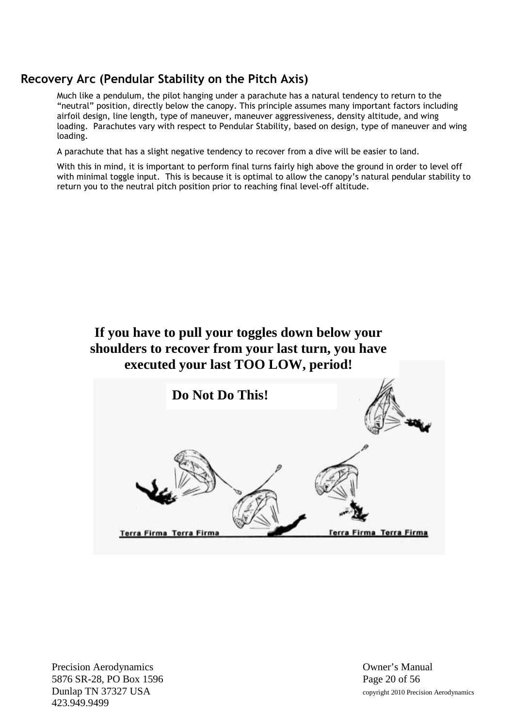## Recovery Arc (Pendular Stability on the Pitch Axis)

Much like a pendulum, the pilot hanging under a parachute has a natural tendency to return to the "neutral" position, directly below the canopy. This principle assumes many important factors including airfoil design, line length, type of maneuver, maneuver aggressiveness, density altitude, and wing loading. Parachutes vary with respect to Pendular Stability, based on design, type of maneuver and wing loading.

A parachute that has a slight negative tendency to recover from a dive will be easier to land.

With this in mind, it is important to perform final turns fairly high above the ground in order to level off with minimal toggle input. This is because it is optimal to allow the canopy's natural pendular stability to return you to the neutral pitch position prior to reaching final level-off altitude.

**If you have to pull your toggles down below your shoulders to recover from your last turn, you have executed your last TOO LOW, period!**

**Do Not Do This!**

Terra Firma Terra Firma Terra Firma Terra Firma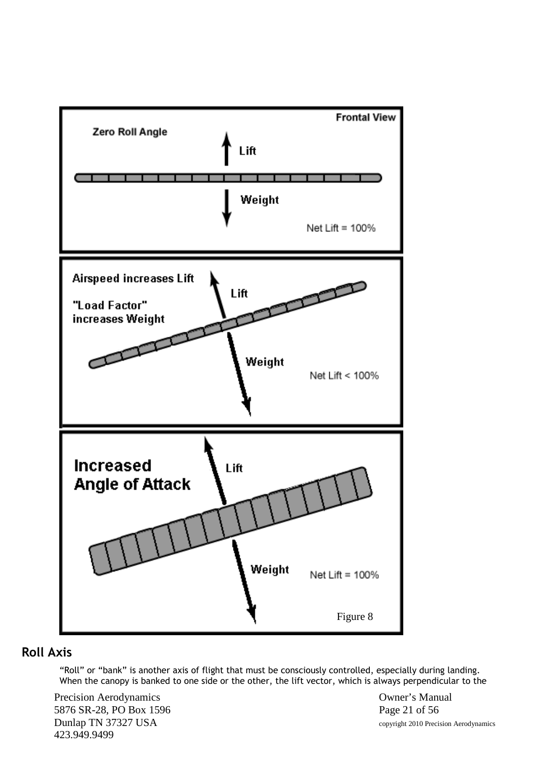Figure 8

## Roll Axis

"Roll" or "bank" is another axis of flight that must be consciously controlled, especially during landing. When the canopy is banked to one side or the other, the lift vector, which is always perpendicular to the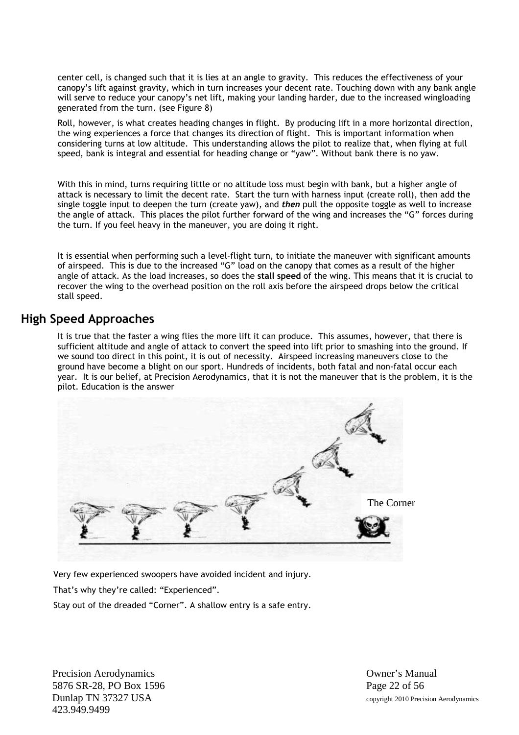center cell, is changed such that it is lies at an angle to gravity. This reduces the effectiveness of your canopy's lift against gravity, which in turn increases your decent rate. Touching down with any bank angle will serve to reduce your canopy's net lift, making your landing harder, due to the increased wingloading generated from the turn. (see Figure 8)

Roll, however, is what creates heading changes in flight. By producing lift in a more horizontal direction, the wing experiences a force that changes its direction of flight. This is important information when considering turns at low altitude. This understanding allows the pilot to realize that, when flying at full speed, bank is integral and essential for heading change or "yaw". Without bank there is no yaw.

With this in mind, turns requiring little or no altitude loss must begin with bank, but a higher angle of attack is necessary to limit the decent rate. Start the turn with harness input (create roll), then add the single toggle input to deepen the turn (create yaw), and ***then*** pull the opposite toggle as well to increase the angle of attack. This places the pilot further forward of the wing and increases the "G" forces during the turn. If you feel heavy in the maneuver, you are doing it right.

It is essential when performing such a level-flight turn, to initiate the maneuver with significant amounts of airspeed. This is due to the increased "G" load on the canopy that comes as a result of the higher angle of attack. As the load increases, so does the **stall speed** of the wing. This means that it is crucial to recover the wing to the overhead position on the roll axis before the airspeed drops below the critical stall speed.

## High Speed Approaches

It is true that the faster a wing flies the more lift it can produce. This assumes, however, that there is sufficient altitude and angle of attack to convert the speed into lift prior to smashing into the ground. If we sound too direct in this point, it is out of necessity. Airspeed increasing maneuvers close to the ground have become a blight on our sport. Hundreds of incidents, both fatal and non-fatal occur each year. It is our belief, at Precision Aerodynamics, that it is not the maneuver that is the problem, it is the pilot. Education is the answer

The Corner

Very few experienced swoopers have avoided incident and injury.

That's why they're called: "Experienced".

Stay out of the dreaded "Corner". A shallow entry is a safe entry.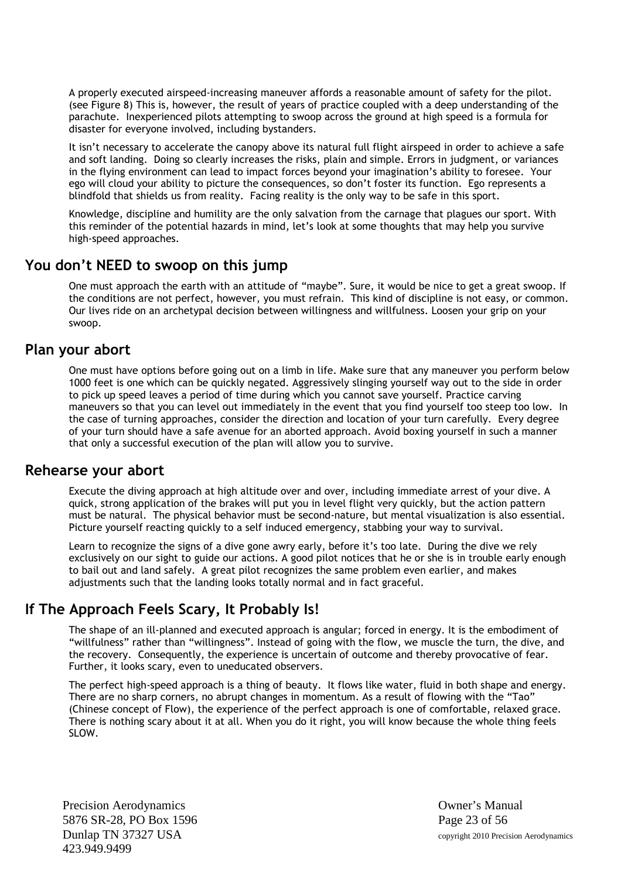A properly executed airspeed-increasing maneuver affords a reasonable amount of safety for the pilot. (see Figure 8) This is, however, the result of years of practice coupled with a deep understanding of the parachute. Inexperienced pilots attempting to swoop across the ground at high speed is a formula for disaster for everyone involved, including bystanders.

It isn't necessary to accelerate the canopy above its natural full flight airspeed in order to achieve a safe and soft landing. Doing so clearly increases the risks, plain and simple. Errors in judgment, or variances in the flying environment can lead to impact forces beyond your imagination's ability to foresee. Your ego will cloud your ability to picture the consequences, so don't foster its function. Ego represents a blindfold that shields us from reality. Facing reality is the only way to be safe in this sport.

Knowledge, discipline and humility are the only salvation from the carnage that plagues our sport. With this reminder of the potential hazards in mind, let's look at some thoughts that may help you survive high-speed approaches.

## You don't NEED to swoop on this jump

One must approach the earth with an attitude of "maybe". Sure, it would be nice to get a great swoop. If the conditions are not perfect, however, you must refrain. This kind of discipline is not easy, or common. Our lives ride on an archetypal decision between willingness and willfulness. Loosen your grip on your swoop.

## Plan your abort

One must have options before going out on a limb in life. Make sure that any maneuver you perform below 1000 feet is one which can be quickly negated. Aggressively slinging yourself way out to the side in order to pick up speed leaves a period of time during which you cannot save yourself. Practice carving maneuvers so that you can level out immediately in the event that you find yourself too steep too low. In the case of turning approaches, consider the direction and location of your turn carefully. Every degree of your turn should have a safe avenue for an aborted approach. Avoid boxing yourself in such a manner that only a successful execution of the plan will allow you to survive.

## Rehearse your abort

Execute the diving approach at high altitude over and over, including immediate arrest of your dive. A quick, strong application of the brakes will put you in level flight very quickly, but the action pattern must be natural. The physical behavior must be second-nature, but mental visualization is also essential. Picture yourself reacting quickly to a self induced emergency, stabbing your way to survival.

Learn to recognize the signs of a dive gone awry early, before it's too late. During the dive we rely exclusively on our sight to guide our actions. A good pilot notices that he or she is in trouble early enough to bail out and land safely. A great pilot recognizes the same problem even earlier, and makes adjustments such that the landing looks totally normal and in fact graceful.

## If The Approach Feels Scary, It Probably Is!

The shape of an ill-planned and executed approach is angular; forced in energy. It is the embodiment of "willfulness" rather than "willingness". Instead of going with the flow, we muscle the turn, the dive, and the recovery. Consequently, the experience is uncertain of outcome and thereby provocative of fear. Further, it looks scary, even to uneducated observers.

The perfect high-speed approach is a thing of beauty. It flows like water, fluid in both shape and energy. There are no sharp corners, no abrupt changes in momentum. As a result of flowing with the "Tao" (Chinese concept of Flow), the experience of the perfect approach is one of comfortable, relaxed grace. There is nothing scary about it at all. When you do it right, you will know because the whole thing feels SLOW.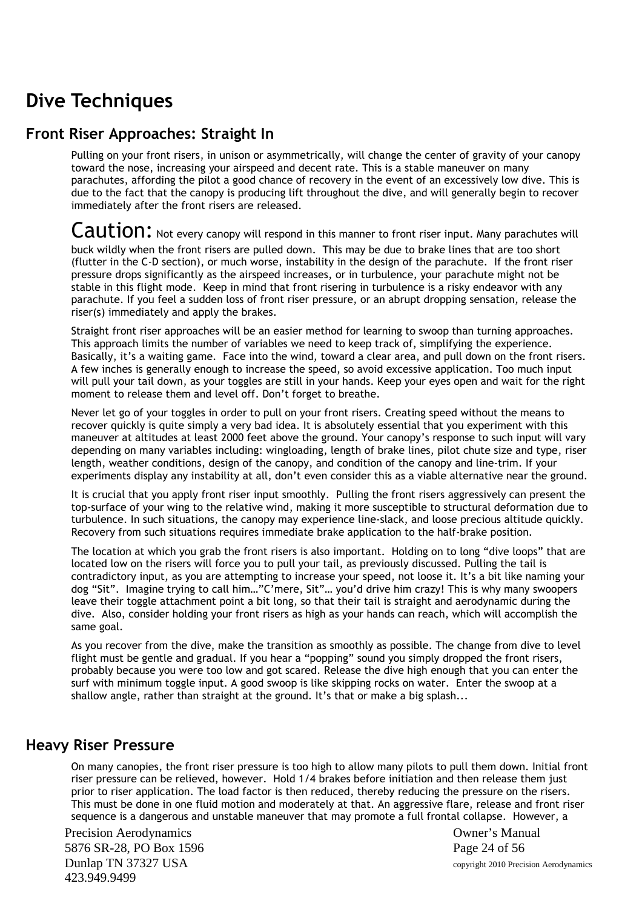# Dive Techniques

## Front Riser Approaches: Straight In

Pulling on your front risers, in unison or asymmetrically, will change the center of gravity of your canopy toward the nose, increasing your airspeed and decent rate. This is a stable maneuver on many parachutes, affording the pilot a good chance of recovery in the event of an excessively low dive. This is due to the fact that the canopy is producing lift throughout the dive, and will generally begin to recover immediately after the front risers are released.

**Caution:** Not every canopy will respond in this manner to front riser input. Many parachutes will buck wildly when the front risers are pulled down. This may be due to brake lines that are too short (flutter in the C-D section), or much worse, instability in the design of the parachute. If the front riser pressure drops significantly as the airspeed increases, or in turbulence, your parachute might not be stable in this flight mode. Keep in mind that front risering in turbulence is a risky endeavor with any parachute. If you feel a sudden loss of front riser pressure, or an abrupt dropping sensation, release the riser(s) immediately and apply the brakes.

Straight front riser approaches will be an easier method for learning to swoop than turning approaches. This approach limits the number of variables we need to keep track of, simplifying the experience. Basically, it's a waiting game. Face into the wind, toward a clear area, and pull down on the front risers. A few inches is generally enough to increase the speed, so avoid excessive application. Too much input will pull your tail down, as your toggles are still in your hands. Keep your eyes open and wait for the right moment to release them and level off. Don't forget to breathe.

Never let go of your toggles in order to pull on your front risers. Creating speed without the means to recover quickly is quite simply a very bad idea. It is absolutely essential that you experiment with this maneuver at altitudes at least 2000 feet above the ground. Your canopy's response to such input will vary depending on many variables including: wingloading, length of brake lines, pilot chute size and type, riser length, weather conditions, design of the canopy, and condition of the canopy and line-trim. If your experiments display any instability at all, don't even consider this as a viable alternative near the ground.

It is crucial that you apply front riser input smoothly. Pulling the front risers aggressively can present the top-surface of your wing to the relative wind, making it more susceptible to structural deformation due to turbulence. In such situations, the canopy may experience line-slack, and loose precious altitude quickly. Recovery from such situations requires immediate brake application to the half-brake position.

The location at which you grab the front risers is also important. Holding on to long "dive loops" that are located low on the risers will force you to pull your tail, as previously discussed. Pulling the tail is contradictory input, as you are attempting to increase your speed, not loose it. It's a bit like naming your dog "Sit". Imagine trying to call him…"C'mere, Sit"… you'd drive him crazy! This is why many swoopers leave their toggle attachment point a bit long, so that their tail is straight and aerodynamic during the dive. Also, consider holding your front risers as high as your hands can reach, which will accomplish the same goal.

As you recover from the dive, make the transition as smoothly as possible. The change from dive to level flight must be gentle and gradual. If you hear a "popping" sound you simply dropped the front risers, probably because you were too low and got scared. Release the dive high enough that you can enter the surf with minimum toggle input. A good swoop is like skipping rocks on water. Enter the swoop at a shallow angle, rather than straight at the ground. It's that or make a big splash...

## Heavy Riser Pressure

On many canopies, the front riser pressure is too high to allow many pilots to pull them down. Initial front riser pressure can be relieved, however. Hold 1/4 brakes before initiation and then release them just prior to riser application. The load factor is then reduced, thereby reducing the pressure on the risers. This must be done in one fluid motion and moderately at that. An aggressive flare, release and front riser sequence is a dangerous and unstable maneuver that may promote a full frontal collapse. However, a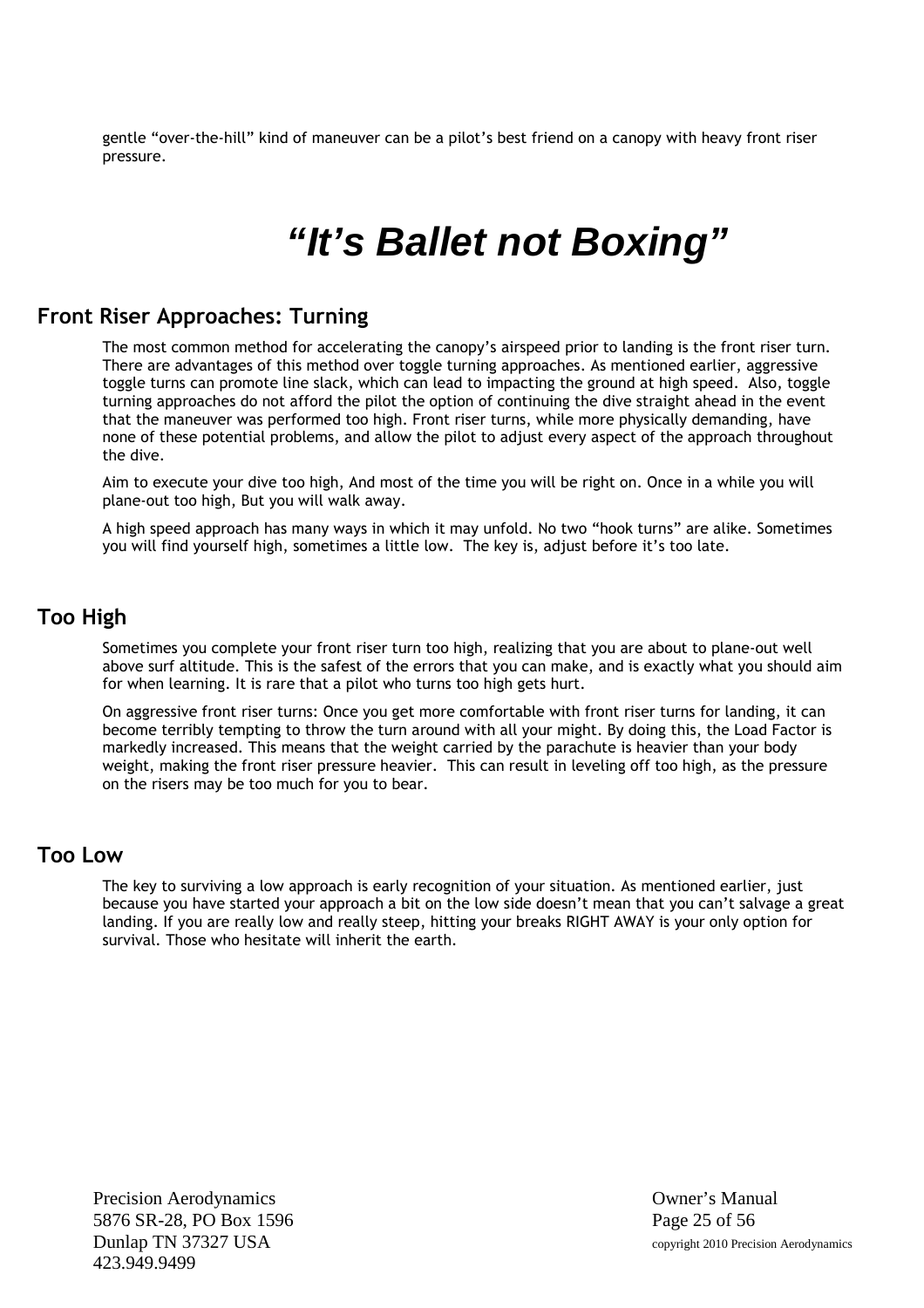gentle "over-the-hill" kind of maneuver can be a pilot's best friend on a canopy with heavy front riser pressure.

# *"It's Ballet not Boxing"*

## Front Riser Approaches: Turning

The most common method for accelerating the canopy's airspeed prior to landing is the front riser turn. There are advantages of this method over toggle turning approaches. As mentioned earlier, aggressive toggle turns can promote line slack, which can lead to impacting the ground at high speed. Also, toggle turning approaches do not afford the pilot the option of continuing the dive straight ahead in the event that the maneuver was performed too high. Front riser turns, while more physically demanding, have none of these potential problems, and allow the pilot to adjust every aspect of the approach throughout the dive.

Aim to execute your dive too high, And most of the time you will be right on. Once in a while you will plane-out too high, But you will walk away.

A high speed approach has many ways in which it may unfold. No two "hook turns" are alike. Sometimes you will find yourself high, sometimes a little low. The key is, adjust before it's too late.

## Too High

Sometimes you complete your front riser turn too high, realizing that you are about to plane-out well above surf altitude. This is the safest of the errors that you can make, and is exactly what you should aim for when learning. It is rare that a pilot who turns too high gets hurt.

On aggressive front riser turns: Once you get more comfortable with front riser turns for landing, it can become terribly tempting to throw the turn around with all your might. By doing this, the Load Factor is markedly increased. This means that the weight carried by the parachute is heavier than your body weight, making the front riser pressure heavier. This can result in leveling off too high, as the pressure on the risers may be too much for you to bear.

## Too Low

The key to surviving a low approach is early recognition of your situation. As mentioned earlier, just because you have started your approach a bit on the low side doesn't mean that you can't salvage a great landing. If you are really low and really steep, hitting your breaks RIGHT AWAY is your only option for survival. Those who hesitate will inherit the earth.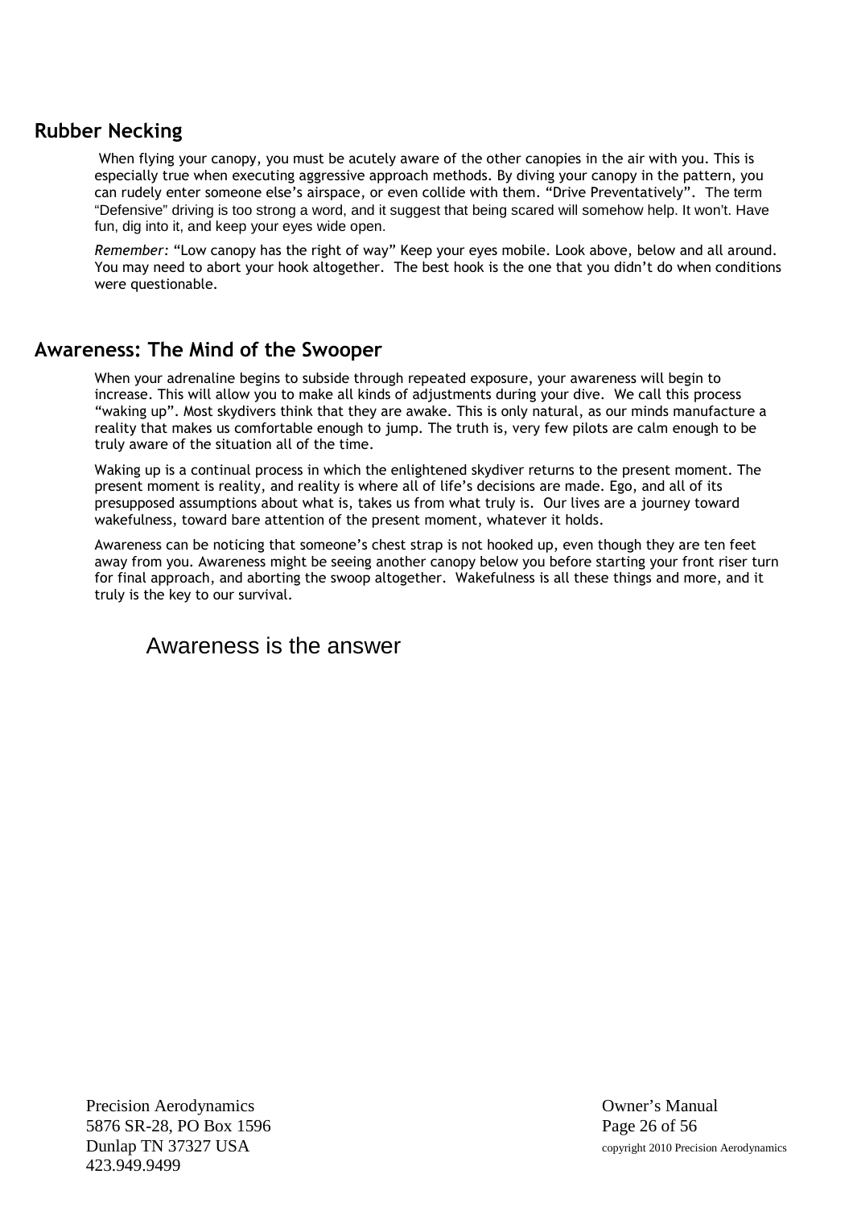## Rubber Necking

When flying your canopy, you must be acutely aware of the other canopies in the air with you. This is especially true when executing aggressive approach methods. By diving your canopy in the pattern, you can rudely enter someone else's airspace, or even collide with them. "Drive Preventatively". The term "Defensive" driving is too strong a word, and it suggest that being scared will somehow help. It won't. Have fun, dig into it, and keep your eyes wide open.

*Remember*: "Low canopy has the right of way" Keep your eyes mobile. Look above, below and all around. You may need to abort your hook altogether. The best hook is the one that you didn't do when conditions were questionable.

## Awareness: The Mind of the Swooper

When your adrenaline begins to subside through repeated exposure, your awareness will begin to increase. This will allow you to make all kinds of adjustments during your dive. We call this process "waking up". Most skydivers think that they are awake. This is only natural, as our minds manufacture a reality that makes us comfortable enough to jump. The truth is, very few pilots are calm enough to be truly aware of the situation all of the time.

Waking up is a continual process in which the enlightened skydiver returns to the present moment. The present moment is reality, and reality is where all of life's decisions are made. Ego, and all of its presupposed assumptions about what is, takes us from what truly is. Our lives are a journey toward wakefulness, toward bare attention of the present moment, whatever it holds.

Awareness can be noticing that someone's chest strap is not hooked up, even though they are ten feet away from you. Awareness might be seeing another canopy below you before starting your front riser turn for final approach, and aborting the swoop altogether. Wakefulness is all these things and more, and it truly is the key to our survival.

Awareness is the answer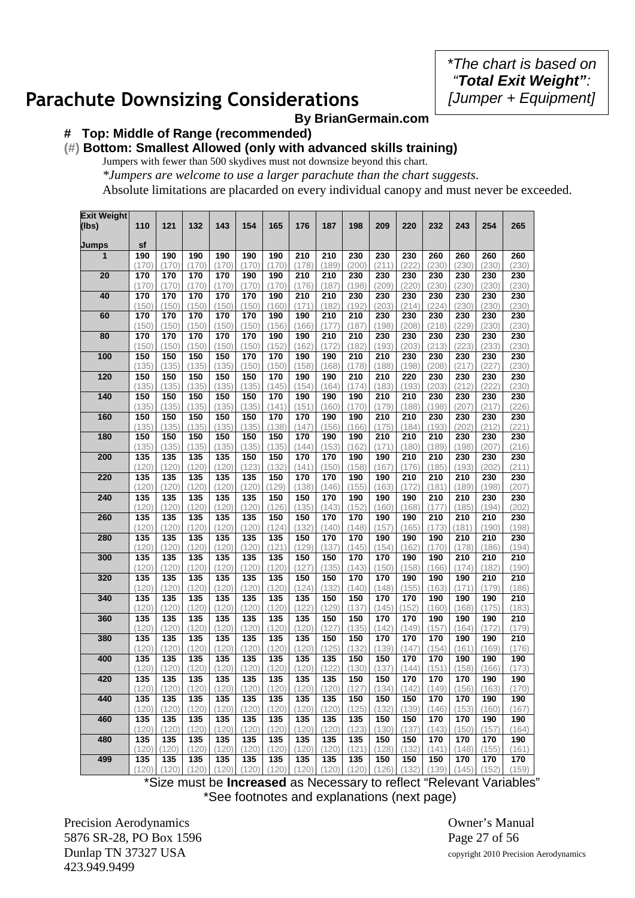# Parachute Downsizing Considerations

*\*The chart is based on "**Total Exit Weight**": [Jumper + Equipment]*

**By BrianGermain.com**

**# Top: Middle of Range (recommended)**

**(#) Bottom: Smallest Allowed (only with advanced skills training)**

Jumpers with fewer than 500 skydives must not downsize beyond this chart.

*\*Jumpers are welcome to use a larger parachute than the chart suggests.*

Absolute limitations are placarded on every individual canopy and must never be exceeded.

| Exit Weight (lbs) / Jumps | 110 | 121 | 132 | 143 | 154 | 165 | 176 | 187 | 198 | 209 | 220 | 232 | 243 | 254 | 265 |
|---|---|---|---|---|---|---|---|---|---|---|---|---|---|---|---|
| | sf | | | | | | | | | | | | | | |
| **1** | 190 (170) | 190 (170) | 190 (170) | 190 (170) | 190 (170) | 190 (170) | 210 (178) | 210 (189) | 230 (200) | 230 (211) | 230 (222) | 260 (230) | 260 (230) | 260 (230) | 260 (230) |
| **20** | 170 (170) | 170 (170) | 170 (170) | 170 (170) | 190 (170) | 190 (170) | 210 (176) | 210 (187) | 230 (198) | 230 (209) | 230 (220) | 230 (230) | 230 (230) | 230 (230) | 230 (230) |
| **40** | 170 (150) | 170 (150) | 170 (150) | 170 (150) | 170 (150) | 190 (160) | 210 (171) | 210 (182) | 230 (192) | 230 (203) | 230 (214) | 230 (224) | 230 (230) | 230 (230) | 230 (230) |
| **60** | 170 (150) | 170 (150) | 170 (150) | 170 (150) | 170 (150) | 190 (156) | 190 (166) | 210 (177) | 210 (187) | 230 (198) | 230 (208) | 230 (218) | 230 (229) | 230 (230) | 230 (230) |
| **80** | 170 (150) | 170 (150) | 170 (150) | 170 (150) | 170 (150) | 190 (152) | 190 (162) | 210 (172) | 210 (182) | 230 (193) | 230 (203) | 230 (213) | 230 (223) | 230 (233) | 230 (230) |
| **100** | 150 (135) | 150 (135) | 150 (135) | 150 (135) | 170 (150) | 170 (150) | 190 (158) | 190 (168) | 210 (178) | 210 (188) | 230 (198) | 230 (208) | 230 (217) | 230 (227) | 230 (230) |
| **120** | 150 (135) | 150 (135) | 150 (135) | 150 (135) | 150 (135) | 170 (145) | 190 (154) | 190 (164) | 210 (174) | 210 (183) | 220 (193) | 230 (203) | 230 (212) | 230 (222) | 230 (230) |
| **140** | 150 (135) | 150 (135) | 150 (135) | 150 (135) | 150 (135) | 170 (141) | 190 (151) | 190 (160) | 190 (170) | 210 (179) | 210 (188) | 230 (198) | 230 (207) | 230 (217) | 230 (226) |
| **160** | 150 (135) | 150 (135) | 150 (135) | 150 (135) | 150 (135) | 170 (138) | 170 (147) | 190 (156) | 190 (166) | 210 (175) | 210 (184) | 230 (193) | 230 (202) | 230 (212) | 230 (221) |
| **180** | 150 (135) | 150 (135) | 150 (135) | 150 (135) | 150 (135) | 150 (135) | 170 (144) | 190 (153) | 190 (162) | 210 (171) | 210 (180) | 230 (189) | 230 (198) | 230 (207) | 230 (216) |
| **200** | 135 (120) | 135 (120) | 135 (120) | 135 (120) | 150 (123) | 150 (132) | 170 (141) | 170 (150) | 190 (158) | 190 (167) | 210 (176) | 210 (185) | 230 (193) | 230 (202) | 230 (211) |
| **220** | 135 (120) | 135 (120) | 135 (120) | 135 (120) | 135 (120) | 150 (129) | 170 (138) | 170 (146) | 190 (155) | 190 (163) | 210 (172) | 210 (181) | 210 (189) | 230 (198) | 230 (207) |
| **240** | 135 (120) | 135 (120) | 135 (120) | 135 (120) | 135 (120) | 150 (126) | 150 (135) | 170 (143) | 190 (152) | 190 (160) | 190 (168) | 210 (177) | 210 (185) | 230 (194) | 230 (202) |
| **260** | 135 (120) | 135 (120) | 135 (120) | 135 (120) | 135 (120) | 150 (124) | 150 (132) | 170 (140) | 170 (148) | 190 (157) | 190 (165) | 210 (173) | 210 (181) | 210 (190) | 230 (198) |
| **280** | 135 (120) | 135 (120) | 135 (120) | 135 (120) | 135 (120) | 135 (121) | 150 (129) | 170 (137) | 170 (145) | 190 (154) | 190 (162) | 190 (170) | 210 (178) | 210 (186) | 230 (194) |
| **300** | 135 (120) | 135 (120) | 135 (120) | 135 (120) | 135 (120) | 135 (120) | 150 (127) | 150 (135) | 170 (143) | 170 (150) | 190 (158) | 190 (166) | 210 (174) | 210 (182) | 210 (190) |
| **320** | 135 (120) | 135 (120) | 135 (120) | 135 (120) | 135 (120) | 135 (120) | 150 (124) | 150 (132) | 170 (140) | 170 (148) | 190 (155) | 190 (163) | 190 (171) | 210 (179) | 210 (186) |
| **340** | 135 (120) | 135 (120) | 135 (120) | 135 (120) | 135 (120) | 135 (120) | 135 (122) | 150 (129) | 150 (137) | 170 (145) | 170 (152) | 190 (160) | 190 (168) | 190 (175) | 210 (183) |
| **360** | 135 (120) | 135 (120) | 135 (120) | 135 (120) | 135 (120) | 135 (120) | 135 (120) | 150 (127) | 150 (135) | 170 (142) | 170 (149) | 190 (157) | 190 (164) | 190 (172) | 210 (179) |
| **380** | 135 (120) | 135 (120) | 135 (120) | 135 (120) | 135 (120) | 135 (120) | 135 (120) | 150 (125) | 150 (132) | 170 (139) | 170 (147) | 170 (154) | 190 (161) | 190 (169) | 210 (176) |
| **400** | 135 (120) | 135 (120) | 135 (120) | 135 (120) | 135 (120) | 135 (120) | 135 (120) | 135 (122) | 150 (130) | 150 (137) | 170 (144) | 170 (151) | 190 (158) | 190 (166) | 190 (173) |
| **420** | 135 (120) | 135 (120) | 135 (120) | 135 (120) | 135 (120) | 135 (120) | 135 (120) | 135 (120) | 150 (127) | 150 (134) | 170 (142) | 170 (149) | 170 (156) | 190 (163) | 190 (170) |
| **440** | 135 (120) | 135 (120) | 135 (120) | 135 (120) | 135 (120) | 135 (120) | 135 (120) | 135 (120) | 150 (125) | 150 (132) | 150 (139) | 170 (146) | 170 (153) | 190 (160) | 190 (167) |
| **460** | 135 (120) | 135 (120) | 135 (120) | 135 (120) | 135 (120) | 135 (120) | 135 (120) | 135 (120) | 135 (123) | 150 (130) | 150 (137) | 170 (143) | 170 (150) | 190 (157) | 190 (164) |
| **480** | 135 (120) | 135 (120) | 135 (120) | 135 (120) | 135 (120) | 135 (120) | 135 (120) | 135 (120) | 135 (121) | 150 (128) | 150 (132) | 170 (141) | 170 (148) | 170 (155) | 190 (161) |
| **499** | 135 (120) | 135 (120) | 135 (120) | 135 (120) | 135 (120) | 135 (120) | 135 (120) | 135 (120) | 135 (120) | 150 (126) | 150 (132) | 150 (139) | 170 (145) | 170 (152) | 170 (159) |

\*Size must be **Increased** as Necessary to reflect "Relevant Variables"

\*See footnotes and explanations (next page)

Precision Aerodynamics
5876 SR-28, PO Box 1596
Dunlap TN 37327 USA
423.949.9499

Owner's Manual
copyright 2010 Precision Aerodynamics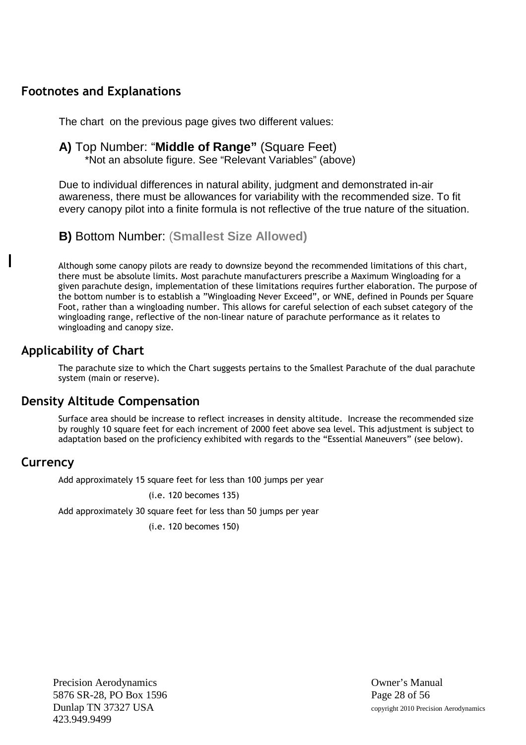## Footnotes and Explanations

The chart on the previous page gives two different values:

**A)** Top Number: "**Middle of Range"** (Square Feet)
*Not an absolute figure. See "Relevant Variables" (above)

Due to individual differences in natural ability, judgment and demonstrated in-air awareness, there must be allowances for variability with the recommended size. To fit every canopy pilot into a finite formula is not reflective of the true nature of the situation.

**B)** Bottom Number: (**Smallest Size Allowed)**

Although some canopy pilots are ready to downsize beyond the recommended limitations of this chart, there must be absolute limits. Most parachute manufacturers prescribe a Maximum Wingloading for a given parachute design, implementation of these limitations requires further elaboration. The purpose of the bottom number is to establish a "Wingloading Never Exceed", or WNE, defined in Pounds per Square Foot, rather than a wingloading number. This allows for careful selection of each subset category of the wingloading range, reflective of the non-linear nature of parachute performance as it relates to wingloading and canopy size.

## Applicability of Chart

The parachute size to which the Chart suggests pertains to the Smallest Parachute of the dual parachute system (main or reserve).

## Density Altitude Compensation

Surface area should be increase to reflect increases in density altitude. Increase the recommended size by roughly 10 square feet for each increment of 2000 feet above sea level. This adjustment is subject to adaptation based on the proficiency exhibited with regards to the "Essential Maneuvers" (see below).

## Currency

Add approximately 15 square feet for less than 100 jumps per year

(i.e. 120 becomes 135)

Add approximately 30 square feet for less than 50 jumps per year

(i.e. 120 becomes 150)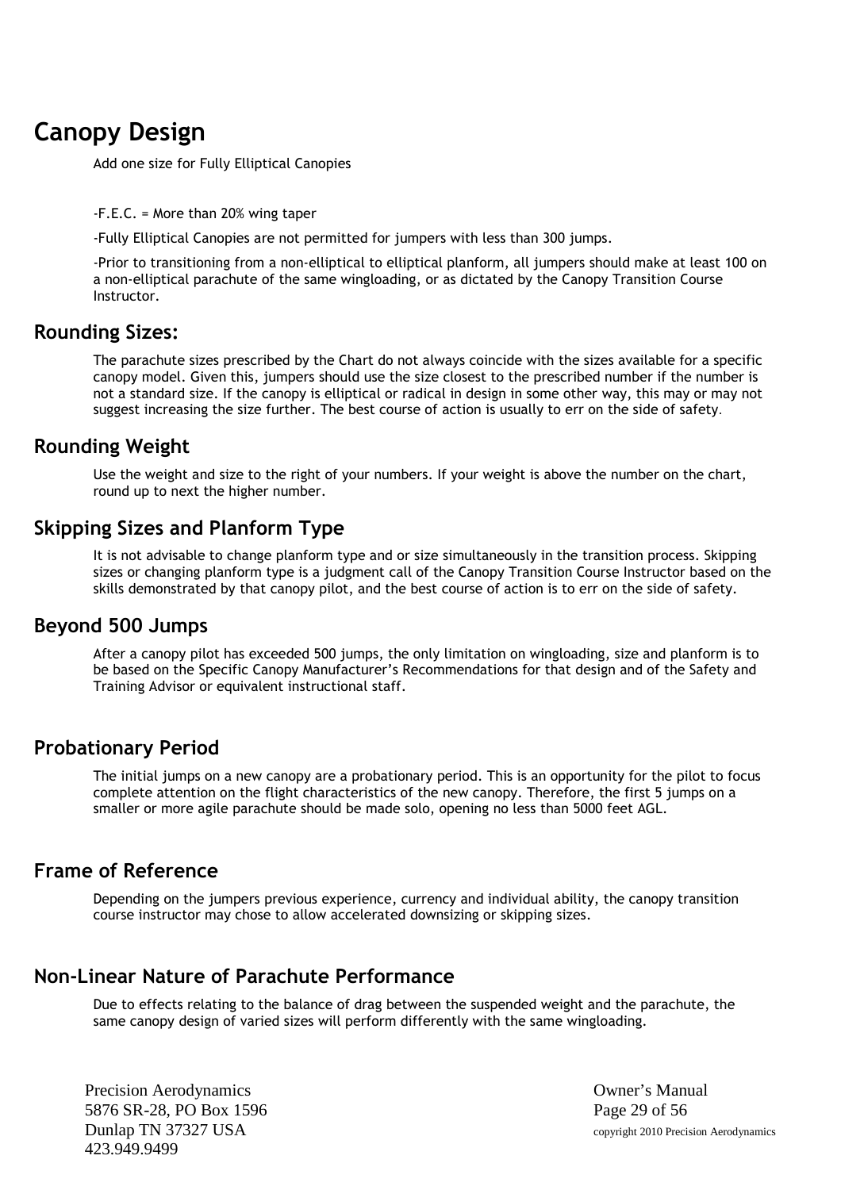# Canopy Design

Add one size for Fully Elliptical Canopies

-F.E.C. = More than 20% wing taper

-Fully Elliptical Canopies are not permitted for jumpers with less than 300 jumps.

-Prior to transitioning from a non-elliptical to elliptical planform, all jumpers should make at least 100 on a non-elliptical parachute of the same wingloading, or as dictated by the Canopy Transition Course Instructor.

## Rounding Sizes:

The parachute sizes prescribed by the Chart do not always coincide with the sizes available for a specific canopy model. Given this, jumpers should use the size closest to the prescribed number if the number is not a standard size. If the canopy is elliptical or radical in design in some other way, this may or may not suggest increasing the size further. The best course of action is usually to err on the side of safety.

## Rounding Weight

Use the weight and size to the right of your numbers. If your weight is above the number on the chart, round up to next the higher number.

## Skipping Sizes and Planform Type

It is not advisable to change planform type and or size simultaneously in the transition process. Skipping sizes or changing planform type is a judgment call of the Canopy Transition Course Instructor based on the skills demonstrated by that canopy pilot, and the best course of action is to err on the side of safety.

## Beyond 500 Jumps

After a canopy pilot has exceeded 500 jumps, the only limitation on wingloading, size and planform is to be based on the Specific Canopy Manufacturer's Recommendations for that design and of the Safety and Training Advisor or equivalent instructional staff.

## Probationary Period

The initial jumps on a new canopy are a probationary period. This is an opportunity for the pilot to focus complete attention on the flight characteristics of the new canopy. Therefore, the first 5 jumps on a smaller or more agile parachute should be made solo, opening no less than 5000 feet AGL.

## Frame of Reference

Depending on the jumpers previous experience, currency and individual ability, the canopy transition course instructor may chose to allow accelerated downsizing or skipping sizes.

## Non-Linear Nature of Parachute Performance

Due to effects relating to the balance of drag between the suspended weight and the parachute, the same canopy design of varied sizes will perform differently with the same wingloading.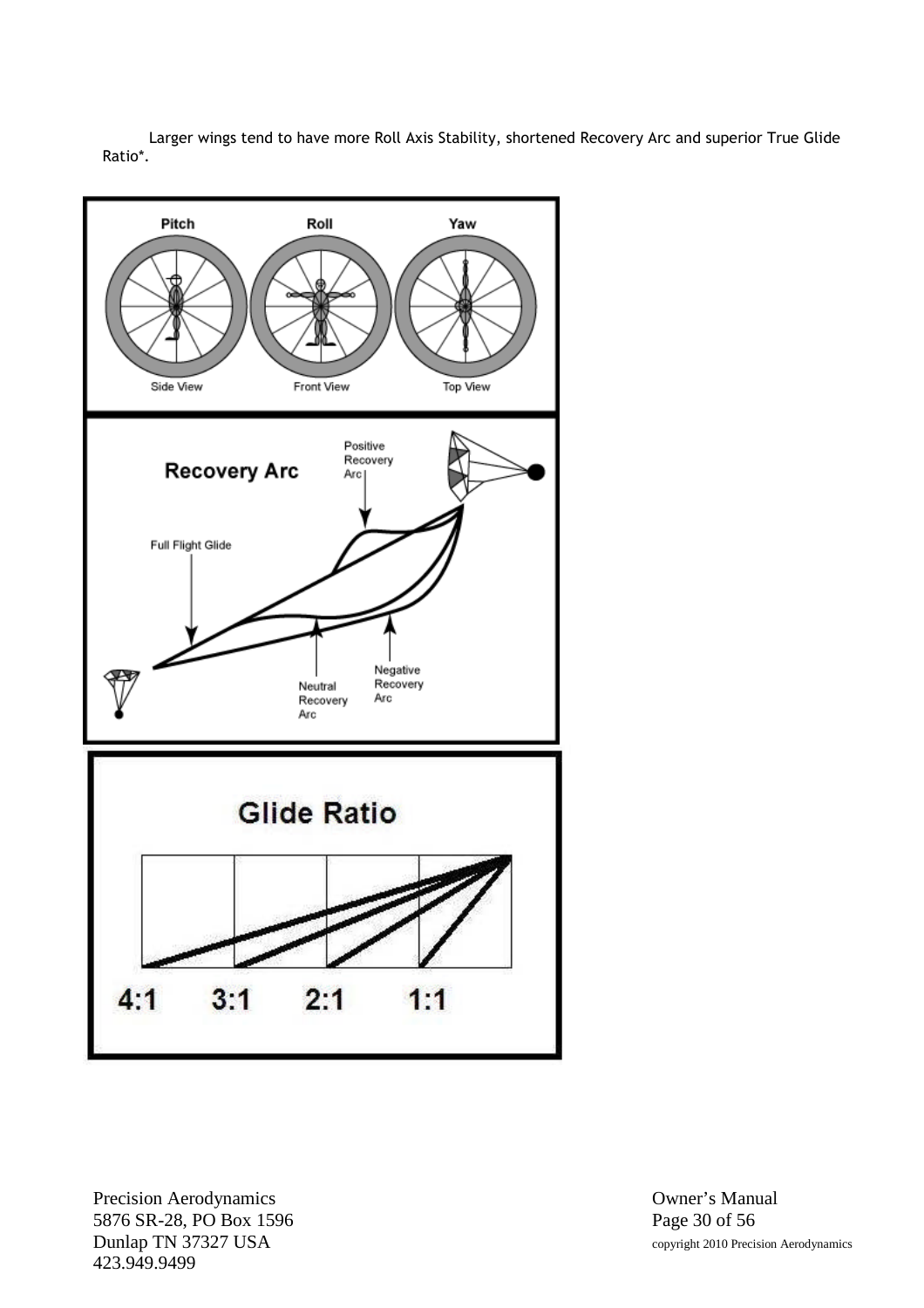Larger wings tend to have more Roll Axis Stability, shortened Recovery Arc and superior True Glide Ratio*.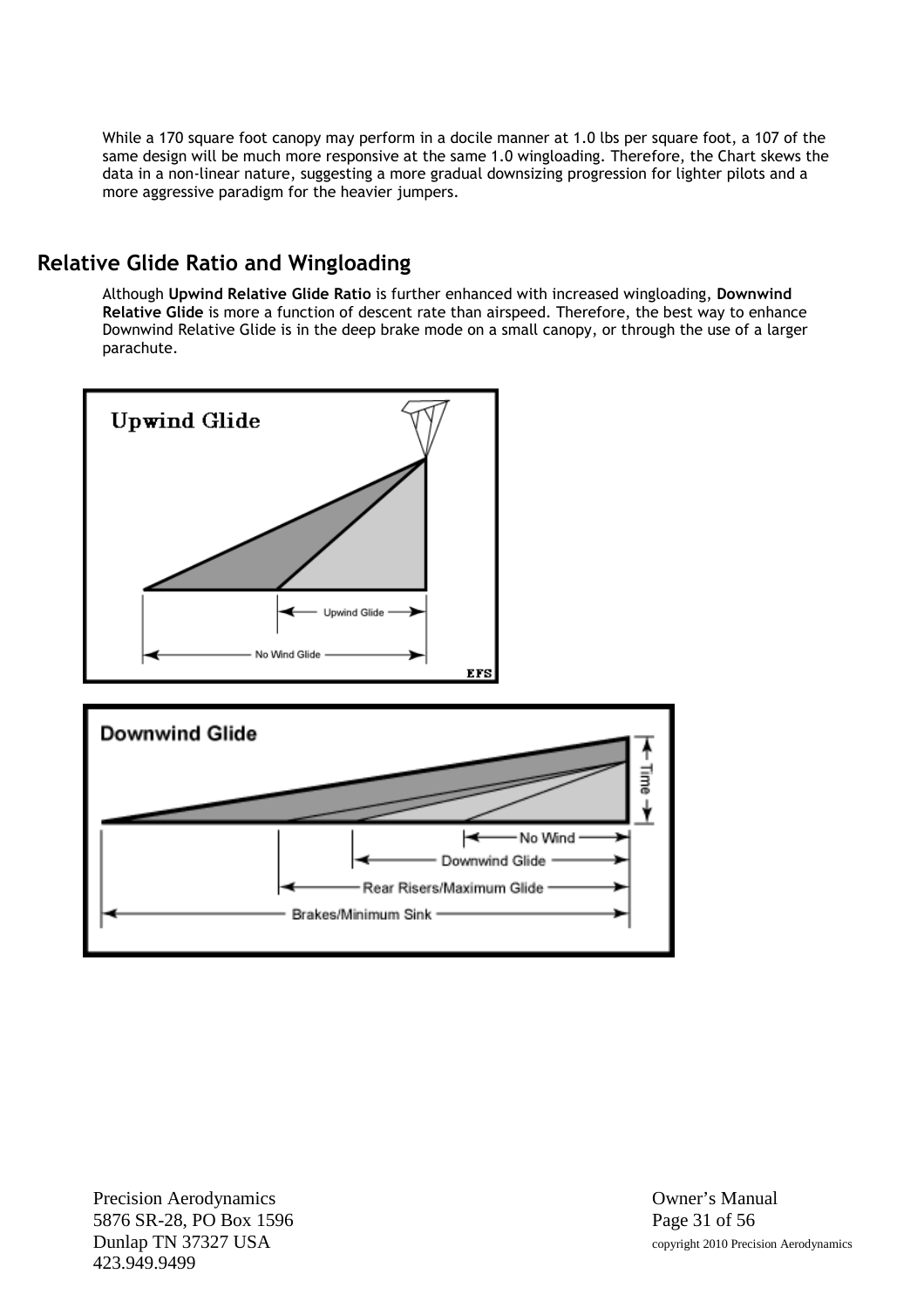While a 170 square foot canopy may perform in a docile manner at 1.0 lbs per square foot, a 107 of the same design will be much more responsive at the same 1.0 wingloading. Therefore, the Chart skews the data in a non-linear nature, suggesting a more gradual downsizing progression for lighter pilots and a more aggressive paradigm for the heavier jumpers.

## Relative Glide Ratio and Wingloading

Although **Upwind Relative Glide Ratio** is further enhanced with increased wingloading, **Downwind Relative Glide** is more a function of descent rate than airspeed. Therefore, the best way to enhance Downwind Relative Glide is in the deep brake mode on a small canopy, or through the use of a larger parachute.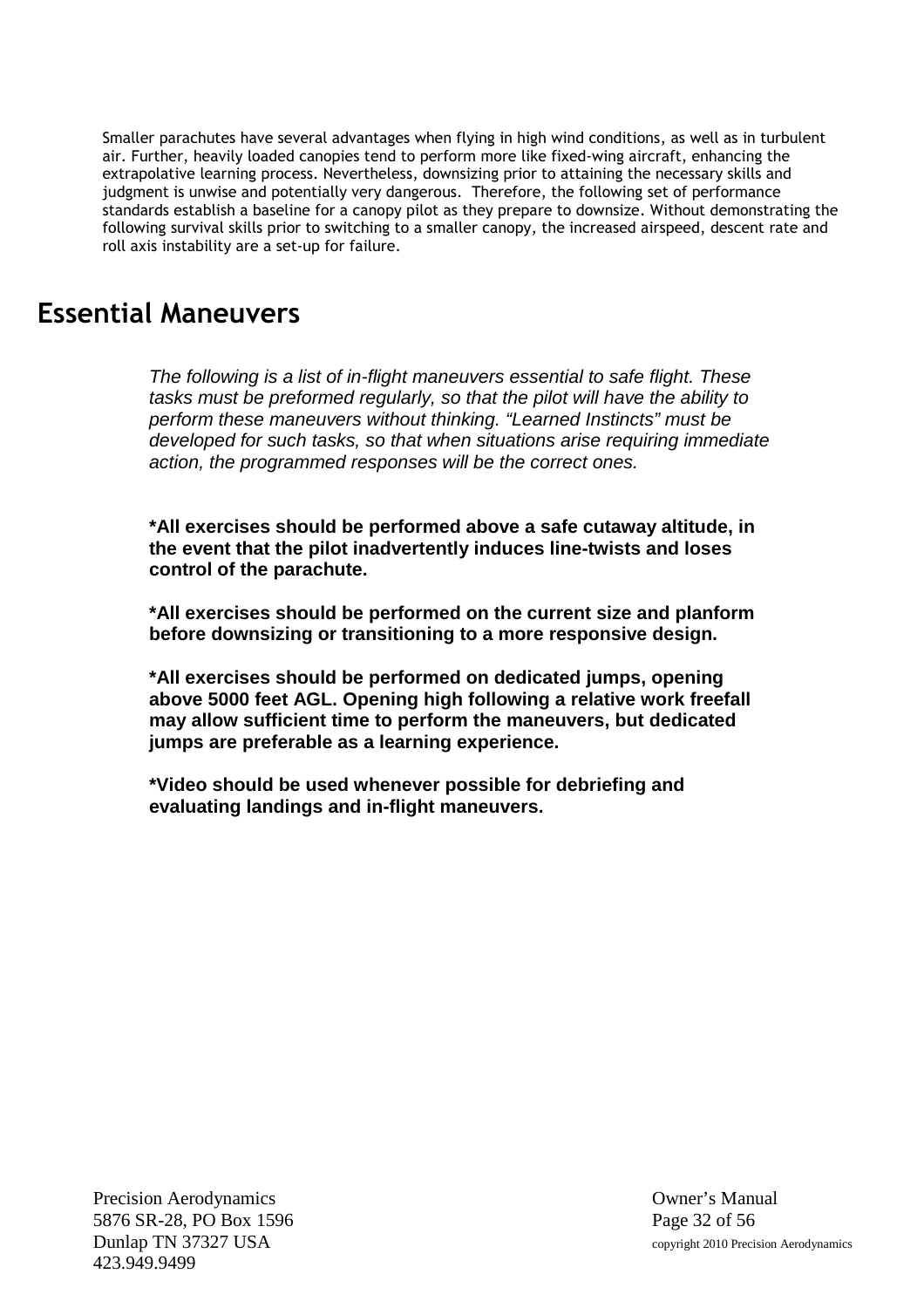Smaller parachutes have several advantages when flying in high wind conditions, as well as in turbulent air. Further, heavily loaded canopies tend to perform more like fixed-wing aircraft, enhancing the extrapolative learning process. Nevertheless, downsizing prior to attaining the necessary skills and judgment is unwise and potentially very dangerous. Therefore, the following set of performance standards establish a baseline for a canopy pilot as they prepare to downsize. Without demonstrating the following survival skills prior to switching to a smaller canopy, the increased airspeed, descent rate and roll axis instability are a set-up for failure.

# Essential Maneuvers

*The following is a list of in-flight maneuvers essential to safe flight. These tasks must be preformed regularly, so that the pilot will have the ability to perform these maneuvers without thinking. "Learned Instincts" must be developed for such tasks, so that when situations arise requiring immediate action, the programmed responses will be the correct ones.*

**\*All exercises should be performed above a safe cutaway altitude, in the event that the pilot inadvertently induces line-twists and loses control of the parachute.**

**\*All exercises should be performed on the current size and planform before downsizing or transitioning to a more responsive design.**

**\*All exercises should be performed on dedicated jumps, opening above 5000 feet AGL. Opening high following a relative work freefall may allow sufficient time to perform the maneuvers, but dedicated jumps are preferable as a learning experience.**

**\*Video should be used whenever possible for debriefing and evaluating landings and in-flight maneuvers.**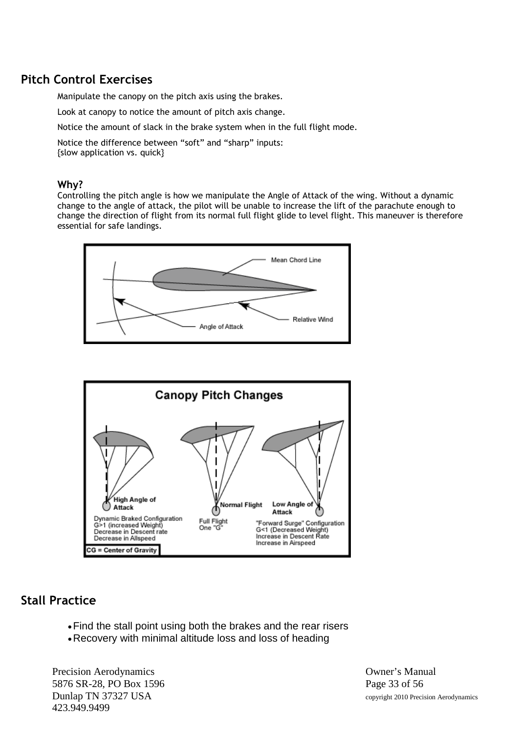## Pitch Control Exercises

Manipulate the canopy on the pitch axis using the brakes.

Look at canopy to notice the amount of pitch axis change.

Notice the amount of slack in the brake system when in the full flight mode.

Notice the difference between “soft” and “sharp” inputs:
{slow application vs. quick}

### Why?

Controlling the pitch angle is how we manipulate the Angle of Attack of the wing. Without a dynamic change to the angle of attack, the pilot will be unable to increase the lift of the parachute enough to change the direction of flight from its normal full flight glide to level flight. This maneuver is therefore essential for safe landings.

## Stall Practice

- Find the stall point using both the brakes and the rear risers
- Recovery with minimal altitude loss and loss of heading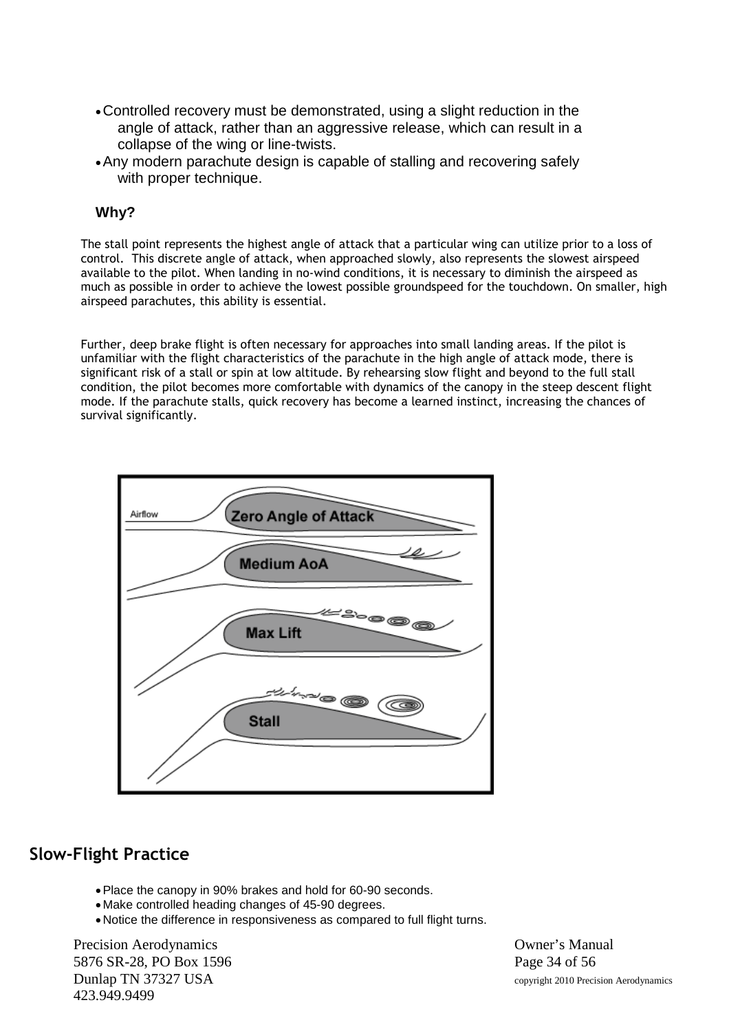- Controlled recovery must be demonstrated, using a slight reduction in the angle of attack, rather than an aggressive release, which can result in a collapse of the wing or line-twists.
- Any modern parachute design is capable of stalling and recovering safely with proper technique.

**Why?**

The stall point represents the highest angle of attack that a particular wing can utilize prior to a loss of control. This discrete angle of attack, when approached slowly, also represents the slowest airspeed available to the pilot. When landing in no-wind conditions, it is necessary to diminish the airspeed as much as possible in order to achieve the lowest possible groundspeed for the touchdown. On smaller, high airspeed parachutes, this ability is essential.

Further, deep brake flight is often necessary for approaches into small landing areas. If the pilot is unfamiliar with the flight characteristics of the parachute in the high angle of attack mode, there is significant risk of a stall or spin at low altitude. By rehearsing slow flight and beyond to the full stall condition, the pilot becomes more comfortable with dynamics of the canopy in the steep descent flight mode. If the parachute stalls, quick recovery has become a learned instinct, increasing the chances of survival significantly.

## Slow-Flight Practice

- Place the canopy in 90% brakes and hold for 60-90 seconds.
- Make controlled heading changes of 45-90 degrees.
- Notice the difference in responsiveness as compared to full flight turns.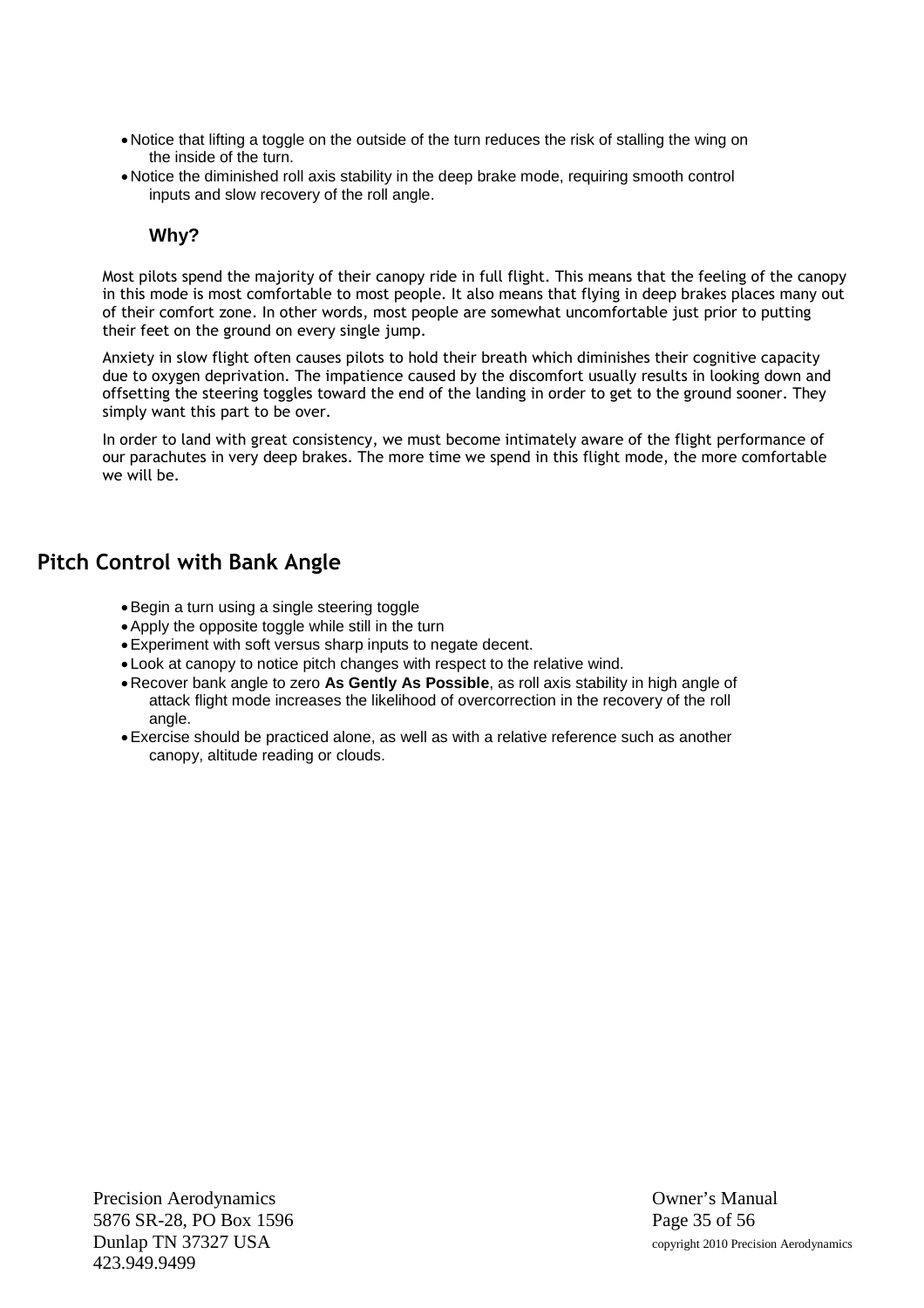- Notice that lifting a toggle on the outside of the turn reduces the risk of stalling the wing on the inside of the turn.
- Notice the diminished roll axis stability in the deep brake mode, requiring smooth control inputs and slow recovery of the roll angle.

### Why?

Most pilots spend the majority of their canopy ride in full flight. This means that the feeling of the canopy in this mode is most comfortable to most people. It also means that flying in deep brakes places many out of their comfort zone. In other words, most people are somewhat uncomfortable just prior to putting their feet on the ground on every single jump.

Anxiety in slow flight often causes pilots to hold their breath which diminishes their cognitive capacity due to oxygen deprivation. The impatience caused by the discomfort usually results in looking down and offsetting the steering toggles toward the end of the landing in order to get to the ground sooner. They simply want this part to be over.

In order to land with great consistency, we must become intimately aware of the flight performance of our parachutes in very deep brakes. The more time we spend in this flight mode, the more comfortable we will be.

## Pitch Control with Bank Angle

- Begin a turn using a single steering toggle
- Apply the opposite toggle while still in the turn
- Experiment with soft versus sharp inputs to negate decent.
- Look at canopy to notice pitch changes with respect to the relative wind.
- Recover bank angle to zero **As Gently As Possible**, as roll axis stability in high angle of attack flight mode increases the likelihood of overcorrection in the recovery of the roll angle.
- Exercise should be practiced alone, as well as with a relative reference such as another canopy, altitude reading or clouds.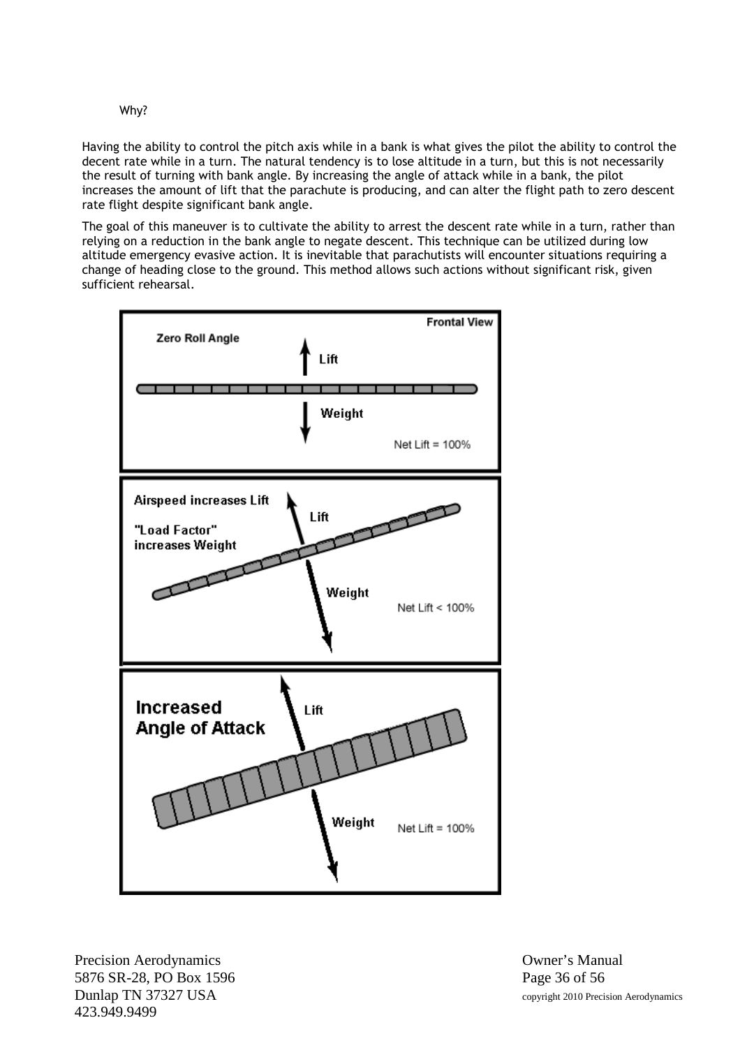Why?

Having the ability to control the pitch axis while in a bank is what gives the pilot the ability to control the decent rate while in a turn. The natural tendency is to lose altitude in a turn, but this is not necessarily the result of turning with bank angle. By increasing the angle of attack while in a bank, the pilot increases the amount of lift that the parachute is producing, and can alter the flight path to zero descent rate flight despite significant bank angle.

The goal of this maneuver is to cultivate the ability to arrest the descent rate while in a turn, rather than relying on a reduction in the bank angle to negate descent. This technique can be utilized during low altitude emergency evasive action. It is inevitable that parachutists will encounter situations requiring a change of heading close to the ground. This method allows such actions without significant risk, given sufficient rehearsal.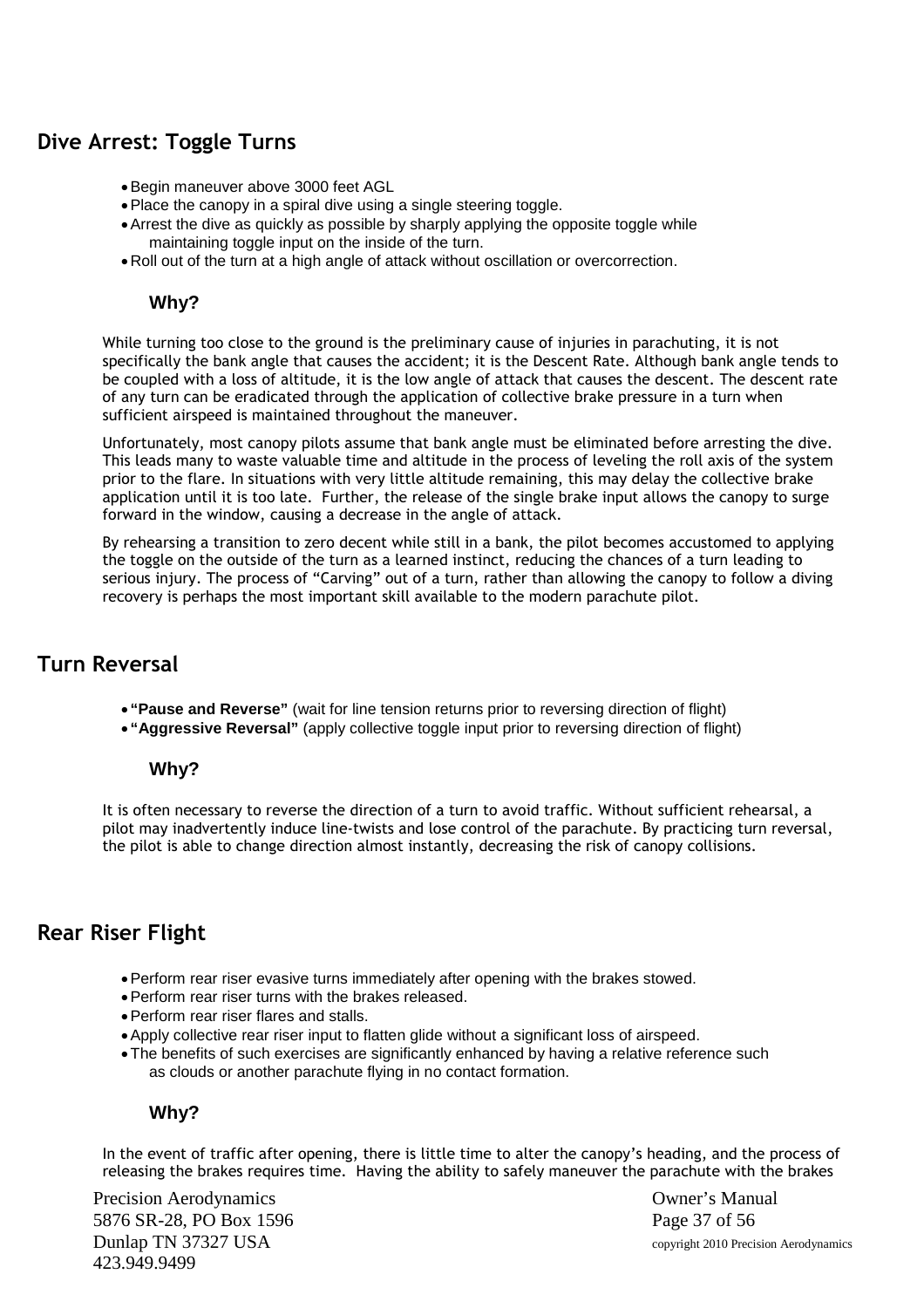## Dive Arrest: Toggle Turns

- Begin maneuver above 3000 feet AGL
- Place the canopy in a spiral dive using a single steering toggle.
- Arrest the dive as quickly as possible by sharply applying the opposite toggle while maintaining toggle input on the inside of the turn.
- Roll out of the turn at a high angle of attack without oscillation or overcorrection.

### Why?

While turning too close to the ground is the preliminary cause of injuries in parachuting, it is not specifically the bank angle that causes the accident; it is the Descent Rate. Although bank angle tends to be coupled with a loss of altitude, it is the low angle of attack that causes the descent. The descent rate of any turn can be eradicated through the application of collective brake pressure in a turn when sufficient airspeed is maintained throughout the maneuver.

Unfortunately, most canopy pilots assume that bank angle must be eliminated before arresting the dive. This leads many to waste valuable time and altitude in the process of leveling the roll axis of the system prior to the flare. In situations with very little altitude remaining, this may delay the collective brake application until it is too late. Further, the release of the single brake input allows the canopy to surge forward in the window, causing a decrease in the angle of attack.

By rehearsing a transition to zero decent while still in a bank, the pilot becomes accustomed to applying the toggle on the outside of the turn as a learned instinct, reducing the chances of a turn leading to serious injury. The process of "Carving" out of a turn, rather than allowing the canopy to follow a diving recovery is perhaps the most important skill available to the modern parachute pilot.

## Turn Reversal

- **"Pause and Reverse"** (wait for line tension returns prior to reversing direction of flight)
- **"Aggressive Reversal"** (apply collective toggle input prior to reversing direction of flight)

### Why?

It is often necessary to reverse the direction of a turn to avoid traffic. Without sufficient rehearsal, a pilot may inadvertently induce line-twists and lose control of the parachute. By practicing turn reversal, the pilot is able to change direction almost instantly, decreasing the risk of canopy collisions.

## Rear Riser Flight

- Perform rear riser evasive turns immediately after opening with the brakes stowed.
- Perform rear riser turns with the brakes released.
- Perform rear riser flares and stalls.
- Apply collective rear riser input to flatten glide without a significant loss of airspeed.
- The benefits of such exercises are significantly enhanced by having a relative reference such as clouds or another parachute flying in no contact formation.

### Why?

In the event of traffic after opening, there is little time to alter the canopy's heading, and the process of releasing the brakes requires time. Having the ability to safely maneuver the parachute with the brakes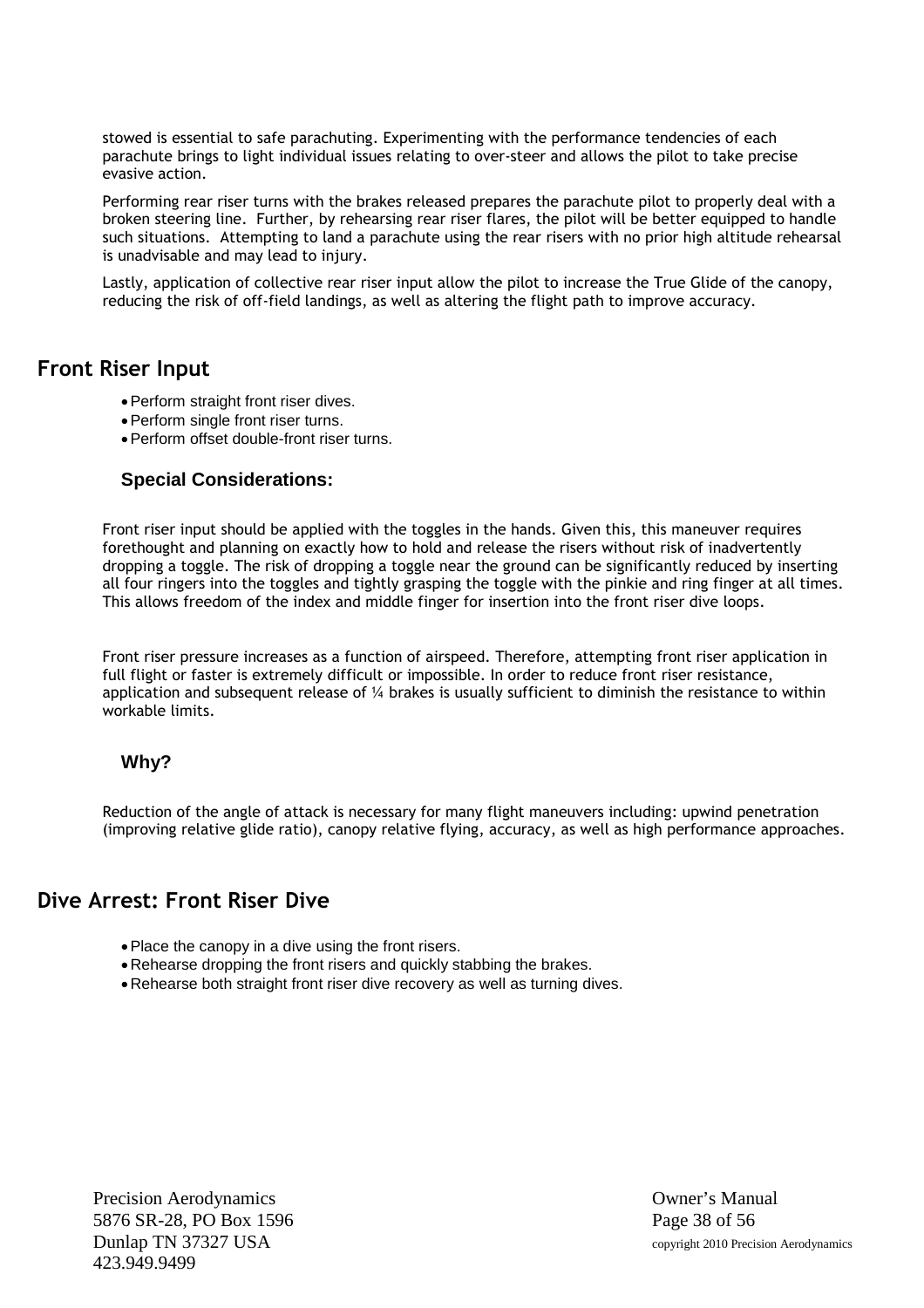stowed is essential to safe parachuting. Experimenting with the performance tendencies of each parachute brings to light individual issues relating to over-steer and allows the pilot to take precise evasive action.

Performing rear riser turns with the brakes released prepares the parachute pilot to properly deal with a broken steering line. Further, by rehearsing rear riser flares, the pilot will be better equipped to handle such situations. Attempting to land a parachute using the rear risers with no prior high altitude rehearsal is unadvisable and may lead to injury.

Lastly, application of collective rear riser input allow the pilot to increase the True Glide of the canopy, reducing the risk of off-field landings, as well as altering the flight path to improve accuracy.

## Front Riser Input

- Perform straight front riser dives.
- Perform single front riser turns.
- Perform offset double-front riser turns.

### Special Considerations:

Front riser input should be applied with the toggles in the hands. Given this, this maneuver requires forethought and planning on exactly how to hold and release the risers without risk of inadvertently dropping a toggle. The risk of dropping a toggle near the ground can be significantly reduced by inserting all four ringers into the toggles and tightly grasping the toggle with the pinkie and ring finger at all times. This allows freedom of the index and middle finger for insertion into the front riser dive loops.

Front riser pressure increases as a function of airspeed. Therefore, attempting front riser application in full flight or faster is extremely difficult or impossible. In order to reduce front riser resistance, application and subsequent release of ¼ brakes is usually sufficient to diminish the resistance to within workable limits.

### Why?

Reduction of the angle of attack is necessary for many flight maneuvers including: upwind penetration (improving relative glide ratio), canopy relative flying, accuracy, as well as high performance approaches.

## Dive Arrest: Front Riser Dive

- Place the canopy in a dive using the front risers.
- Rehearse dropping the front risers and quickly stabbing the brakes.
- Rehearse both straight front riser dive recovery as well as turning dives.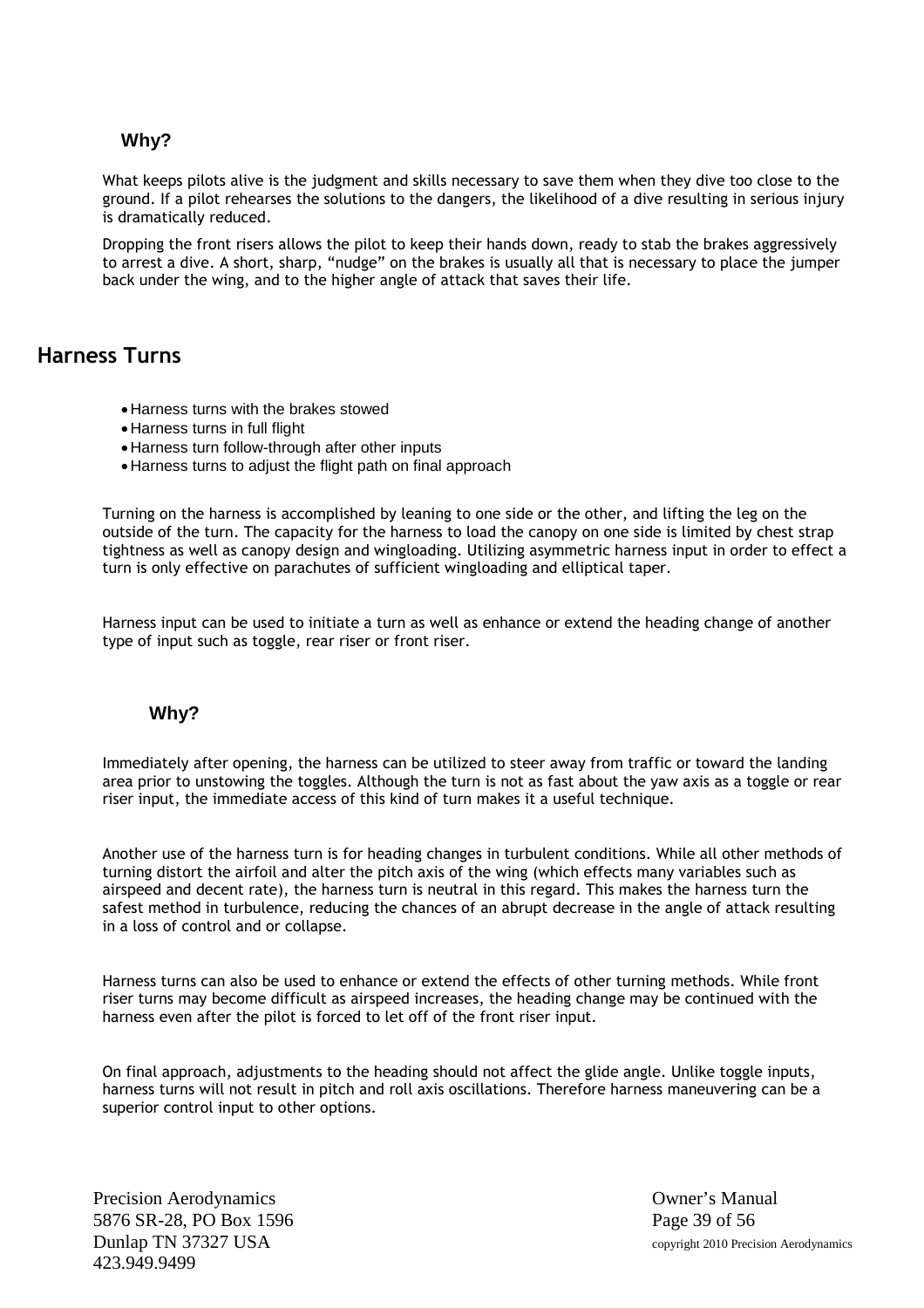### Why?

What keeps pilots alive is the judgment and skills necessary to save them when they dive too close to the ground. If a pilot rehearses the solutions to the dangers, the likelihood of a dive resulting in serious injury is dramatically reduced.

Dropping the front risers allows the pilot to keep their hands down, ready to stab the brakes aggressively to arrest a dive. A short, sharp, “nudge” on the brakes is usually all that is necessary to place the jumper back under the wing, and to the higher angle of attack that saves their life.

## Harness Turns

- Harness turns with the brakes stowed
- Harness turns in full flight
- Harness turn follow-through after other inputs
- Harness turns to adjust the flight path on final approach

Turning on the harness is accomplished by leaning to one side or the other, and lifting the leg on the outside of the turn. The capacity for the harness to load the canopy on one side is limited by chest strap tightness as well as canopy design and wingloading. Utilizing asymmetric harness input in order to effect a turn is only effective on parachutes of sufficient wingloading and elliptical taper.

Harness input can be used to initiate a turn as well as enhance or extend the heading change of another type of input such as toggle, rear riser or front riser.

### Why?

Immediately after opening, the harness can be utilized to steer away from traffic or toward the landing area prior to unstowing the toggles. Although the turn is not as fast about the yaw axis as a toggle or rear riser input, the immediate access of this kind of turn makes it a useful technique.

Another use of the harness turn is for heading changes in turbulent conditions. While all other methods of turning distort the airfoil and alter the pitch axis of the wing (which effects many variables such as airspeed and decent rate), the harness turn is neutral in this regard. This makes the harness turn the safest method in turbulence, reducing the chances of an abrupt decrease in the angle of attack resulting in a loss of control and or collapse.

Harness turns can also be used to enhance or extend the effects of other turning methods. While front riser turns may become difficult as airspeed increases, the heading change may be continued with the harness even after the pilot is forced to let off of the front riser input.

On final approach, adjustments to the heading should not affect the glide angle. Unlike toggle inputs, harness turns will not result in pitch and roll axis oscillations. Therefore harness maneuvering can be a superior control input to other options.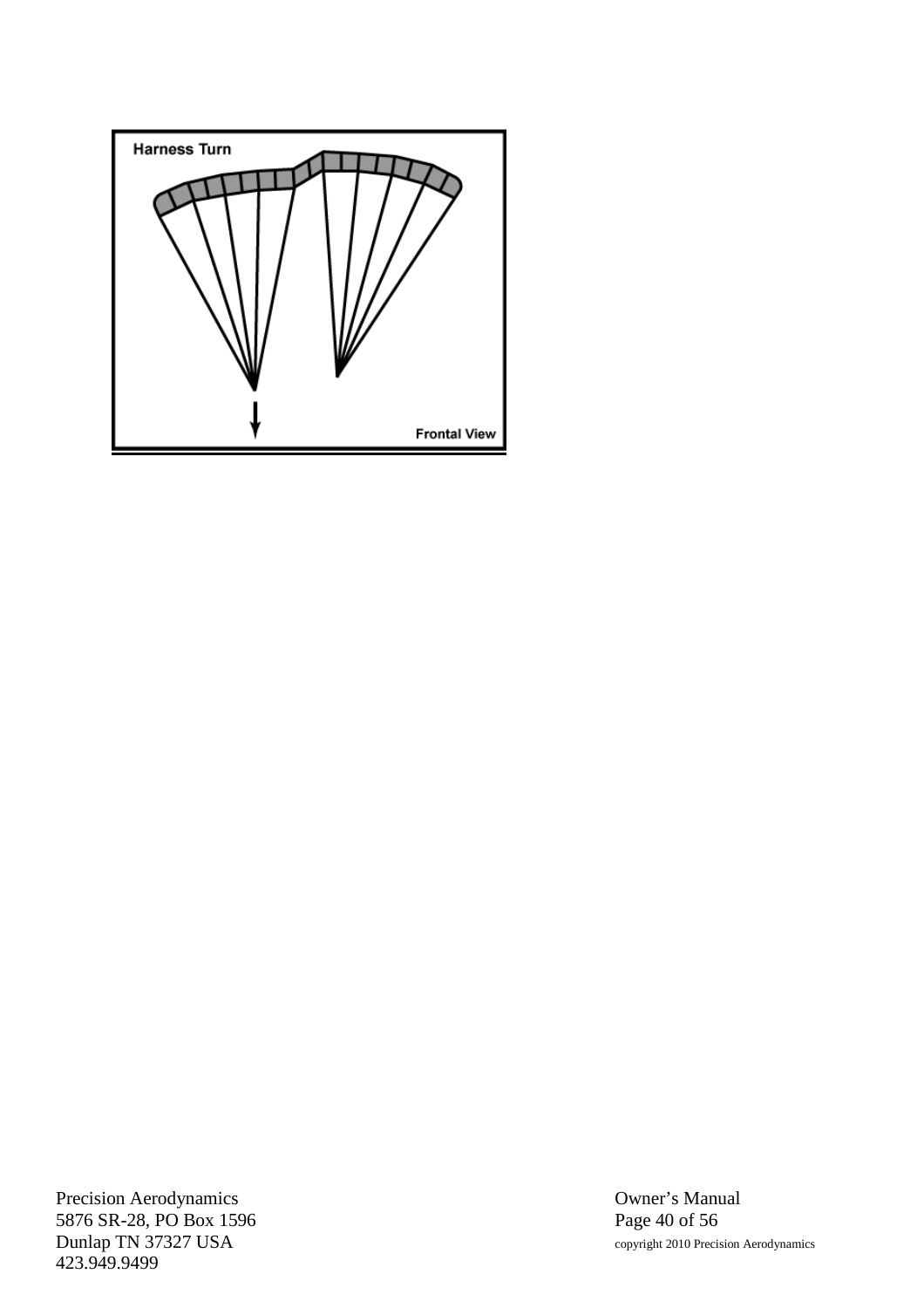Harness Turn

Frontal View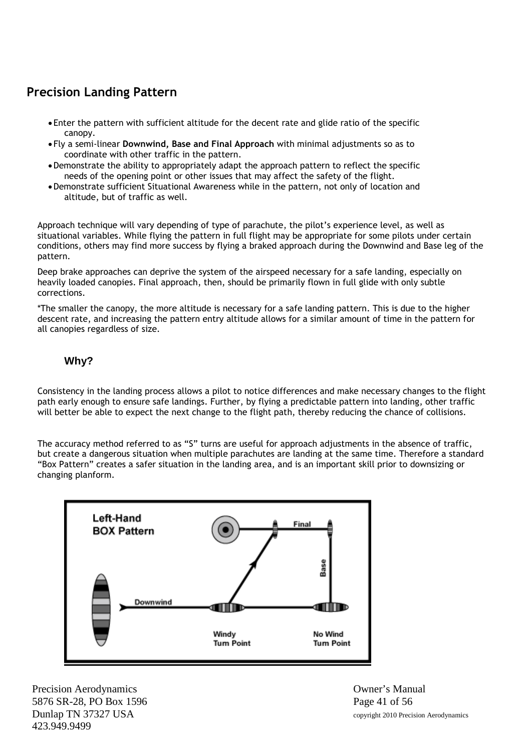## Precision Landing Pattern

- Enter the pattern with sufficient altitude for the decent rate and glide ratio of the specific canopy.
- Fly a semi-linear **Downwind, Base and Final Approach** with minimal adjustments so as to coordinate with other traffic in the pattern.
- Demonstrate the ability to appropriately adapt the approach pattern to reflect the specific needs of the opening point or other issues that may affect the safety of the flight.
- Demonstrate sufficient Situational Awareness while in the pattern, not only of location and altitude, but of traffic as well.

Approach technique will vary depending of type of parachute, the pilot's experience level, as well as situational variables. While flying the pattern in full flight may be appropriate for some pilots under certain conditions, others may find more success by flying a braked approach during the Downwind and Base leg of the pattern.

Deep brake approaches can deprive the system of the airspeed necessary for a safe landing, especially on heavily loaded canopies. Final approach, then, should be primarily flown in full glide with only subtle corrections.

*The smaller the canopy, the more altitude is necessary for a safe landing pattern. This is due to the higher descent rate, and increasing the pattern entry altitude allows for a similar amount of time in the pattern for all canopies regardless of size.

### Why?

Consistency in the landing process allows a pilot to notice differences and make necessary changes to the flight path early enough to ensure safe landings. Further, by flying a predictable pattern into landing, other traffic will better be able to expect the next change to the flight path, thereby reducing the chance of collisions.

The accuracy method referred to as "S" turns are useful for approach adjustments in the absence of traffic, but create a dangerous situation when multiple parachutes are landing at the same time. Therefore a standard "Box Pattern" creates a safer situation in the landing area, and is an important skill prior to downsizing or changing planform.

Left-Hand BOX Pattern

Downwind — Base — Final

Windy Turn Point — No Wind Turn Point

Precision Aerodynamics
5876 SR-28, PO Box 1596
Dunlap TN 37327 USA
423.949.9499

Owner's Manual
copyright 2010 Precision Aerodynamics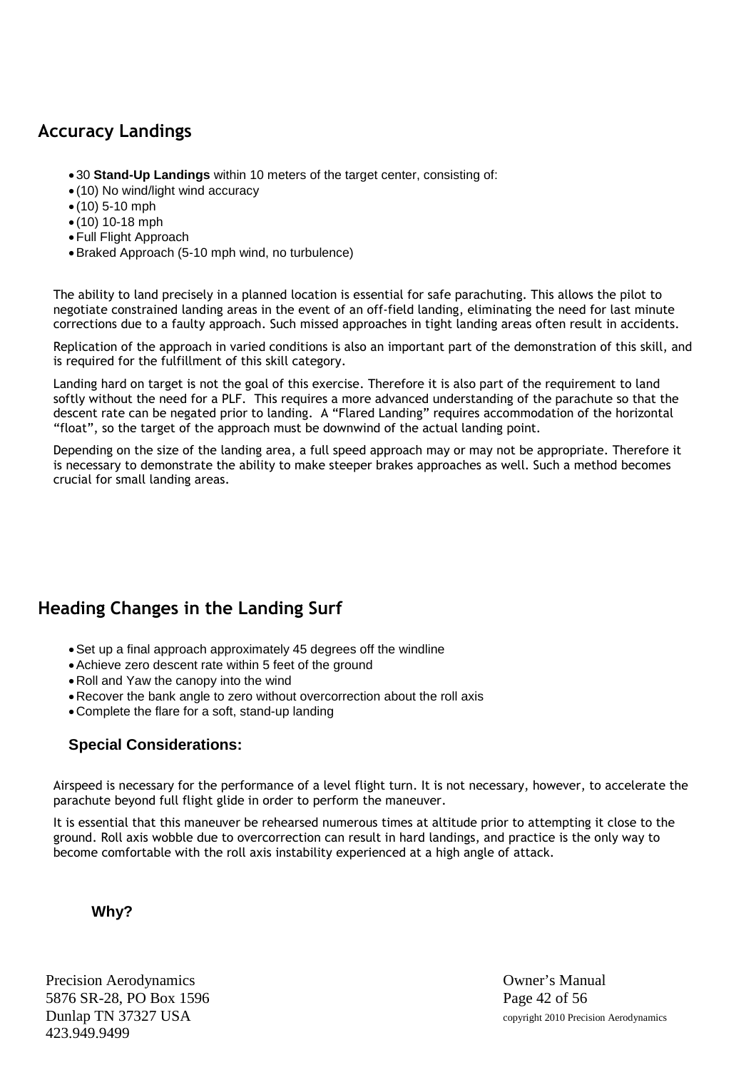## Accuracy Landings

- 30 **Stand-Up Landings** within 10 meters of the target center, consisting of:
- (10) No wind/light wind accuracy
- (10) 5-10 mph
- (10) 10-18 mph
- Full Flight Approach
- Braked Approach (5-10 mph wind, no turbulence)

The ability to land precisely in a planned location is essential for safe parachuting. This allows the pilot to negotiate constrained landing areas in the event of an off-field landing, eliminating the need for last minute corrections due to a faulty approach. Such missed approaches in tight landing areas often result in accidents.

Replication of the approach in varied conditions is also an important part of the demonstration of this skill, and is required for the fulfillment of this skill category.

Landing hard on target is not the goal of this exercise. Therefore it is also part of the requirement to land softly without the need for a PLF. This requires a more advanced understanding of the parachute so that the descent rate can be negated prior to landing. A "Flared Landing" requires accommodation of the horizontal "float", so the target of the approach must be downwind of the actual landing point.

Depending on the size of the landing area, a full speed approach may or may not be appropriate. Therefore it is necessary to demonstrate the ability to make steeper brakes approaches as well. Such a method becomes crucial for small landing areas.

## Heading Changes in the Landing Surf

- Set up a final approach approximately 45 degrees off the windline
- Achieve zero descent rate within 5 feet of the ground
- Roll and Yaw the canopy into the wind
- Recover the bank angle to zero without overcorrection about the roll axis
- Complete the flare for a soft, stand-up landing

### Special Considerations:

Airspeed is necessary for the performance of a level flight turn. It is not necessary, however, to accelerate the parachute beyond full flight glide in order to perform the maneuver.

It is essential that this maneuver be rehearsed numerous times at altitude prior to attempting it close to the ground. Roll axis wobble due to overcorrection can result in hard landings, and practice is the only way to become comfortable with the roll axis instability experienced at a high angle of attack.

### Why?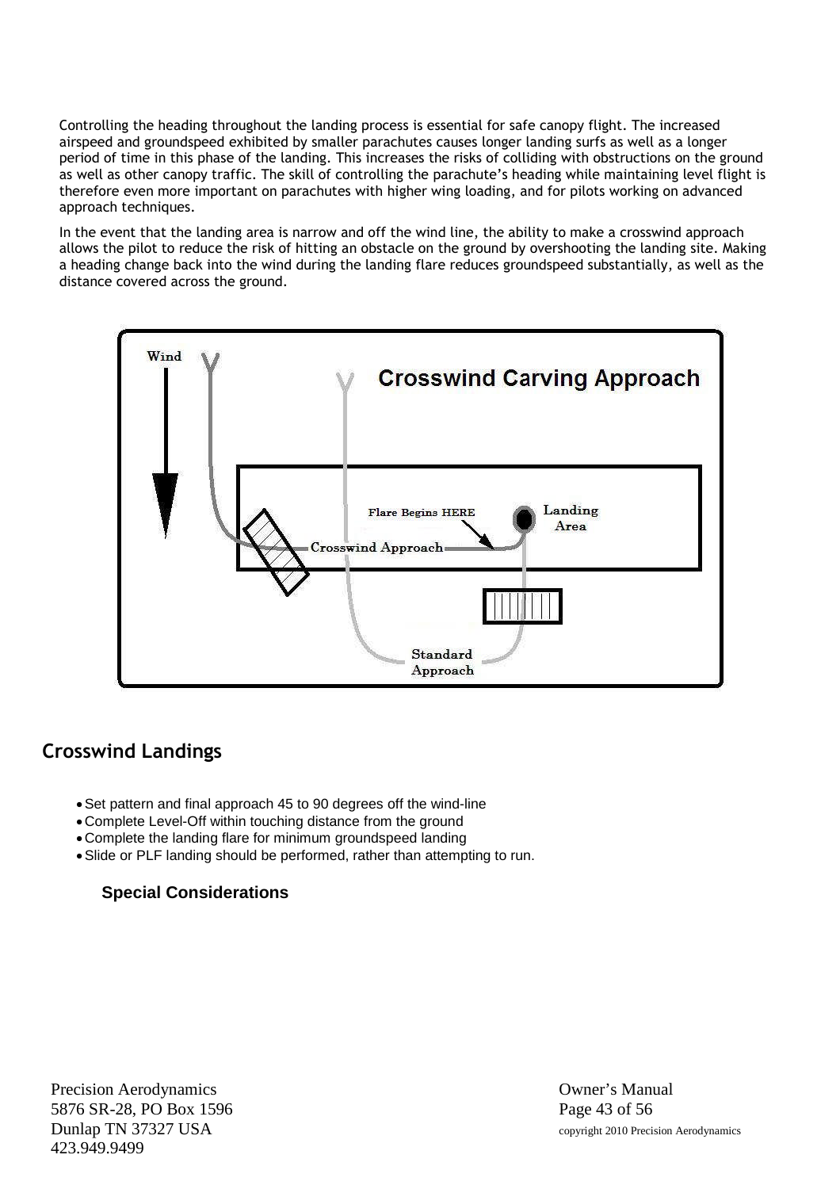Controlling the heading throughout the landing process is essential for safe canopy flight. The increased airspeed and groundspeed exhibited by smaller parachutes causes longer landing surfs as well as a longer period of time in this phase of the landing. This increases the risks of colliding with obstructions on the ground as well as other canopy traffic. The skill of controlling the parachute's heading while maintaining level flight is therefore even more important on parachutes with higher wing loading, and for pilots working on advanced approach techniques.

In the event that the landing area is narrow and off the wind line, the ability to make a crosswind approach allows the pilot to reduce the risk of hitting an obstacle on the ground by overshooting the landing site. Making a heading change back into the wind during the landing flare reduces groundspeed substantially, as well as the distance covered across the ground.

## Crosswind Landings

- Set pattern and final approach 45 to 90 degrees off the wind-line
- Complete Level-Off within touching distance from the ground
- Complete the landing flare for minimum groundspeed landing
- Slide or PLF landing should be performed, rather than attempting to run.

### Special Considerations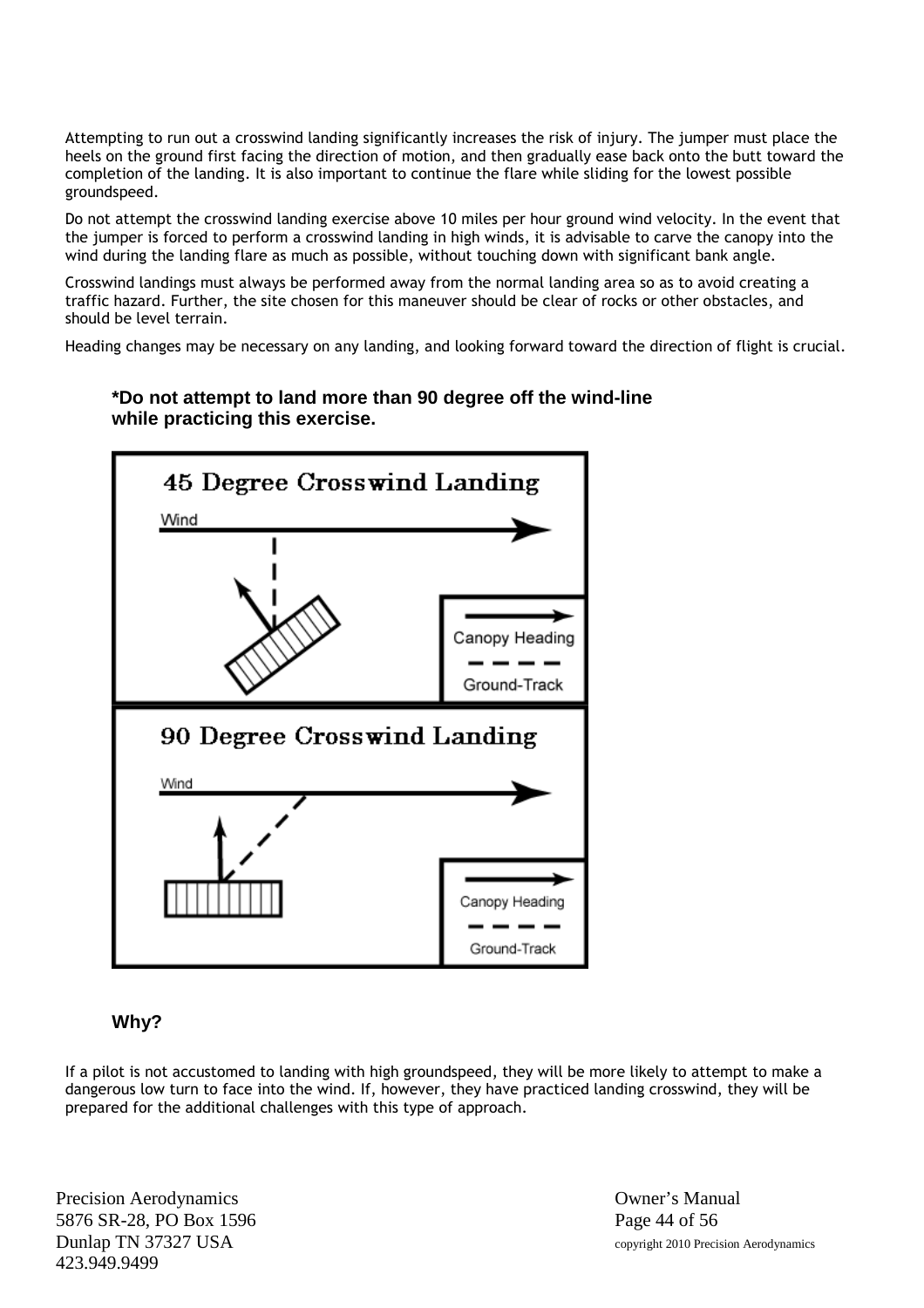Attempting to run out a crosswind landing significantly increases the risk of injury. The jumper must place the heels on the ground first facing the direction of motion, and then gradually ease back onto the butt toward the completion of the landing. It is also important to continue the flare while sliding for the lowest possible groundspeed.

Do not attempt the crosswind landing exercise above 10 miles per hour ground wind velocity. In the event that the jumper is forced to perform a crosswind landing in high winds, it is advisable to carve the canopy into the wind during the landing flare as much as possible, without touching down with significant bank angle.

Crosswind landings must always be performed away from the normal landing area so as to avoid creating a traffic hazard. Further, the site chosen for this maneuver should be clear of rocks or other obstacles, and should be level terrain.

Heading changes may be necessary on any landing, and looking forward toward the direction of flight is crucial.

**\*Do not attempt to land more than 90 degree off the wind-line while practicing this exercise.**

**45 Degree Crosswind Landing**

Wind

Canopy Heading

Ground-Track

**90 Degree Crosswind Landing**

Wind

Canopy Heading

Ground-Track

### Why?

If a pilot is not accustomed to landing with high groundspeed, they will be more likely to attempt to make a dangerous low turn to face into the wind. If, however, they have practiced landing crosswind, they will be prepared for the additional challenges with this type of approach.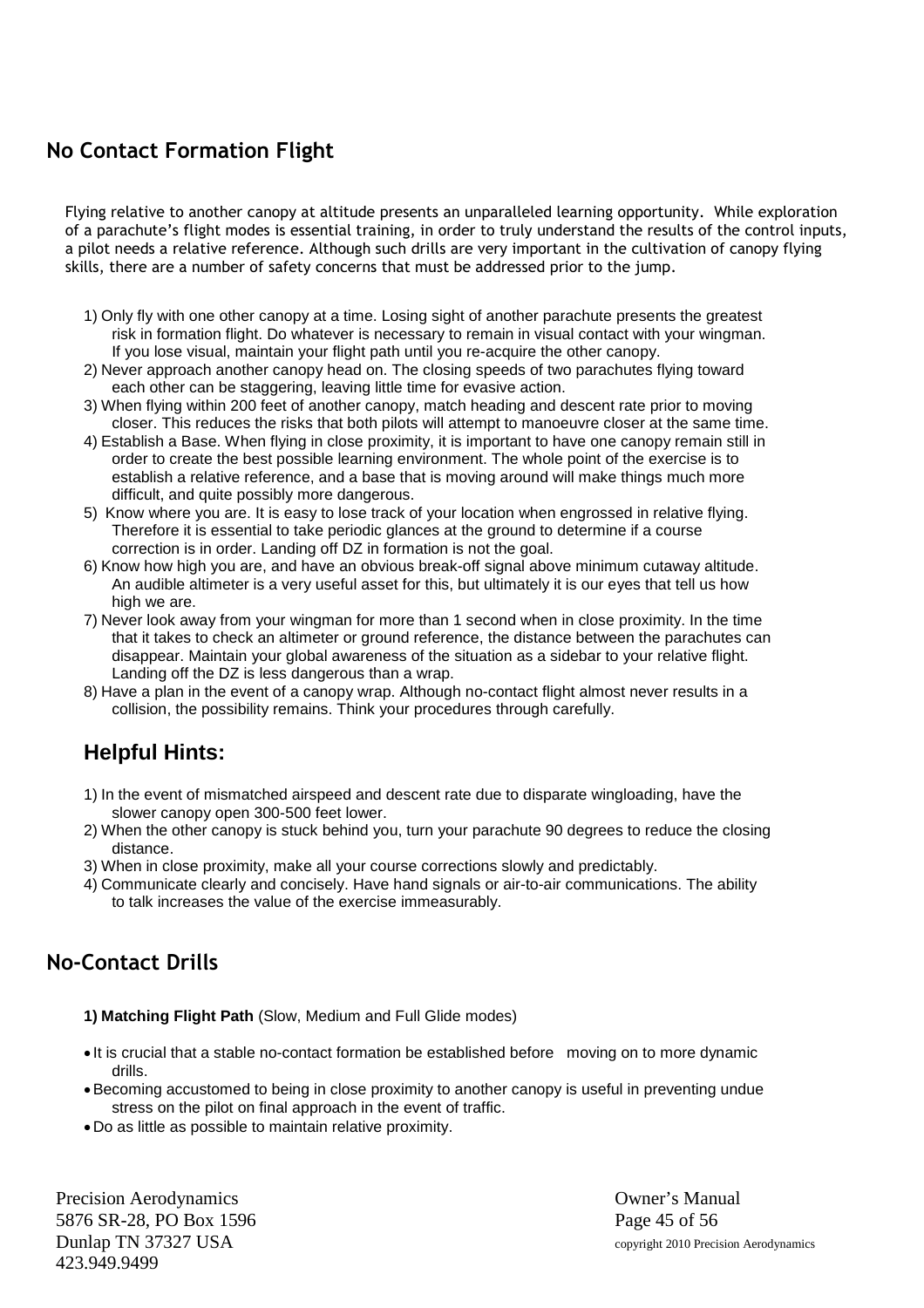## No Contact Formation Flight

Flying relative to another canopy at altitude presents an unparalleled learning opportunity. While exploration of a parachute's flight modes is essential training, in order to truly understand the results of the control inputs, a pilot needs a relative reference. Although such drills are very important in the cultivation of canopy flying skills, there are a number of safety concerns that must be addressed prior to the jump.

1) Only fly with one other canopy at a time. Losing sight of another parachute presents the greatest risk in formation flight. Do whatever is necessary to remain in visual contact with your wingman. If you lose visual, maintain your flight path until you re-acquire the other canopy.
2) Never approach another canopy head on. The closing speeds of two parachutes flying toward each other can be staggering, leaving little time for evasive action.
3) When flying within 200 feet of another canopy, match heading and descent rate prior to moving closer. This reduces the risks that both pilots will attempt to manoeuvre closer at the same time.
4) Establish a Base. When flying in close proximity, it is important to have one canopy remain still in order to create the best possible learning environment. The whole point of the exercise is to establish a relative reference, and a base that is moving around will make things much more difficult, and quite possibly more dangerous.
5) Know where you are. It is easy to lose track of your location when engrossed in relative flying. Therefore it is essential to take periodic glances at the ground to determine if a course correction is in order. Landing off DZ in formation is not the goal.
6) Know how high you are, and have an obvious break-off signal above minimum cutaway altitude. An audible altimeter is a very useful asset for this, but ultimately it is our eyes that tell us how high we are.
7) Never look away from your wingman for more than 1 second when in close proximity. In the time that it takes to check an altimeter or ground reference, the distance between the parachutes can disappear. Maintain your global awareness of the situation as a sidebar to your relative flight. Landing off the DZ is less dangerous than a wrap.
8) Have a plan in the event of a canopy wrap. Although no-contact flight almost never results in a collision, the possibility remains. Think your procedures through carefully.

### Helpful Hints:

1) In the event of mismatched airspeed and descent rate due to disparate wingloading, have the slower canopy open 300-500 feet lower.
2) When the other canopy is stuck behind you, turn your parachute 90 degrees to reduce the closing distance.
3) When in close proximity, make all your course corrections slowly and predictably.
4) Communicate clearly and concisely. Have hand signals or air-to-air communications. The ability to talk increases the value of the exercise immeasurably.

## No-Contact Drills

**1) Matching Flight Path** (Slow, Medium and Full Glide modes)

- It is crucial that a stable no-contact formation be established before moving on to more dynamic drills.
- Becoming accustomed to being in close proximity to another canopy is useful in preventing undue stress on the pilot on final approach in the event of traffic.
- Do as little as possible to maintain relative proximity.

Precision Aerodynamics
5876 SR-28, PO Box 1596
Dunlap TN 37327 USA
423.949.9499

Owner's Manual
copyright 2010 Precision Aerodynamics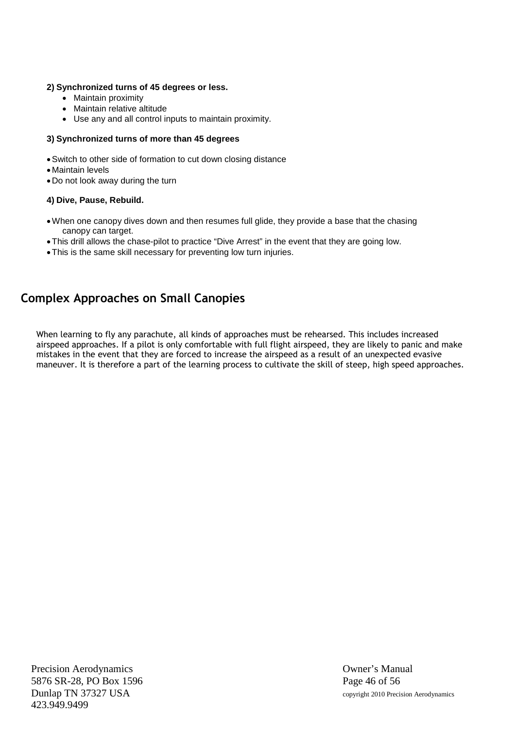**2) Synchronized turns of 45 degrees or less.**

- Maintain proximity
- Maintain relative altitude
- Use any and all control inputs to maintain proximity.

**3) Synchronized turns of more than 45 degrees**

- Switch to other side of formation to cut down closing distance
- Maintain levels
- Do not look away during the turn

**4) Dive, Pause, Rebuild.**

- When one canopy dives down and then resumes full glide, they provide a base that the chasing canopy can target.
- This drill allows the chase-pilot to practice "Dive Arrest" in the event that they are going low.
- This is the same skill necessary for preventing low turn injuries.

## Complex Approaches on Small Canopies

When learning to fly any parachute, all kinds of approaches must be rehearsed. This includes increased airspeed approaches. If a pilot is only comfortable with full flight airspeed, they are likely to panic and make mistakes in the event that they are forced to increase the airspeed as a result of an unexpected evasive maneuver. It is therefore a part of the learning process to cultivate the skill of steep, high speed approaches.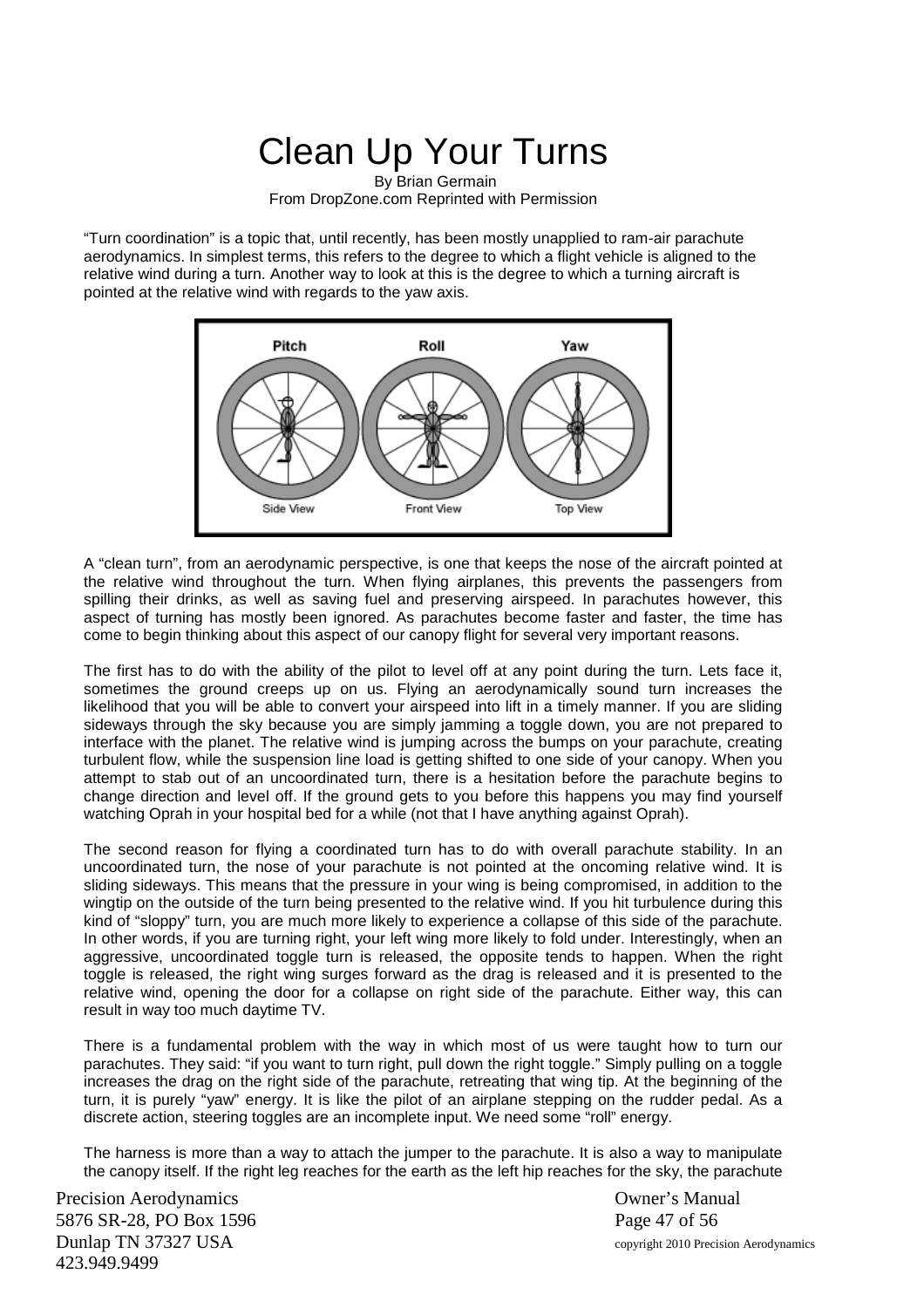# Clean Up Your Turns

By Brian Germain

From DropZone.com Reprinted with Permission

"Turn coordination" is a topic that, until recently, has been mostly unapplied to ram-air parachute aerodynamics. In simplest terms, this refers to the degree to which a flight vehicle is aligned to the relative wind during a turn. Another way to look at this is the degree to which a turning aircraft is pointed at the relative wind with regards to the yaw axis.

A "clean turn", from an aerodynamic perspective, is one that keeps the nose of the aircraft pointed at the relative wind throughout the turn. When flying airplanes, this prevents the passengers from spilling their drinks, as well as saving fuel and preserving airspeed. In parachutes however, this aspect of turning has mostly been ignored. As parachutes become faster and faster, the time has come to begin thinking about this aspect of our canopy flight for several very important reasons.

The first has to do with the ability of the pilot to level off at any point during the turn. Lets face it, sometimes the ground creeps up on us. Flying an aerodynamically sound turn increases the likelihood that you will be able to convert your airspeed into lift in a timely manner. If you are sliding sideways through the sky because you are simply jamming a toggle down, you are not prepared to interface with the planet. The relative wind is jumping across the bumps on your parachute, creating turbulent flow, while the suspension line load is getting shifted to one side of your canopy. When you attempt to stab out of an uncoordinated turn, there is a hesitation before the parachute begins to change direction and level off. If the ground gets to you before this happens you may find yourself watching Oprah in your hospital bed for a while (not that I have anything against Oprah).

The second reason for flying a coordinated turn has to do with overall parachute stability. In an uncoordinated turn, the nose of your parachute is not pointed at the oncoming relative wind. It is sliding sideways. This means that the pressure in your wing is being compromised, in addition to the wingtip on the outside of the turn being presented to the relative wind. If you hit turbulence during this kind of "sloppy" turn, you are much more likely to experience a collapse of this side of the parachute. In other words, if you are turning right, your left wing more likely to fold under. Interestingly, when an aggressive, uncoordinated toggle turn is released, the opposite tends to happen. When the right toggle is released, the right wing surges forward as the drag is released and it is presented to the relative wind, opening the door for a collapse on right side of the parachute. Either way, this can result in way too much daytime TV.

There is a fundamental problem with the way in which most of us were taught how to turn our parachutes. They said: "if you want to turn right, pull down the right toggle." Simply pulling on a toggle increases the drag on the right side of the parachute, retreating that wing tip. At the beginning of the turn, it is purely "yaw" energy. It is like the pilot of an airplane stepping on the rudder pedal. As a discrete action, steering toggles are an incomplete input. We need some "roll" energy.

The harness is more than a way to attach the jumper to the parachute. It is also a way to manipulate the canopy itself. If the right leg reaches for the earth as the left hip reaches for the sky, the parachute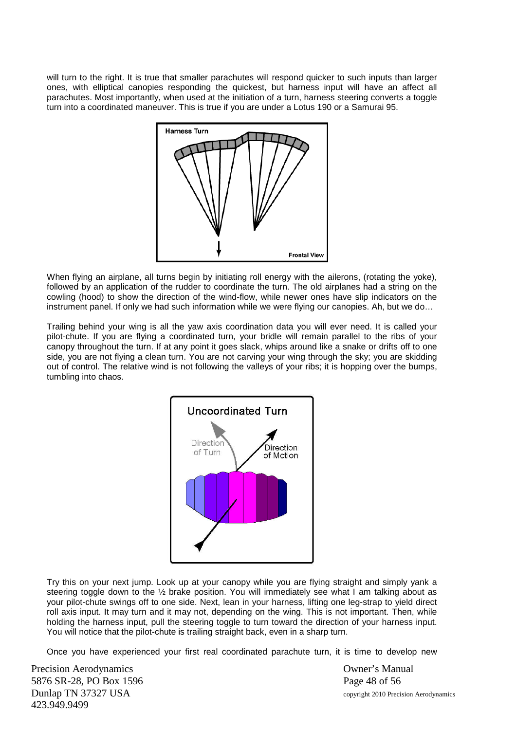will turn to the right. It is true that smaller parachutes will respond quicker to such inputs than larger ones, with elliptical canopies responding the quickest, but harness input will have an affect all parachutes. Most importantly, when used at the initiation of a turn, harness steering converts a toggle turn into a coordinated maneuver. This is true if you are under a Lotus 190 or a Samurai 95.

When flying an airplane, all turns begin by initiating roll energy with the ailerons, (rotating the yoke), followed by an application of the rudder to coordinate the turn. The old airplanes had a string on the cowling (hood) to show the direction of the wind-flow, while newer ones have slip indicators on the instrument panel. If only we had such information while we were flying our canopies. Ah, but we do…

Trailing behind your wing is all the yaw axis coordination data you will ever need. It is called your pilot-chute. If you are flying a coordinated turn, your bridle will remain parallel to the ribs of your canopy throughout the turn. If at any point it goes slack, whips around like a snake or drifts off to one side, you are not flying a clean turn. You are not carving your wing through the sky; you are skidding out of control. The relative wind is not following the valleys of your ribs; it is hopping over the bumps, tumbling into chaos.

Try this on your next jump. Look up at your canopy while you are flying straight and simply yank a steering toggle down to the ½ brake position. You will immediately see what I am talking about as your pilot-chute swings off to one side. Next, lean in your harness, lifting one leg-strap to yield direct roll axis input. It may turn and it may not, depending on the wing. This is not important. Then, while holding the harness input, pull the steering toggle to turn toward the direction of your harness input. You will notice that the pilot-chute is trailing straight back, even in a sharp turn.

Once you have experienced your first real coordinated parachute turn, it is time to develop new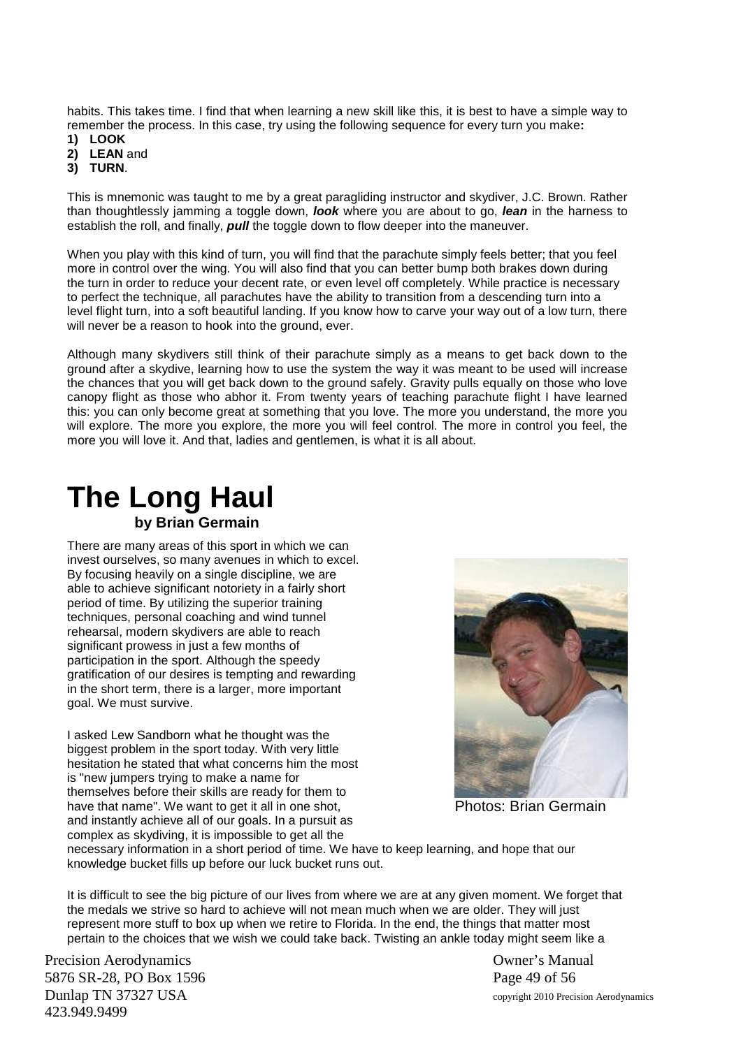habits. This takes time. I find that when learning a new skill like this, it is best to have a simple way to remember the process. In this case, try using the following sequence for every turn you make**:**

1) **LOOK**
2) **LEAN** and
3) **TURN**.

This is mnemonic was taught to me by a great paragliding instructor and skydiver, J.C. Brown. Rather than thoughtlessly jamming a toggle down, ***look*** where you are about to go, ***lean*** in the harness to establish the roll, and finally, ***pull*** the toggle down to flow deeper into the maneuver.

When you play with this kind of turn, you will find that the parachute simply feels better; that you feel more in control over the wing. You will also find that you can better bump both brakes down during the turn in order to reduce your decent rate, or even level off completely. While practice is necessary to perfect the technique, all parachutes have the ability to transition from a descending turn into a level flight turn, into a soft beautiful landing. If you know how to carve your way out of a low turn, there will never be a reason to hook into the ground, ever.

Although many skydivers still think of their parachute simply as a means to get back down to the ground after a skydive, learning how to use the system the way it was meant to be used will increase the chances that you will get back down to the ground safely. Gravity pulls equally on those who love canopy flight as those who abhor it. From twenty years of teaching parachute flight I have learned this: you can only become great at something that you love. The more you understand, the more you will explore. The more you explore, the more you will feel control. The more in control you feel, the more you will love it. And that, ladies and gentlemen, is what it is all about.

# The Long Haul

**by Brian Germain**

There are many areas of this sport in which we can invest ourselves, so many avenues in which to excel. By focusing heavily on a single discipline, we are able to achieve significant notoriety in a fairly short period of time. By utilizing the superior training techniques, personal coaching and wind tunnel rehearsal, modern skydivers are able to reach significant prowess in just a few months of participation in the sport. Although the speedy gratification of our desires is tempting and rewarding in the short term, there is a larger, more important goal. We must survive.

Photos: Brian Germain

I asked Lew Sandborn what he thought was the biggest problem in the sport today. With very little hesitation he stated that what concerns him the most is "new jumpers trying to make a name for themselves before their skills are ready for them to have that name". We want to get it all in one shot, and instantly achieve all of our goals. In a pursuit as complex as skydiving, it is impossible to get all the necessary information in a short period of time. We have to keep learning, and hope that our knowledge bucket fills up before our luck bucket runs out.

It is difficult to see the big picture of our lives from where we are at any given moment. We forget that the medals we strive so hard to achieve will not mean much when we are older. They will just represent more stuff to box up when we retire to Florida. In the end, the things that matter most pertain to the choices that we wish we could take back. Twisting an ankle today might seem like a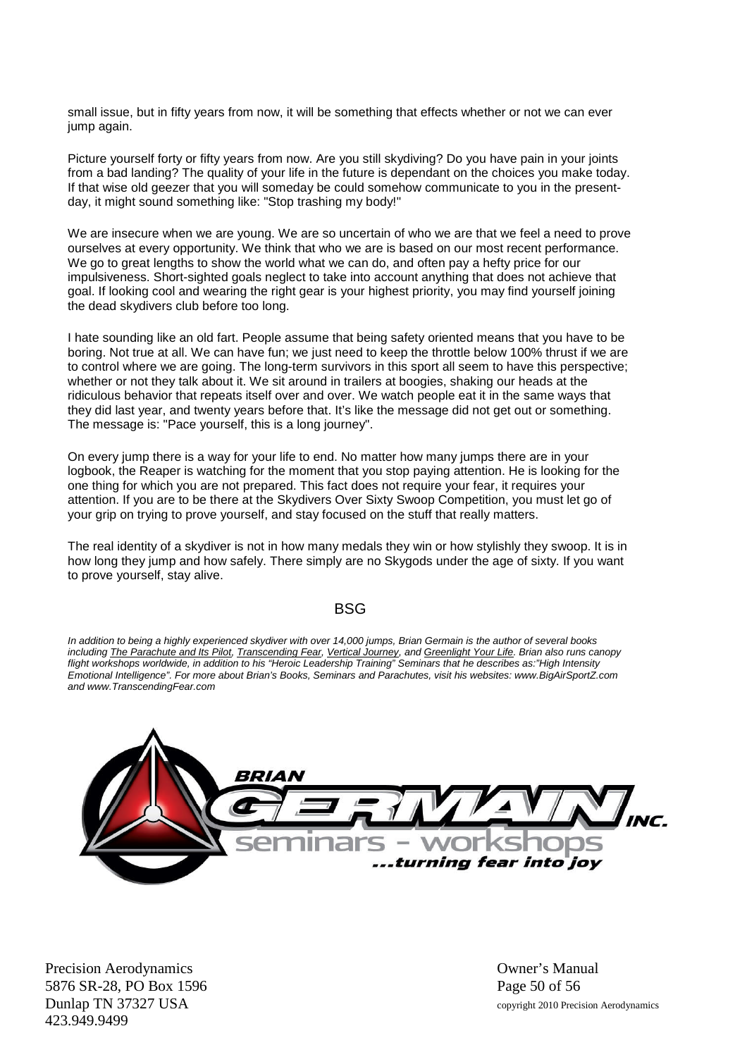small issue, but in fifty years from now, it will be something that effects whether or not we can ever jump again.

Picture yourself forty or fifty years from now. Are you still skydiving? Do you have pain in your joints from a bad landing? The quality of your life in the future is dependant on the choices you make today. If that wise old geezer that you will someday be could somehow communicate to you in the present-day, it might sound something like: "Stop trashing my body!"

We are insecure when we are young. We are so uncertain of who we are that we feel a need to prove ourselves at every opportunity. We think that who we are is based on our most recent performance. We go to great lengths to show the world what we can do, and often pay a hefty price for our impulsiveness. Short-sighted goals neglect to take into account anything that does not achieve that goal. If looking cool and wearing the right gear is your highest priority, you may find yourself joining the dead skydivers club before too long.

I hate sounding like an old fart. People assume that being safety oriented means that you have to be boring. Not true at all. We can have fun; we just need to keep the throttle below 100% thrust if we are to control where we are going. The long-term survivors in this sport all seem to have this perspective; whether or not they talk about it. We sit around in trailers at boogies, shaking our heads at the ridiculous behavior that repeats itself over and over. We watch people eat it in the same ways that they did last year, and twenty years before that. It's like the message did not get out or something. The message is: "Pace yourself, this is a long journey".

On every jump there is a way for your life to end. No matter how many jumps there are in your logbook, the Reaper is watching for the moment that you stop paying attention. He is looking for the one thing for which you are not prepared. This fact does not require your fear, it requires your attention. If you are to be there at the Skydivers Over Sixty Swoop Competition, you must let go of your grip on trying to prove yourself, and stay focused on the stuff that really matters.

The real identity of a skydiver is not in how many medals they win or how stylishly they swoop. It is in how long they jump and how safely. There simply are no Skygods under the age of sixty. If you want to prove yourself, stay alive.

BSG

*In addition to being a highly experienced skydiver with over 14,000 jumps, Brian Germain is the author of several books including The Parachute and Its Pilot, Transcending Fear, Vertical Journey, and Greenlight Your Life. Brian also runs canopy flight workshops worldwide, in addition to his "Heroic Leadership Training" Seminars that he describes as:"High Intensity Emotional Intelligence". For more about Brian's Books, Seminars and Parachutes, visit his websites: www.BigAirSportZ.com and www.TranscendingFear.com*

BRIAN GERMAIN INC.
seminars - workshops
...turning fear into joy

Precision Aerodynamics
5876 SR-28, PO Box 1596
Dunlap TN 37327 USA
423.949.9499

Owner's Manual
copyright 2010 Precision Aerodynamics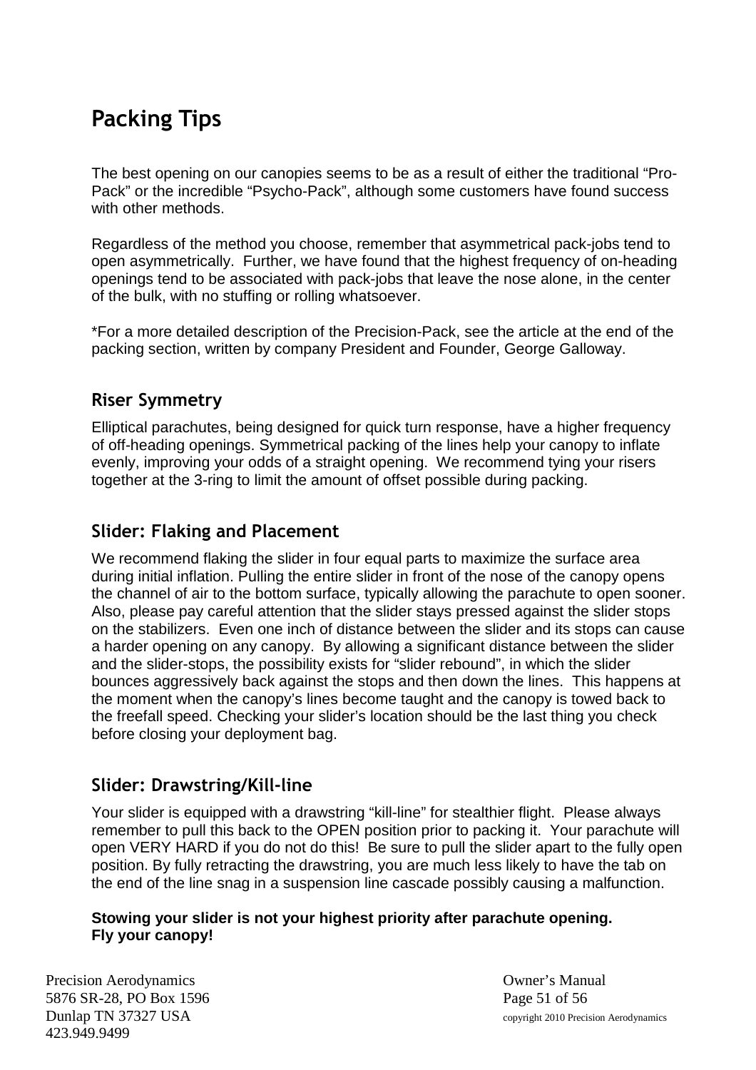# Packing Tips

The best opening on our canopies seems to be as a result of either the traditional "Pro-Pack" or the incredible "Psycho-Pack", although some customers have found success with other methods.

Regardless of the method you choose, remember that asymmetrical pack-jobs tend to open asymmetrically. Further, we have found that the highest frequency of on-heading openings tend to be associated with pack-jobs that leave the nose alone, in the center of the bulk, with no stuffing or rolling whatsoever.

*For a more detailed description of the Precision-Pack, see the article at the end of the packing section, written by company President and Founder, George Galloway.

## Riser Symmetry

Elliptical parachutes, being designed for quick turn response, have a higher frequency of off-heading openings. Symmetrical packing of the lines help your canopy to inflate evenly, improving your odds of a straight opening. We recommend tying your risers together at the 3-ring to limit the amount of offset possible during packing.

## Slider: Flaking and Placement

We recommend flaking the slider in four equal parts to maximize the surface area during initial inflation. Pulling the entire slider in front of the nose of the canopy opens the channel of air to the bottom surface, typically allowing the parachute to open sooner. Also, please pay careful attention that the slider stays pressed against the slider stops on the stabilizers. Even one inch of distance between the slider and its stops can cause a harder opening on any canopy. By allowing a significant distance between the slider and the slider-stops, the possibility exists for "slider rebound", in which the slider bounces aggressively back against the stops and then down the lines. This happens at the moment when the canopy's lines become taught and the canopy is towed back to the freefall speed. Checking your slider's location should be the last thing you check before closing your deployment bag.

## Slider: Drawstring/Kill-line

Your slider is equipped with a drawstring "kill-line" for stealthier flight. Please always remember to pull this back to the OPEN position prior to packing it. Your parachute will open VERY HARD if you do not do this! Be sure to pull the slider apart to the fully open position. By fully retracting the drawstring, you are much less likely to have the tab on the end of the line snag in a suspension line cascade possibly causing a malfunction.

**Stowing your slider is not your highest priority after parachute opening.**
**Fly your canopy!**

Precision Aerodynamics
5876 SR-28, PO Box 1596
Dunlap TN 37327 USA
423.949.9499

Owner's Manual
copyright 2010 Precision Aerodynamics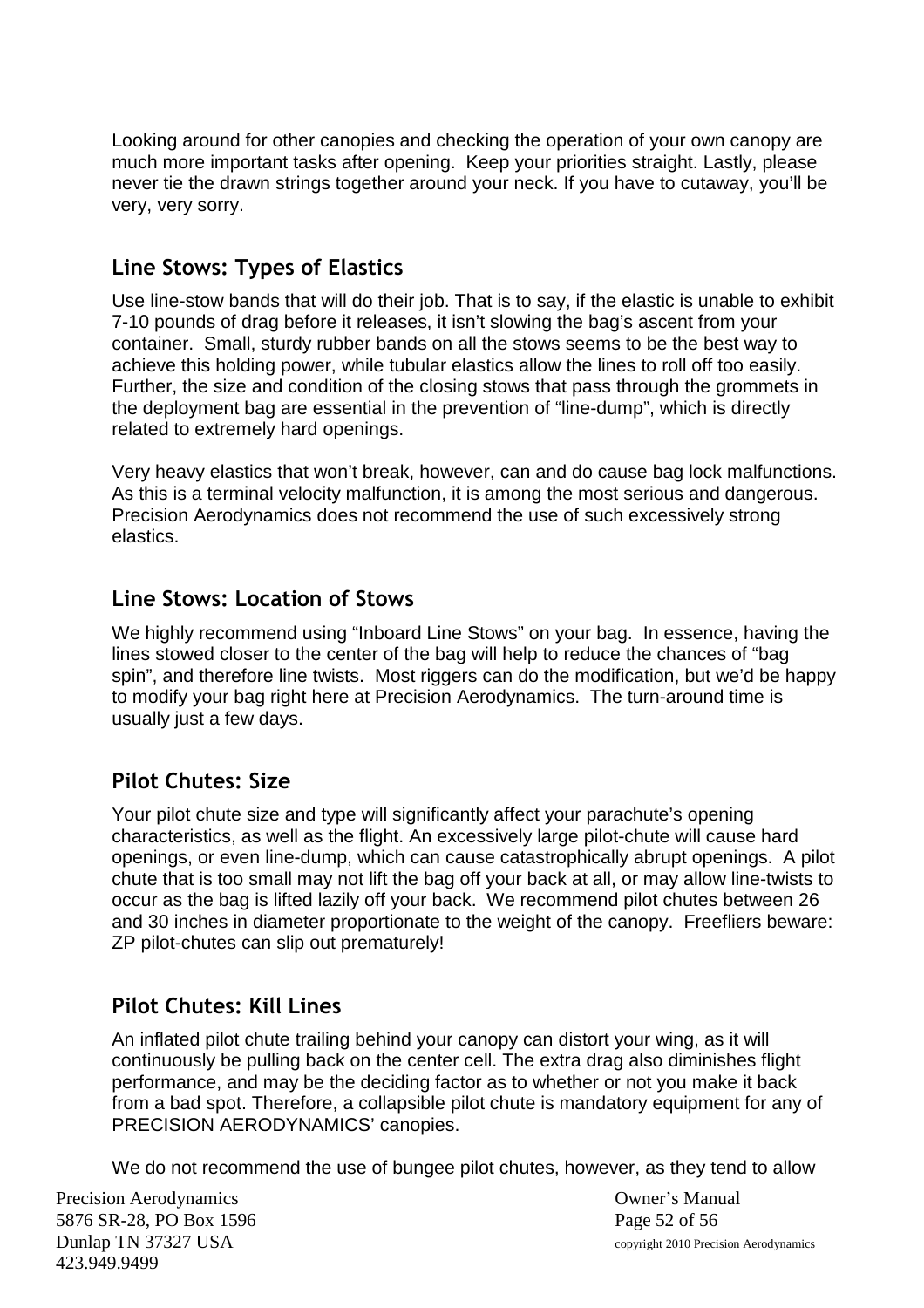Looking around for other canopies and checking the operation of your own canopy are much more important tasks after opening. Keep your priorities straight. Lastly, please never tie the drawn strings together around your neck. If you have to cutaway, you'll be very, very sorry.

## Line Stows: Types of Elastics

Use line-stow bands that will do their job. That is to say, if the elastic is unable to exhibit 7-10 pounds of drag before it releases, it isn't slowing the bag's ascent from your container. Small, sturdy rubber bands on all the stows seems to be the best way to achieve this holding power, while tubular elastics allow the lines to roll off too easily. Further, the size and condition of the closing stows that pass through the grommets in the deployment bag are essential in the prevention of "line-dump", which is directly related to extremely hard openings.

Very heavy elastics that won't break, however, can and do cause bag lock malfunctions. As this is a terminal velocity malfunction, it is among the most serious and dangerous. Precision Aerodynamics does not recommend the use of such excessively strong elastics.

## Line Stows: Location of Stows

We highly recommend using "Inboard Line Stows" on your bag. In essence, having the lines stowed closer to the center of the bag will help to reduce the chances of "bag spin", and therefore line twists. Most riggers can do the modification, but we'd be happy to modify your bag right here at Precision Aerodynamics. The turn-around time is usually just a few days.

## Pilot Chutes: Size

Your pilot chute size and type will significantly affect your parachute's opening characteristics, as well as the flight. An excessively large pilot-chute will cause hard openings, or even line-dump, which can cause catastrophically abrupt openings. A pilot chute that is too small may not lift the bag off your back at all, or may allow line-twists to occur as the bag is lifted lazily off your back. We recommend pilot chutes between 26 and 30 inches in diameter proportionate to the weight of the canopy. Freefliers beware: ZP pilot-chutes can slip out prematurely!

## Pilot Chutes: Kill Lines

An inflated pilot chute trailing behind your canopy can distort your wing, as it will continuously be pulling back on the center cell. The extra drag also diminishes flight performance, and may be the deciding factor as to whether or not you make it back from a bad spot. Therefore, a collapsible pilot chute is mandatory equipment for any of PRECISION AERODYNAMICS' canopies.

We do not recommend the use of bungee pilot chutes, however, as they tend to allow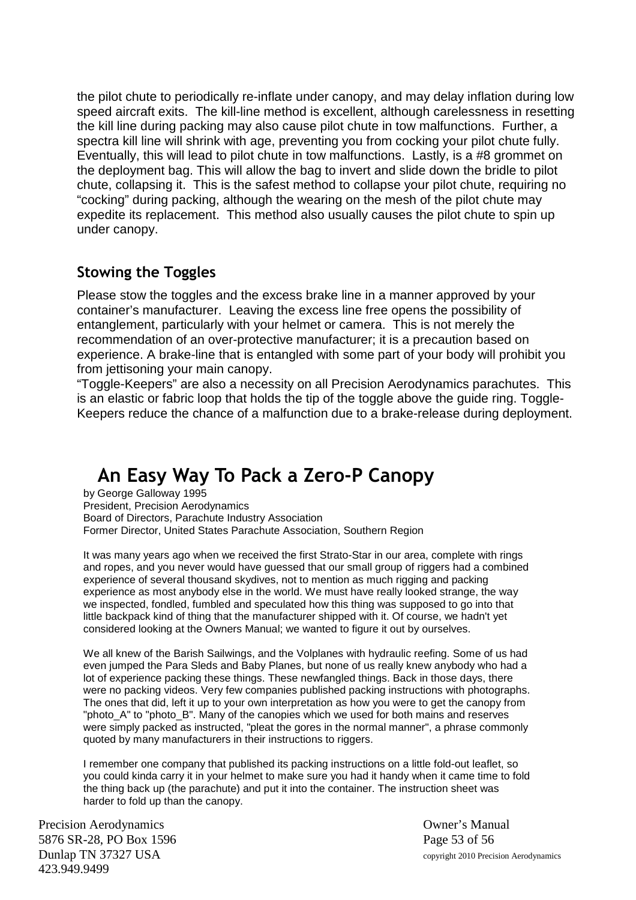the pilot chute to periodically re-inflate under canopy, and may delay inflation during low speed aircraft exits. The kill-line method is excellent, although carelessness in resetting the kill line during packing may also cause pilot chute in tow malfunctions. Further, a spectra kill line will shrink with age, preventing you from cocking your pilot chute fully. Eventually, this will lead to pilot chute in tow malfunctions. Lastly, is a #8 grommet on the deployment bag. This will allow the bag to invert and slide down the bridle to pilot chute, collapsing it. This is the safest method to collapse your pilot chute, requiring no “cocking” during packing, although the wearing on the mesh of the pilot chute may expedite its replacement. This method also usually causes the pilot chute to spin up under canopy.

### Stowing the Toggles

Please stow the toggles and the excess brake line in a manner approved by your container’s manufacturer. Leaving the excess line free opens the possibility of entanglement, particularly with your helmet or camera. This is not merely the recommendation of an over-protective manufacturer; it is a precaution based on experience. A brake-line that is entangled with some part of your body will prohibit you from jettisoning your main canopy.

“Toggle-Keepers” are also a necessity on all Precision Aerodynamics parachutes. This is an elastic or fabric loop that holds the tip of the toggle above the guide ring. Toggle-Keepers reduce the chance of a malfunction due to a brake-release during deployment.

## An Easy Way To Pack a Zero-P Canopy

by George Galloway 1995
President, Precision Aerodynamics
Board of Directors, Parachute Industry Association
Former Director, United States Parachute Association, Southern Region

It was many years ago when we received the first Strato-Star in our area, complete with rings and ropes, and you never would have guessed that our small group of riggers had a combined experience of several thousand skydives, not to mention as much rigging and packing experience as most anybody else in the world. We must have really looked strange, the way we inspected, fondled, fumbled and speculated how this thing was supposed to go into that little backpack kind of thing that the manufacturer shipped with it. Of course, we hadn't yet considered looking at the Owners Manual; we wanted to figure it out by ourselves.

We all knew of the Barish Sailwings, and the Volplanes with hydraulic reefing. Some of us had even jumped the Para Sleds and Baby Planes, but none of us really knew anybody who had a lot of experience packing these things. These newfangled things. Back in those days, there were no packing videos. Very few companies published packing instructions with photographs. The ones that did, left it up to your own interpretation as how you were to get the canopy from "photo_A" to "photo_B". Many of the canopies which we used for both mains and reserves were simply packed as instructed, "pleat the gores in the normal manner", a phrase commonly quoted by many manufacturers in their instructions to riggers.

I remember one company that published its packing instructions on a little fold-out leaflet, so you could kinda carry it in your helmet to make sure you had it handy when it came time to fold the thing back up (the parachute) and put it into the container. The instruction sheet was harder to fold up than the canopy.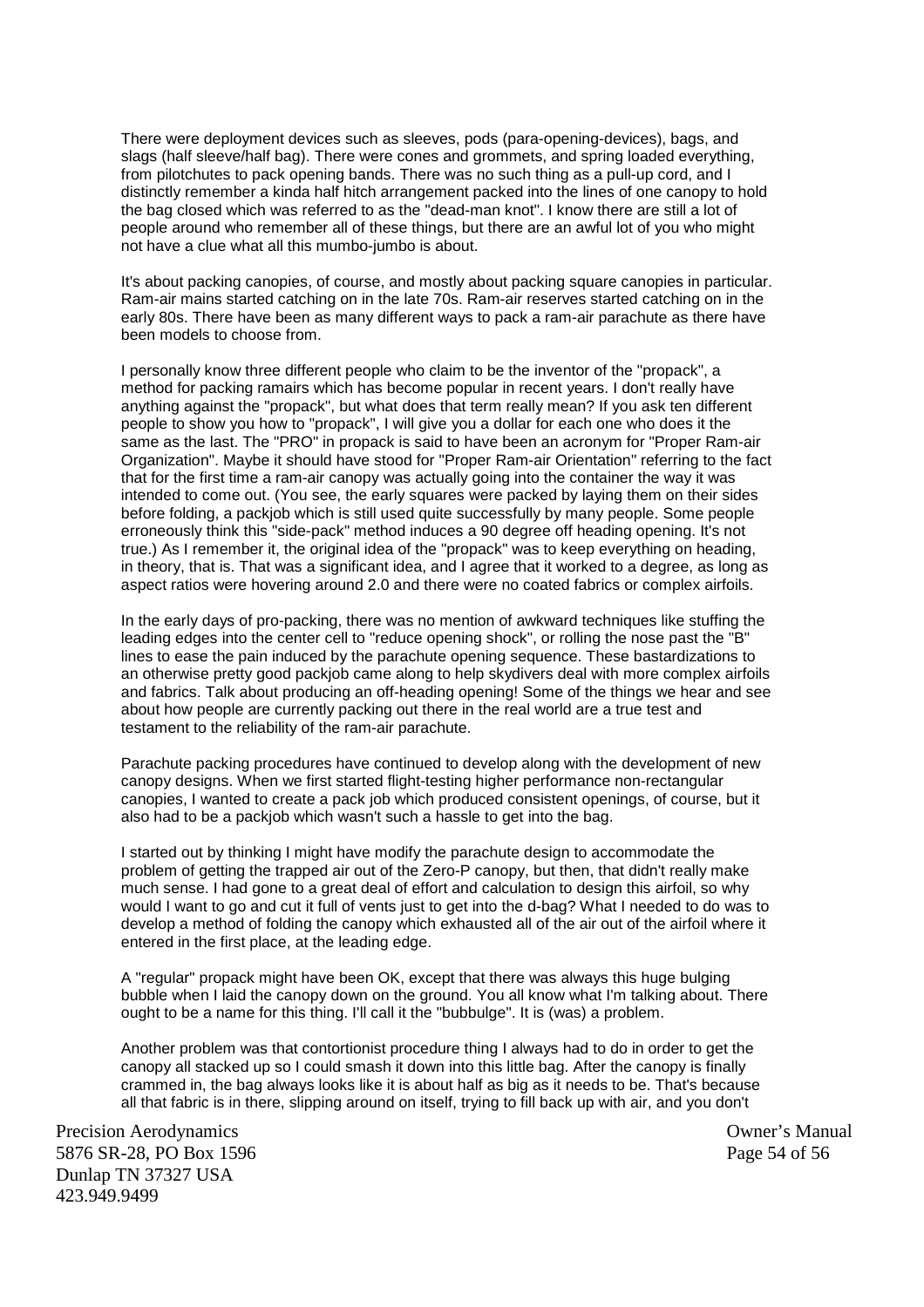There were deployment devices such as sleeves, pods (para-opening-devices), bags, and slags (half sleeve/half bag). There were cones and grommets, and spring loaded everything, from pilotchutes to pack opening bands. There was no such thing as a pull-up cord, and I distinctly remember a kinda half hitch arrangement packed into the lines of one canopy to hold the bag closed which was referred to as the "dead-man knot". I know there are still a lot of people around who remember all of these things, but there are an awful lot of you who might not have a clue what all this mumbo-jumbo is about.

It's about packing canopies, of course, and mostly about packing square canopies in particular. Ram-air mains started catching on in the late 70s. Ram-air reserves started catching on in the early 80s. There have been as many different ways to pack a ram-air parachute as there have been models to choose from.

I personally know three different people who claim to be the inventor of the "propack", a method for packing ramairs which has become popular in recent years. I don't really have anything against the "propack", but what does that term really mean? If you ask ten different people to show you how to "propack", I will give you a dollar for each one who does it the same as the last. The "PRO" in propack is said to have been an acronym for "Proper Ram-air Organization". Maybe it should have stood for "Proper Ram-air Orientation" referring to the fact that for the first time a ram-air canopy was actually going into the container the way it was intended to come out. (You see, the early squares were packed by laying them on their sides before folding, a packjob which is still used quite successfully by many people. Some people erroneously think this "side-pack" method induces a 90 degree off heading opening. It's not true.) As I remember it, the original idea of the "propack" was to keep everything on heading, in theory, that is. That was a significant idea, and I agree that it worked to a degree, as long as aspect ratios were hovering around 2.0 and there were no coated fabrics or complex airfoils.

In the early days of pro-packing, there was no mention of awkward techniques like stuffing the leading edges into the center cell to "reduce opening shock", or rolling the nose past the "B" lines to ease the pain induced by the parachute opening sequence. These bastardizations to an otherwise pretty good packjob came along to help skydivers deal with more complex airfoils and fabrics. Talk about producing an off-heading opening! Some of the things we hear and see about how people are currently packing out there in the real world are a true test and testament to the reliability of the ram-air parachute.

Parachute packing procedures have continued to develop along with the development of new canopy designs. When we first started flight-testing higher performance non-rectangular canopies, I wanted to create a pack job which produced consistent openings, of course, but it also had to be a packjob which wasn't such a hassle to get into the bag.

I started out by thinking I might have modify the parachute design to accommodate the problem of getting the trapped air out of the Zero-P canopy, but then, that didn't really make much sense. I had gone to a great deal of effort and calculation to design this airfoil, so why would I want to go and cut it full of vents just to get into the d-bag? What I needed to do was to develop a method of folding the canopy which exhausted all of the air out of the airfoil where it entered in the first place, at the leading edge.

A "regular" propack might have been OK, except that there was always this huge bulging bubble when I laid the canopy down on the ground. You all know what I'm talking about. There ought to be a name for this thing. I'll call it the "bubbulge". It is (was) a problem.

Another problem was that contortionist procedure thing I always had to do in order to get the canopy all stacked up so I could smash it down into this little bag. After the canopy is finally crammed in, the bag always looks like it is about half as big as it needs to be. That's because all that fabric is in there, slipping around on itself, trying to fill back up with air, and you don't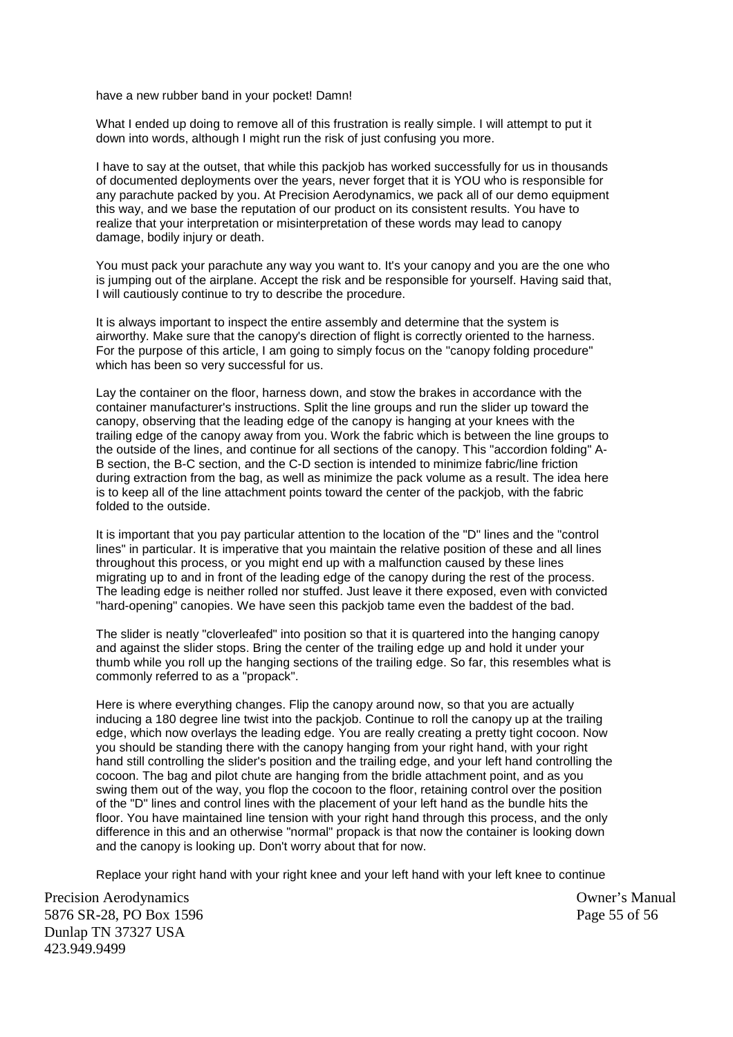have a new rubber band in your pocket! Damn!

What I ended up doing to remove all of this frustration is really simple. I will attempt to put it down into words, although I might run the risk of just confusing you more.

I have to say at the outset, that while this packjob has worked successfully for us in thousands of documented deployments over the years, never forget that it is YOU who is responsible for any parachute packed by you. At Precision Aerodynamics, we pack all of our demo equipment this way, and we base the reputation of our product on its consistent results. You have to realize that your interpretation or misinterpretation of these words may lead to canopy damage, bodily injury or death.

You must pack your parachute any way you want to. It's your canopy and you are the one who is jumping out of the airplane. Accept the risk and be responsible for yourself. Having said that, I will cautiously continue to try to describe the procedure.

It is always important to inspect the entire assembly and determine that the system is airworthy. Make sure that the canopy's direction of flight is correctly oriented to the harness. For the purpose of this article, I am going to simply focus on the "canopy folding procedure" which has been so very successful for us.

Lay the container on the floor, harness down, and stow the brakes in accordance with the container manufacturer's instructions. Split the line groups and run the slider up toward the canopy, observing that the leading edge of the canopy is hanging at your knees with the trailing edge of the canopy away from you. Work the fabric which is between the line groups to the outside of the lines, and continue for all sections of the canopy. This "accordion folding" A-B section, the B-C section, and the C-D section is intended to minimize fabric/line friction during extraction from the bag, as well as minimize the pack volume as a result. The idea here is to keep all of the line attachment points toward the center of the packjob, with the fabric folded to the outside.

It is important that you pay particular attention to the location of the "D" lines and the "control lines" in particular. It is imperative that you maintain the relative position of these and all lines throughout this process, or you might end up with a malfunction caused by these lines migrating up to and in front of the leading edge of the canopy during the rest of the process. The leading edge is neither rolled nor stuffed. Just leave it there exposed, even with convicted "hard-opening" canopies. We have seen this packjob tame even the baddest of the bad.

The slider is neatly "cloverleafed" into position so that it is quartered into the hanging canopy and against the slider stops. Bring the center of the trailing edge up and hold it under your thumb while you roll up the hanging sections of the trailing edge. So far, this resembles what is commonly referred to as a "propack".

Here is where everything changes. Flip the canopy around now, so that you are actually inducing a 180 degree line twist into the packjob. Continue to roll the canopy up at the trailing edge, which now overlays the leading edge. You are really creating a pretty tight cocoon. Now you should be standing there with the canopy hanging from your right hand, with your right hand still controlling the slider's position and the trailing edge, and your left hand controlling the cocoon. The bag and pilot chute are hanging from the bridle attachment point, and as you swing them out of the way, you flop the cocoon to the floor, retaining control over the position of the "D" lines and control lines with the placement of your left hand as the bundle hits the floor. You have maintained line tension with your right hand through this process, and the only difference in this and an otherwise "normal" propack is that now the container is looking down and the canopy is looking up. Don't worry about that for now.

Replace your right hand with your right knee and your left hand with your left knee to continue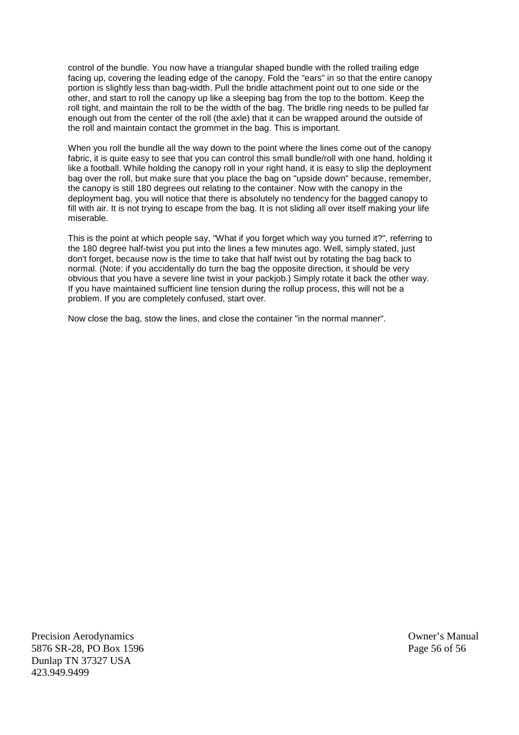control of the bundle. You now have a triangular shaped bundle with the rolled trailing edge facing up, covering the leading edge of the canopy. Fold the "ears" in so that the entire canopy portion is slightly less than bag-width. Pull the bridle attachment point out to one side or the other, and start to roll the canopy up like a sleeping bag from the top to the bottom. Keep the roll tight, and maintain the roll to be the width of the bag. The bridle ring needs to be pulled far enough out from the center of the roll (the axle) that it can be wrapped around the outside of the roll and maintain contact the grommet in the bag. This is important.

When you roll the bundle all the way down to the point where the lines come out of the canopy fabric, it is quite easy to see that you can control this small bundle/roll with one hand, holding it like a football. While holding the canopy roll in your right hand, it is easy to slip the deployment bag over the roll, but make sure that you place the bag on "upside down" because, remember, the canopy is still 180 degrees out relating to the container. Now with the canopy in the deployment bag, you will notice that there is absolutely no tendency for the bagged canopy to fill with air. It is not trying to escape from the bag. It is not sliding all over itself making your life miserable.

This is the point at which people say, "What if you forget which way you turned it?", referring to the 180 degree half-twist you put into the lines a few minutes ago. Well, simply stated, just don't forget, because now is the time to take that half twist out by rotating the bag back to normal. (Note: if you accidentally do turn the bag the opposite direction, it should be very obvious that you have a severe line twist in your packjob.) Simply rotate it back the other way. If you have maintained sufficient line tension during the rollup process, this will not be a problem. If you are completely confused, start over.

Now close the bag, stow the lines, and close the container "in the normal manner".